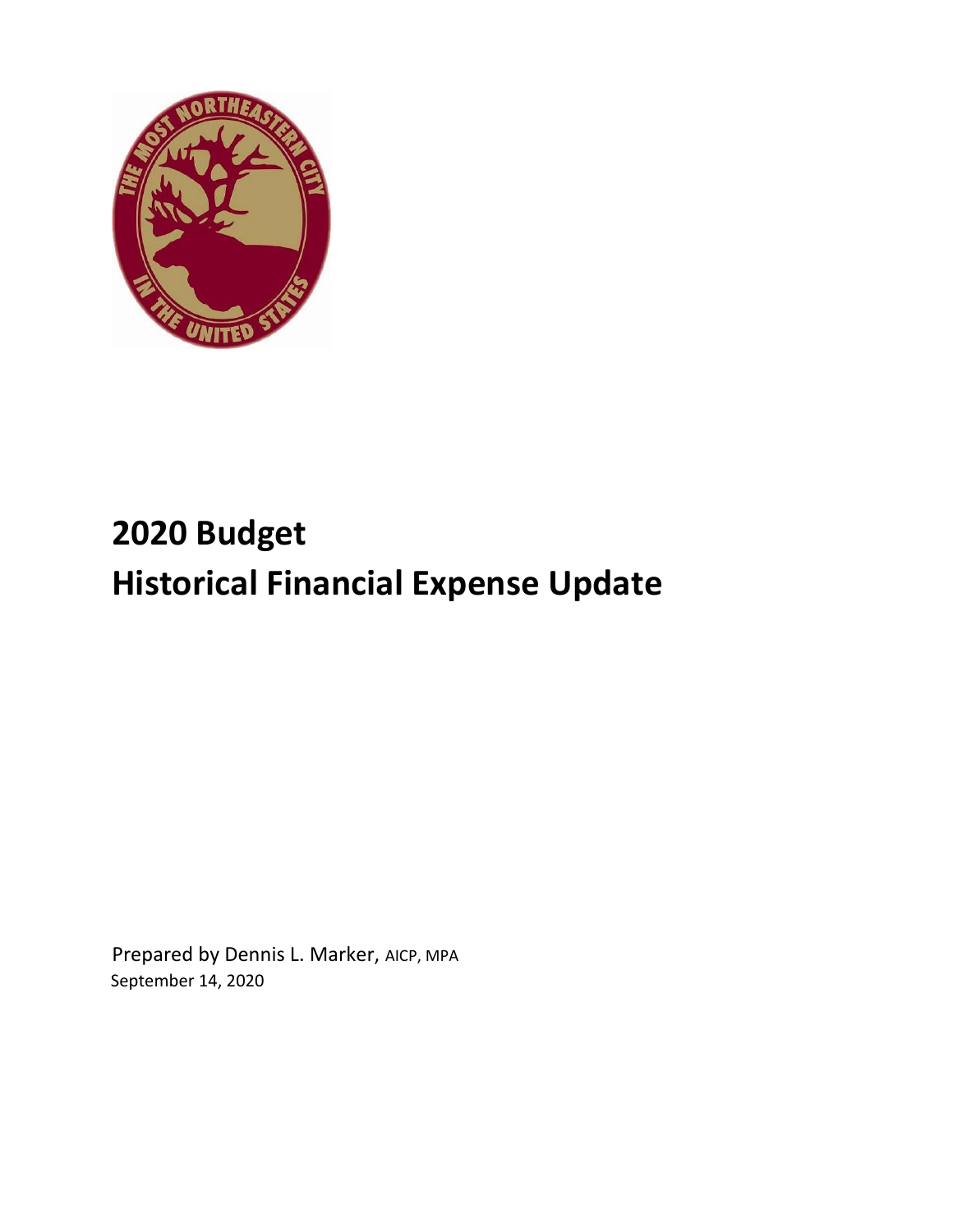# 2020 Budget
# Historical Financial Expense Update

Prepared by Dennis L. Marker, AICP, MPA
September 14, 2020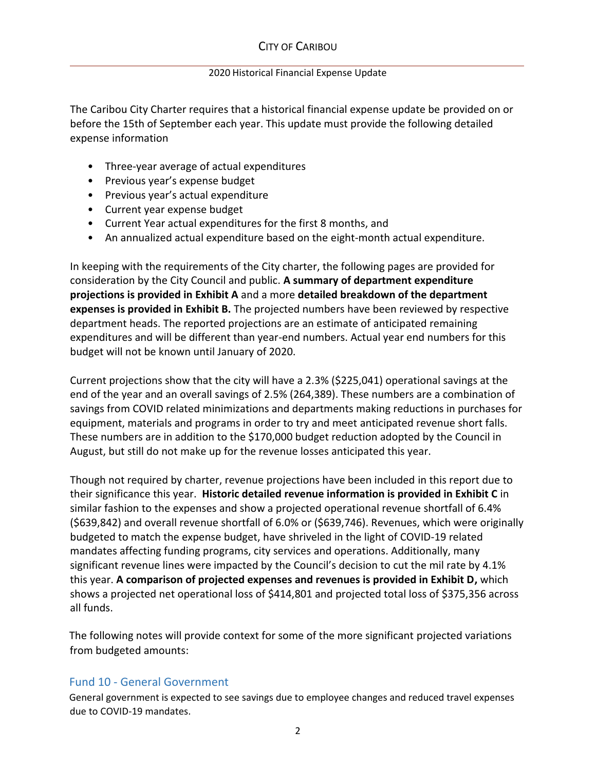# CITY OF CARIBOU

2020 Historical Financial Expense Update

The Caribou City Charter requires that a historical financial expense update be provided on or before the 15th of September each year. This update must provide the following detailed expense information

- Three-year average of actual expenditures
- Previous year's expense budget
- Previous year's actual expenditure
- Current year expense budget
- Current Year actual expenditures for the first 8 months, and
- An annualized actual expenditure based on the eight-month actual expenditure.

In keeping with the requirements of the City charter, the following pages are provided for consideration by the City Council and public. **A summary of department expenditure projections is provided in Exhibit A** and a more **detailed breakdown of the department expenses is provided in Exhibit B.** The projected numbers have been reviewed by respective department heads. The reported projections are an estimate of anticipated remaining expenditures and will be different than year-end numbers. Actual year end numbers for this budget will not be known until January of 2020.

Current projections show that the city will have a 2.3% ($225,041) operational savings at the end of the year and an overall savings of 2.5% (264,389). These numbers are a combination of savings from COVID related minimizations and departments making reductions in purchases for equipment, materials and programs in order to try and meet anticipated revenue short falls. These numbers are in addition to the $170,000 budget reduction adopted by the Council in August, but still do not make up for the revenue losses anticipated this year.

Though not required by charter, revenue projections have been included in this report due to their significance this year. **Historic detailed revenue information is provided in Exhibit C** in similar fashion to the expenses and show a projected operational revenue shortfall of 6.4% ($639,842) and overall revenue shortfall of 6.0% or ($639,746). Revenues, which were originally budgeted to match the expense budget, have shriveled in the light of COVID-19 related mandates affecting funding programs, city services and operations. Additionally, many significant revenue lines were impacted by the Council's decision to cut the mil rate by 4.1% this year. **A comparison of projected expenses and revenues is provided in Exhibit D,** which shows a projected net operational loss of $414,801 and projected total loss of $375,356 across all funds.

The following notes will provide context for some of the more significant projected variations from budgeted amounts:

## Fund 10 - General Government

General government is expected to see savings due to employee changes and reduced travel expenses due to COVID-19 mandates.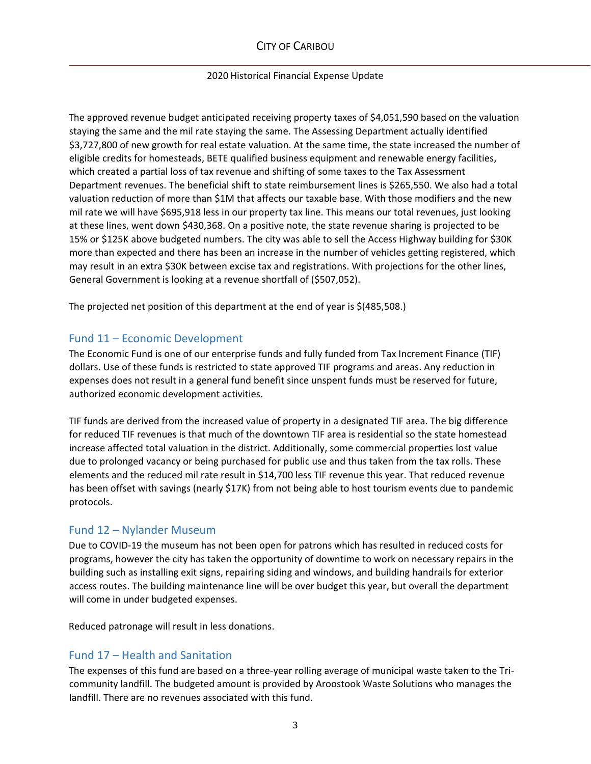The approved revenue budget anticipated receiving property taxes of $4,051,590 based on the valuation staying the same and the mil rate staying the same. The Assessing Department actually identified $3,727,800 of new growth for real estate valuation. At the same time, the state increased the number of eligible credits for homesteads, BETE qualified business equipment and renewable energy facilities, which created a partial loss of tax revenue and shifting of some taxes to the Tax Assessment Department revenues. The beneficial shift to state reimbursement lines is $265,550. We also had a total valuation reduction of more than $1M that affects our taxable base. With those modifiers and the new mil rate we will have $695,918 less in our property tax line. This means our total revenues, just looking at these lines, went down $430,368. On a positive note, the state revenue sharing is projected to be 15% or $125K above budgeted numbers. The city was able to sell the Access Highway building for $30K more than expected and there has been an increase in the number of vehicles getting registered, which may result in an extra $30K between excise tax and registrations. With projections for the other lines, General Government is looking at a revenue shortfall of ($507,052).

The projected net position of this department at the end of year is $(485,508.)

## Fund 11 – Economic Development

The Economic Fund is one of our enterprise funds and fully funded from Tax Increment Finance (TIF) dollars. Use of these funds is restricted to state approved TIF programs and areas. Any reduction in expenses does not result in a general fund benefit since unspent funds must be reserved for future, authorized economic development activities.

TIF funds are derived from the increased value of property in a designated TIF area. The big difference for reduced TIF revenues is that much of the downtown TIF area is residential so the state homestead increase affected total valuation in the district. Additionally, some commercial properties lost value due to prolonged vacancy or being purchased for public use and thus taken from the tax rolls. These elements and the reduced mil rate result in $14,700 less TIF revenue this year. That reduced revenue has been offset with savings (nearly $17K) from not being able to host tourism events due to pandemic protocols.

## Fund 12 – Nylander Museum

Due to COVID-19 the museum has not been open for patrons which has resulted in reduced costs for programs, however the city has taken the opportunity of downtime to work on necessary repairs in the building such as installing exit signs, repairing siding and windows, and building handrails for exterior access routes. The building maintenance line will be over budget this year, but overall the department will come in under budgeted expenses.

Reduced patronage will result in less donations.

## Fund 17 – Health and Sanitation

The expenses of this fund are based on a three-year rolling average of municipal waste taken to the Tri-community landfill. The budgeted amount is provided by Aroostook Waste Solutions who manages the landfill. There are no revenues associated with this fund.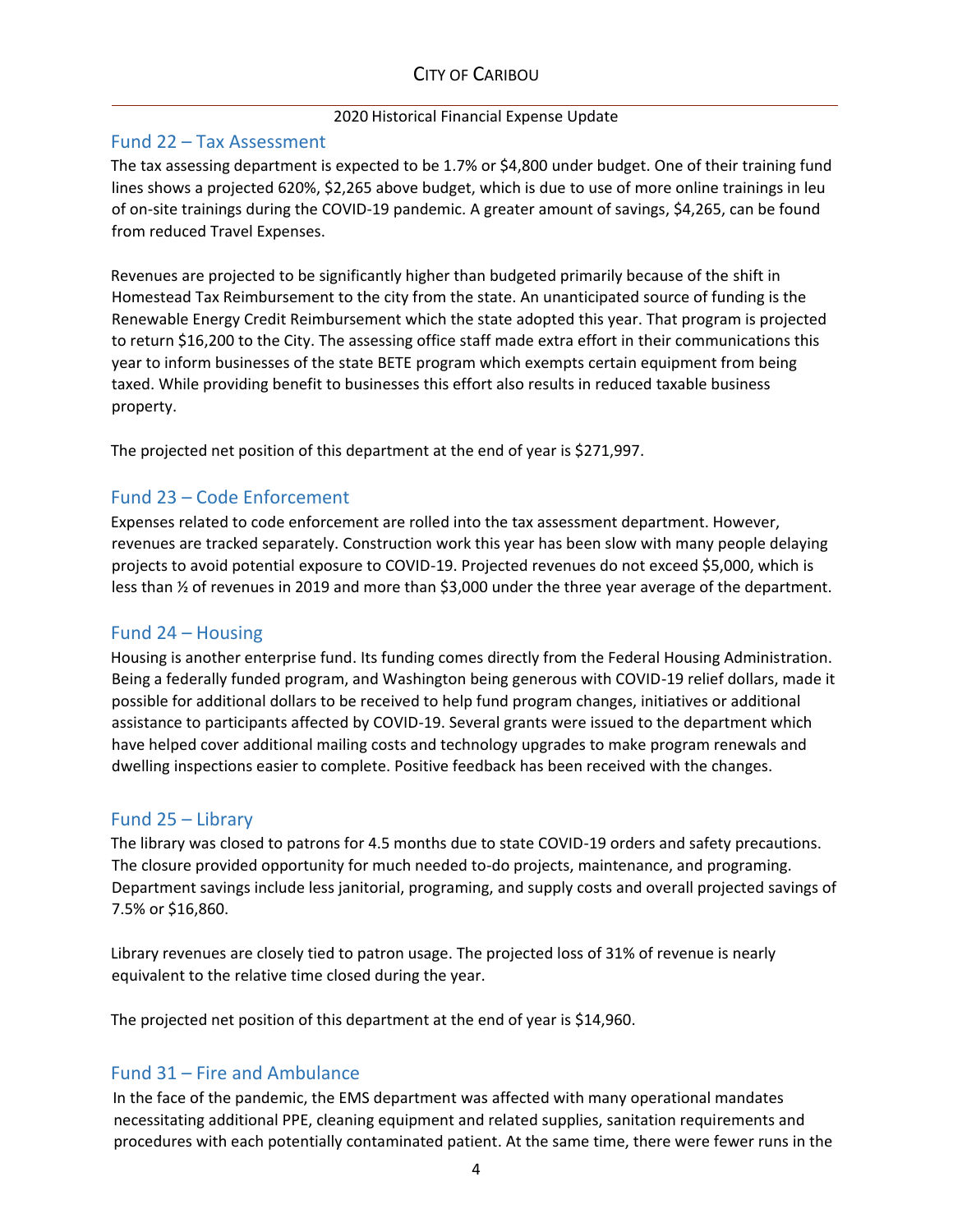## Fund 22 – Tax Assessment

The tax assessing department is expected to be 1.7% or $4,800 under budget. One of their training fund lines shows a projected 620%, $2,265 above budget, which is due to use of more online trainings in leu of on-site trainings during the COVID-19 pandemic. A greater amount of savings, $4,265, can be found from reduced Travel Expenses.

Revenues are projected to be significantly higher than budgeted primarily because of the shift in Homestead Tax Reimbursement to the city from the state. An unanticipated source of funding is the Renewable Energy Credit Reimbursement which the state adopted this year. That program is projected to return $16,200 to the City. The assessing office staff made extra effort in their communications this year to inform businesses of the state BETE program which exempts certain equipment from being taxed. While providing benefit to businesses this effort also results in reduced taxable business property.

The projected net position of this department at the end of year is $271,997.

## Fund 23 – Code Enforcement

Expenses related to code enforcement are rolled into the tax assessment department. However, revenues are tracked separately. Construction work this year has been slow with many people delaying projects to avoid potential exposure to COVID-19. Projected revenues do not exceed $5,000, which is less than ½ of revenues in 2019 and more than $3,000 under the three year average of the department.

## Fund 24 – Housing

Housing is another enterprise fund. Its funding comes directly from the Federal Housing Administration. Being a federally funded program, and Washington being generous with COVID-19 relief dollars, made it possible for additional dollars to be received to help fund program changes, initiatives or additional assistance to participants affected by COVID-19. Several grants were issued to the department which have helped cover additional mailing costs and technology upgrades to make program renewals and dwelling inspections easier to complete. Positive feedback has been received with the changes.

## Fund 25 – Library

The library was closed to patrons for 4.5 months due to state COVID-19 orders and safety precautions. The closure provided opportunity for much needed to-do projects, maintenance, and programing. Department savings include less janitorial, programing, and supply costs and overall projected savings of 7.5% or $16,860.

Library revenues are closely tied to patron usage. The projected loss of 31% of revenue is nearly equivalent to the relative time closed during the year.

The projected net position of this department at the end of year is $14,960.

## Fund 31 – Fire and Ambulance

In the face of the pandemic, the EMS department was affected with many operational mandates necessitating additional PPE, cleaning equipment and related supplies, sanitation requirements and procedures with each potentially contaminated patient. At the same time, there were fewer runs in the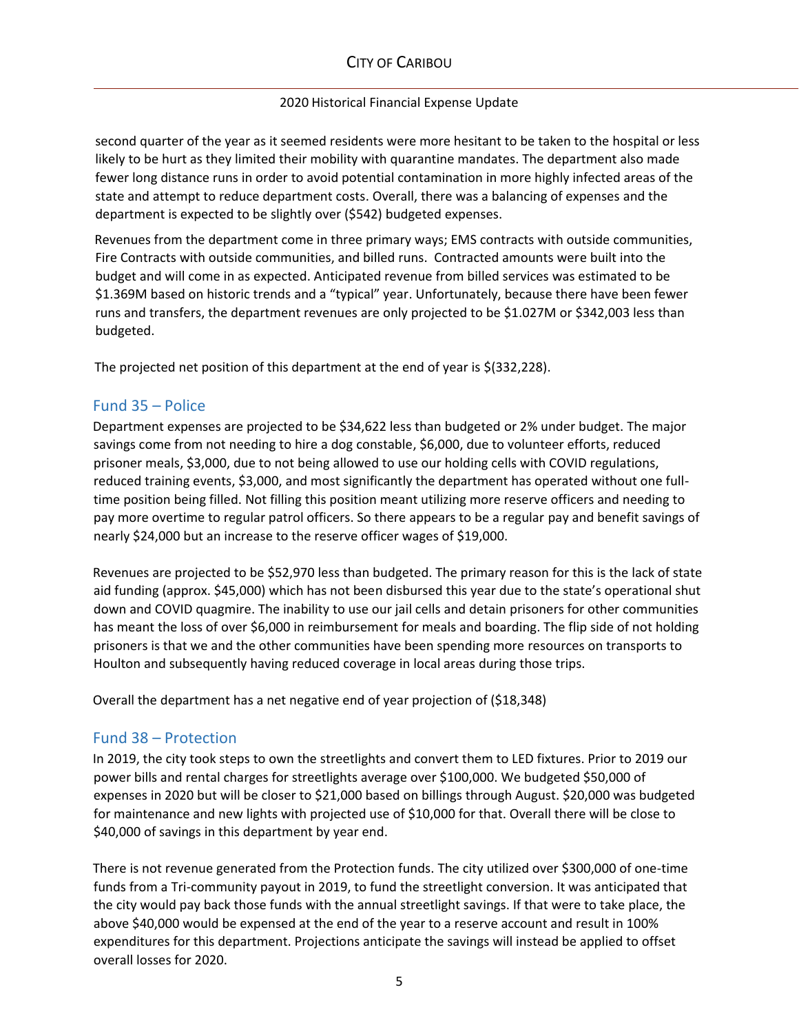second quarter of the year as it seemed residents were more hesitant to be taken to the hospital or less likely to be hurt as they limited their mobility with quarantine mandates. The department also made fewer long distance runs in order to avoid potential contamination in more highly infected areas of the state and attempt to reduce department costs. Overall, there was a balancing of expenses and the department is expected to be slightly over ($542) budgeted expenses.

Revenues from the department come in three primary ways; EMS contracts with outside communities, Fire Contracts with outside communities, and billed runs. Contracted amounts were built into the budget and will come in as expected. Anticipated revenue from billed services was estimated to be $1.369M based on historic trends and a "typical" year. Unfortunately, because there have been fewer runs and transfers, the department revenues are only projected to be $1.027M or $342,003 less than budgeted.

The projected net position of this department at the end of year is $(332,228).

## Fund 35 – Police

Department expenses are projected to be $34,622 less than budgeted or 2% under budget. The major savings come from not needing to hire a dog constable, $6,000, due to volunteer efforts, reduced prisoner meals, $3,000, due to not being allowed to use our holding cells with COVID regulations, reduced training events, $3,000, and most significantly the department has operated without one full-time position being filled. Not filling this position meant utilizing more reserve officers and needing to pay more overtime to regular patrol officers. So there appears to be a regular pay and benefit savings of nearly $24,000 but an increase to the reserve officer wages of $19,000.

Revenues are projected to be $52,970 less than budgeted. The primary reason for this is the lack of state aid funding (approx. $45,000) which has not been disbursed this year due to the state's operational shut down and COVID quagmire. The inability to use our jail cells and detain prisoners for other communities has meant the loss of over $6,000 in reimbursement for meals and boarding. The flip side of not holding prisoners is that we and the other communities have been spending more resources on transports to Houlton and subsequently having reduced coverage in local areas during those trips.

Overall the department has a net negative end of year projection of ($18,348)

## Fund 38 – Protection

In 2019, the city took steps to own the streetlights and convert them to LED fixtures. Prior to 2019 our power bills and rental charges for streetlights average over $100,000. We budgeted $50,000 of expenses in 2020 but will be closer to $21,000 based on billings through August. $20,000 was budgeted for maintenance and new lights with projected use of $10,000 for that. Overall there will be close to $40,000 of savings in this department by year end.

There is not revenue generated from the Protection funds. The city utilized over $300,000 of one-time funds from a Tri-community payout in 2019, to fund the streetlight conversion. It was anticipated that the city would pay back those funds with the annual streetlight savings. If that were to take place, the above $40,000 would be expensed at the end of the year to a reserve account and result in 100% expenditures for this department. Projections anticipate the savings will instead be applied to offset overall losses for 2020.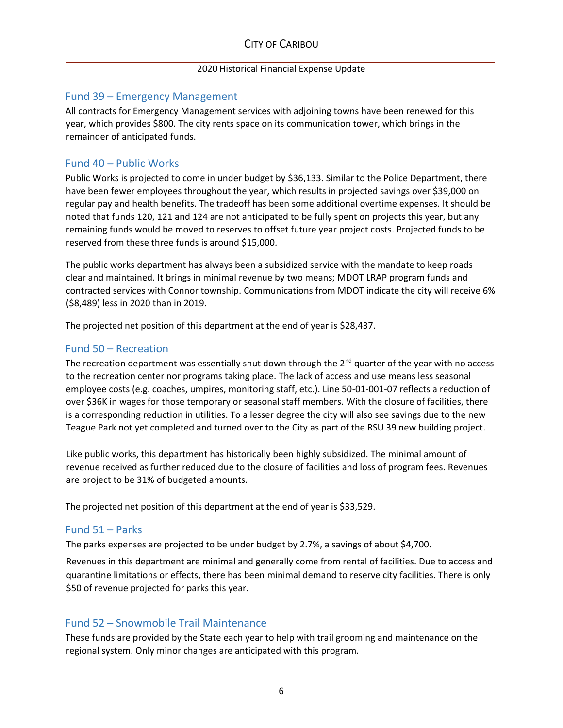## Fund 39 – Emergency Management

All contracts for Emergency Management services with adjoining towns have been renewed for this year, which provides $800. The city rents space on its communication tower, which brings in the remainder of anticipated funds.

## Fund 40 – Public Works

Public Works is projected to come in under budget by $36,133. Similar to the Police Department, there have been fewer employees throughout the year, which results in projected savings over $39,000 on regular pay and health benefits. The tradeoff has been some additional overtime expenses. It should be noted that funds 120, 121 and 124 are not anticipated to be fully spent on projects this year, but any remaining funds would be moved to reserves to offset future year project costs. Projected funds to be reserved from these three funds is around $15,000.

The public works department has always been a subsidized service with the mandate to keep roads clear and maintained. It brings in minimal revenue by two means; MDOT LRAP program funds and contracted services with Connor township. Communications from MDOT indicate the city will receive 6% ($8,489) less in 2020 than in 2019.

The projected net position of this department at the end of year is $28,437.

## Fund 50 – Recreation

The recreation department was essentially shut down through the 2nd quarter of the year with no access to the recreation center nor programs taking place. The lack of access and use means less seasonal employee costs (e.g. coaches, umpires, monitoring staff, etc.). Line 50-01-001-07 reflects a reduction of over $36K in wages for those temporary or seasonal staff members. With the closure of facilities, there is a corresponding reduction in utilities. To a lesser degree the city will also see savings due to the new Teague Park not yet completed and turned over to the City as part of the RSU 39 new building project.

Like public works, this department has historically been highly subsidized. The minimal amount of revenue received as further reduced due to the closure of facilities and loss of program fees. Revenues are project to be 31% of budgeted amounts.

The projected net position of this department at the end of year is $33,529.

## Fund 51 – Parks

The parks expenses are projected to be under budget by 2.7%, a savings of about $4,700.

Revenues in this department are minimal and generally come from rental of facilities. Due to access and quarantine limitations or effects, there has been minimal demand to reserve city facilities. There is only $50 of revenue projected for parks this year.

## Fund 52 – Snowmobile Trail Maintenance

These funds are provided by the State each year to help with trail grooming and maintenance on the regional system. Only minor changes are anticipated with this program.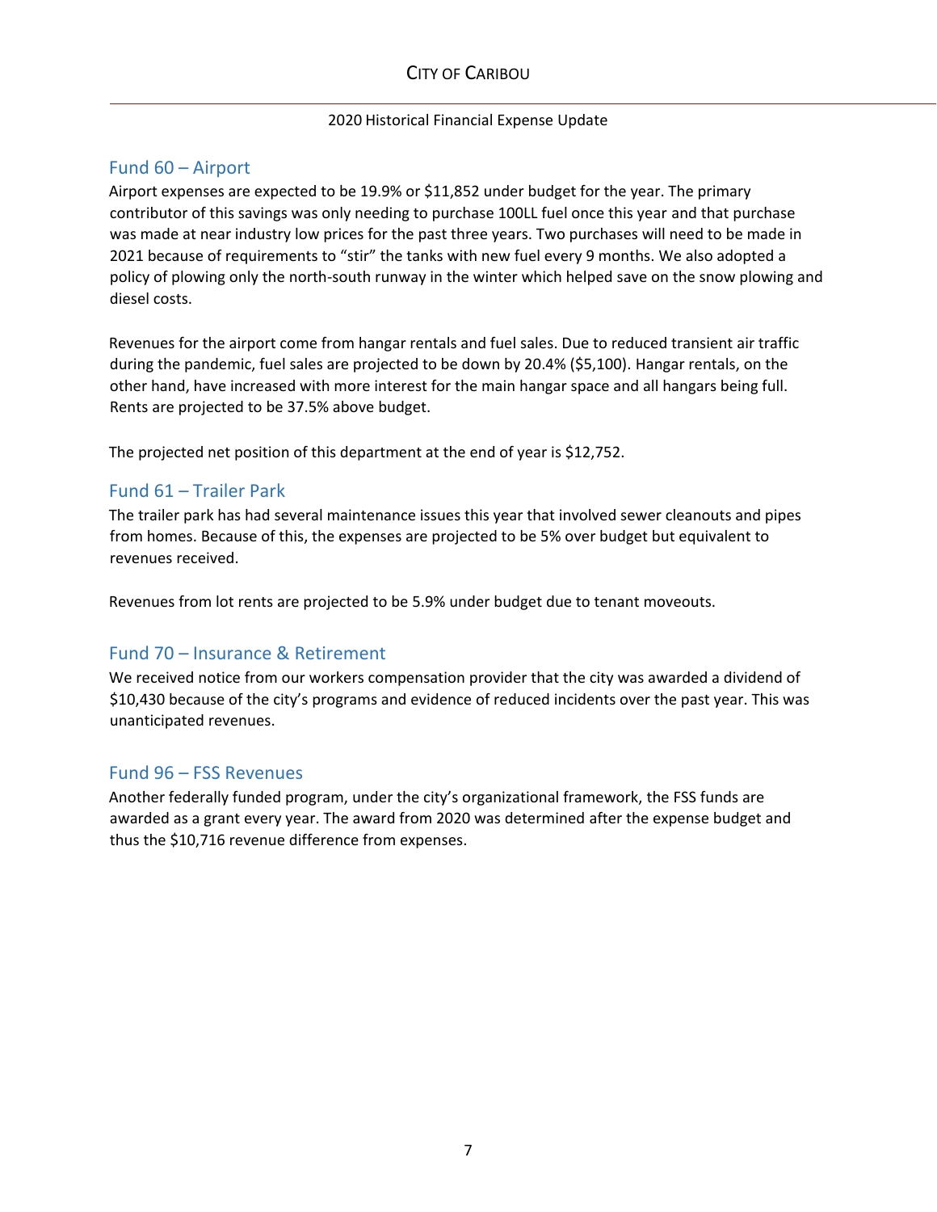## Fund 60 – Airport

Airport expenses are expected to be 19.9% or $11,852 under budget for the year. The primary contributor of this savings was only needing to purchase 100LL fuel once this year and that purchase was made at near industry low prices for the past three years. Two purchases will need to be made in 2021 because of requirements to "stir" the tanks with new fuel every 9 months. We also adopted a policy of plowing only the north-south runway in the winter which helped save on the snow plowing and diesel costs.

Revenues for the airport come from hangar rentals and fuel sales. Due to reduced transient air traffic during the pandemic, fuel sales are projected to be down by 20.4% ($5,100). Hangar rentals, on the other hand, have increased with more interest for the main hangar space and all hangars being full. Rents are projected to be 37.5% above budget.

The projected net position of this department at the end of year is $12,752.

## Fund 61 – Trailer Park

The trailer park has had several maintenance issues this year that involved sewer cleanouts and pipes from homes. Because of this, the expenses are projected to be 5% over budget but equivalent to revenues received.

Revenues from lot rents are projected to be 5.9% under budget due to tenant moveouts.

## Fund 70 – Insurance & Retirement

We received notice from our workers compensation provider that the city was awarded a dividend of $10,430 because of the city's programs and evidence of reduced incidents over the past year. This was unanticipated revenues.

## Fund 96 – FSS Revenues

Another federally funded program, under the city's organizational framework, the FSS funds are awarded as a grant every year. The award from 2020 was determined after the expense budget and thus the $10,716 revenue difference from expenses.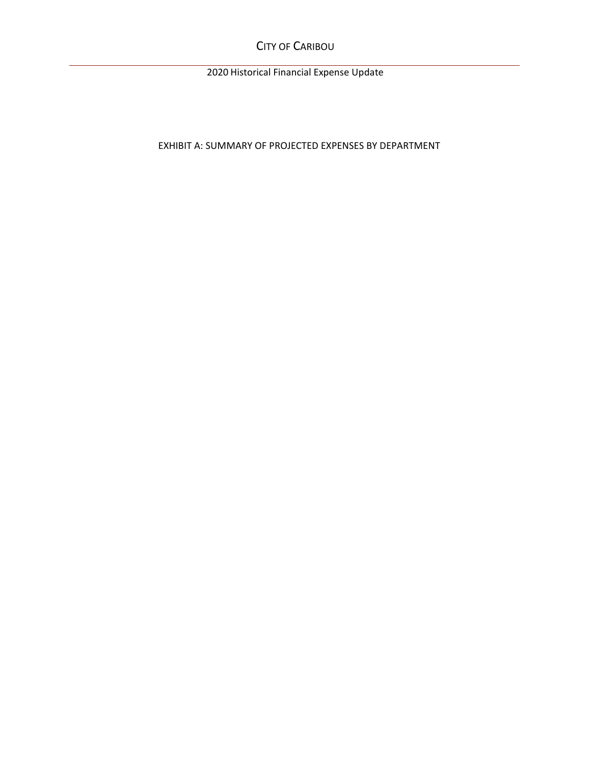EXHIBIT A: SUMMARY OF PROJECTED EXPENSES BY DEPARTMENT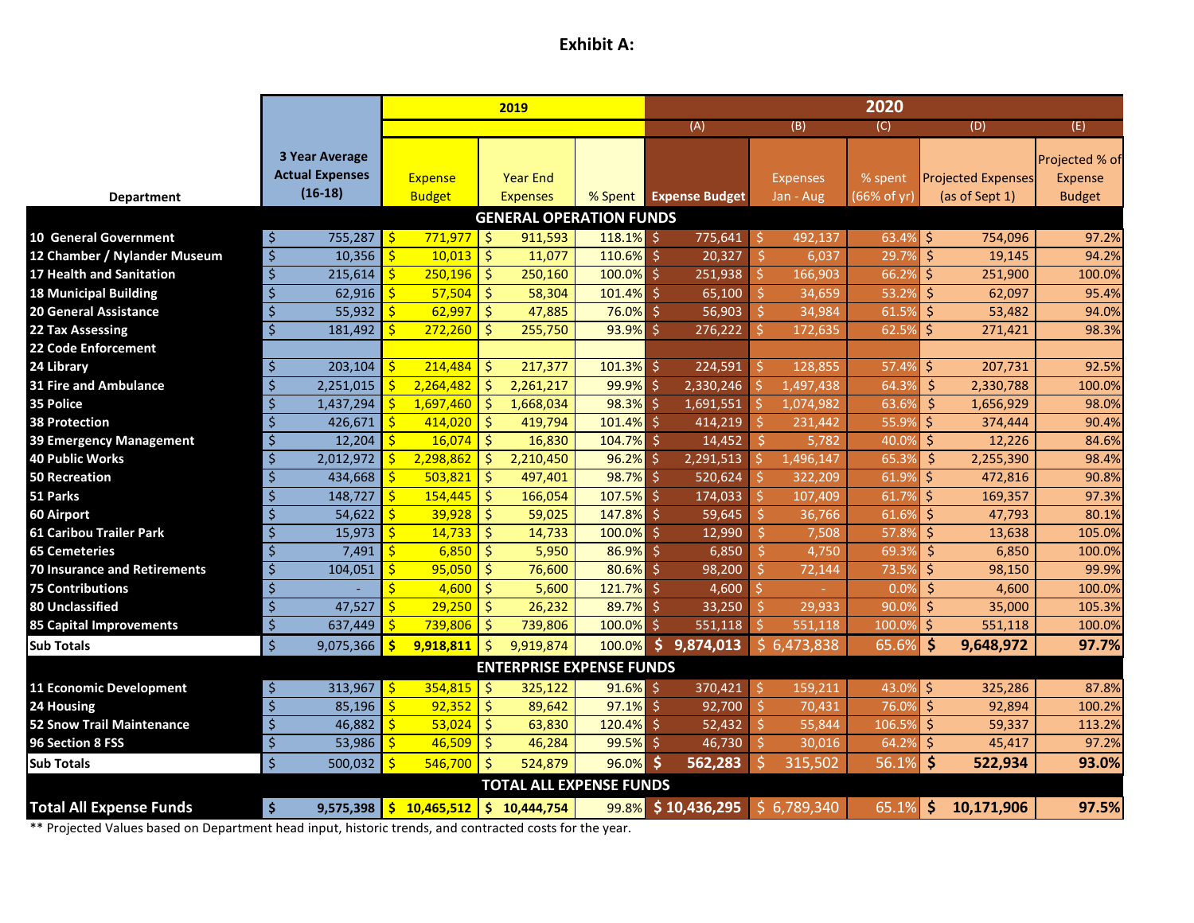# Exhibit A:

| Department | 3 Year Average Actual Expenses (16-18) | 2019 Expense Budget | 2019 Year End Expenses | 2019 % Spent | 2020 (A) Expense Budget | 2020 (B) Expenses Jan - Aug | 2020 (C) % spent (66% of yr) | 2020 (D) Projected Expenses (as of Sept 1) | 2020 (E) Projected % of Expense Budget |
|---|---|---|---|---|---|---|---|---|---|
| **GENERAL OPERATION FUNDS** | | | | | | | | | |
| 10 General Government | $ 755,287 | $ 771,977 | $ 911,593 | 118.1% | $ 775,641 | $ 492,137 | 63.4% | $ 754,096 | 97.2% |
| 12 Chamber / Nylander Museum | $ 10,356 | $ 10,013 | $ 11,077 | 110.6% | $ 20,327 | $ 6,037 | 29.7% | $ 19,145 | 94.2% |
| 17 Health and Sanitation | $ 215,614 | $ 250,196 | $ 250,160 | 100.0% | $ 251,938 | $ 166,903 | 66.2% | $ 251,900 | 100.0% |
| 18 Municipal Building | $ 62,916 | $ 57,504 | $ 58,304 | 101.4% | $ 65,100 | $ 34,659 | 53.2% | $ 62,097 | 95.4% |
| 20 General Assistance | $ 55,932 | $ 62,997 | $ 47,885 | 76.0% | $ 56,903 | $ 34,984 | 61.5% | $ 53,482 | 94.0% |
| 22 Tax Assessing | $ 181,492 | $ 272,260 | $ 255,750 | 93.9% | $ 276,222 | $ 172,635 | 62.5% | $ 271,421 | 98.3% |
| 22 Code Enforcement | | | | | | | | | |
| 24 Library | $ 203,104 | $ 214,484 | $ 217,377 | 101.3% | $ 224,591 | $ 128,855 | 57.4% | $ 207,731 | 92.5% |
| 31 Fire and Ambulance | $ 2,251,015 | $ 2,264,482 | $ 2,261,217 | 99.9% | $ 2,330,246 | $ 1,497,438 | 64.3% | $ 2,330,788 | 100.0% |
| 35 Police | $ 1,437,294 | $ 1,697,460 | $ 1,668,034 | 98.3% | $ 1,691,551 | $ 1,074,982 | 63.6% | $ 1,656,929 | 98.0% |
| 38 Protection | $ 426,671 | $ 414,020 | $ 419,794 | 101.4% | $ 414,219 | $ 231,442 | 55.9% | $ 374,444 | 90.4% |
| 39 Emergency Management | $ 12,204 | $ 16,074 | $ 16,830 | 104.7% | $ 14,452 | $ 5,782 | 40.0% | $ 12,226 | 84.6% |
| 40 Public Works | $ 2,012,972 | $ 2,298,862 | $ 2,210,450 | 96.2% | $ 2,291,513 | $ 1,496,147 | 65.3% | $ 2,255,390 | 98.4% |
| 50 Recreation | $ 434,668 | $ 503,821 | $ 497,401 | 98.7% | $ 520,624 | $ 322,209 | 61.9% | $ 472,816 | 90.8% |
| 51 Parks | $ 148,727 | $ 154,445 | $ 166,054 | 107.5% | $ 174,033 | $ 107,409 | 61.7% | $ 169,357 | 97.3% |
| 60 Airport | $ 54,622 | $ 39,928 | $ 59,025 | 147.8% | $ 59,645 | $ 36,766 | 61.6% | $ 47,793 | 80.1% |
| 61 Caribou Trailer Park | $ 15,973 | $ 14,733 | $ 14,733 | 100.0% | $ 12,990 | $ 7,508 | 57.8% | $ 13,638 | 105.0% |
| 65 Cemeteries | $ 7,491 | $ 6,850 | $ 5,950 | 86.9% | $ 6,850 | $ 4,750 | 69.3% | $ 6,850 | 100.0% |
| 70 Insurance and Retirements | $ 104,051 | $ 95,050 | $ 76,600 | 80.6% | $ 98,200 | $ 72,144 | 73.5% | $ 98,150 | 99.9% |
| 75 Contributions | $ - | $ 4,600 | $ 5,600 | 121.7% | $ 4,600 | $ - | 0.0% | $ 4,600 | 100.0% |
| 80 Unclassified | $ 47,527 | $ 29,250 | $ 26,232 | 89.7% | $ 33,250 | $ 29,933 | 90.0% | $ 35,000 | 105.3% |
| 85 Capital Improvements | $ 637,449 | $ 739,806 | $ 739,806 | 100.0% | $ 551,118 | $ 551,118 | 100.0% | $ 551,118 | 100.0% |
| **Sub Totals** | $ 9,075,366 | **$ 9,918,811** | $ 9,919,874 | 100.0% | **$ 9,874,013** | $ 6,473,838 | 65.6% | **$ 9,648,972** | **97.7%** |
| **ENTERPRISE EXPENSE FUNDS** | | | | | | | | | |
| 11 Economic Development | $ 313,967 | $ 354,815 | $ 325,122 | 91.6% | $ 370,421 | $ 159,211 | 43.0% | $ 325,286 | 87.8% |
| 24 Housing | $ 85,196 | $ 92,352 | $ 89,642 | 97.1% | $ 92,700 | $ 70,431 | 76.0% | $ 92,894 | 100.2% |
| 52 Snow Trail Maintenance | $ 46,882 | $ 53,024 | $ 63,830 | 120.4% | $ 52,432 | $ 55,844 | 106.5% | $ 59,337 | 113.2% |
| 96 Section 8 FSS | $ 53,986 | $ 46,509 | $ 46,284 | 99.5% | $ 46,730 | $ 30,016 | 64.2% | $ 45,417 | 97.2% |
| **Sub Totals** | $ 500,032 | $ 546,700 | $ 524,879 | 96.0% | **$ 562,283** | $ 315,502 | 56.1% | **$ 522,934** | **93.0%** |
| **TOTAL ALL EXPENSE FUNDS** | | | | | | | | | |
| **Total All Expense Funds** | **$ 9,575,398** | **$ 10,465,512** | **$ 10,444,754** | 99.8% | **$ 10,436,295** | $ 6,789,340 | 65.1% | **$ 10,171,906** | **97.5%** |

** Projected Values based on Department head input, historic trends, and contracted costs for the year.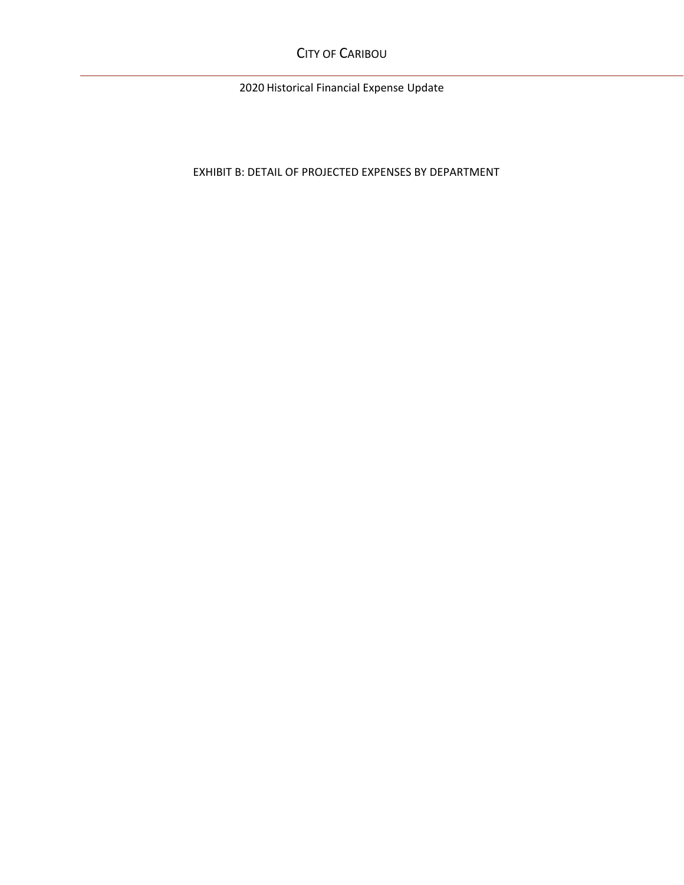# EXHIBIT B: DETAIL OF PROJECTED EXPENSES BY DEPARTMENT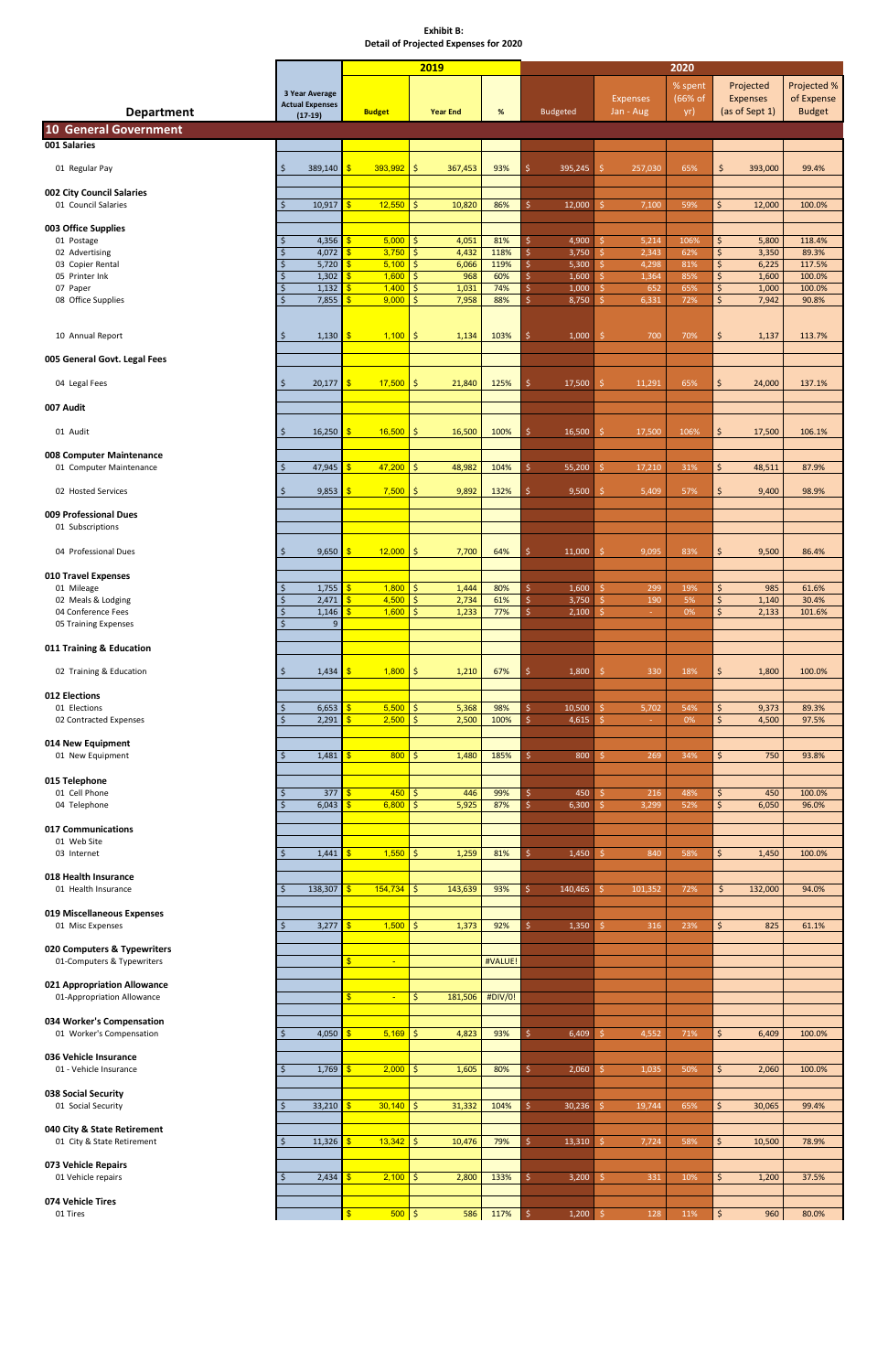**Exhibit B:**
**Detail of Projected Expenses for 2020**

| Department | 3 Year Average Actual Expenses (17-19) | 2019 Budget | 2019 Year End | 2019 % | 2020 Budgeted | 2020 Expenses Jan - Aug | 2020 % spent (66% of yr) | 2020 Projected Expenses (as of Sept 1) | 2020 Projected % of Expense Budget |
|---|---|---|---|---|---|---|---|---|---|
| **10 General Government** | | | | | | | | | |
| **001 Salaries** | | | | | | | | | |
| 01 Regular Pay | $ 389,140 | $ 393,992 | $ 367,453 | 93% | $ 395,245 | $ 257,030 | 65% | $ 393,000 | 99.4% |
| **002 City Council Salaries** | | | | | | | | | |
| 01 Council Salaries | $ 10,917 | $ 12,550 | $ 10,820 | 86% | $ 12,000 | $ 7,100 | 59% | $ 12,000 | 100.0% |
| **003 Office Supplies** | | | | | | | | | |
| 01 Postage | $ 4,356 | $ 5,000 | $ 4,051 | 81% | $ 4,900 | $ 5,214 | 106% | $ 5,800 | 118.4% |
| 02 Advertising | $ 4,072 | $ 3,750 | $ 4,432 | 118% | $ 3,750 | $ 2,343 | 62% | $ 3,350 | 89.3% |
| 03 Copier Rental | $ 5,720 | $ 5,100 | $ 6,066 | 119% | $ 5,300 | $ 4,298 | 81% | $ 6,225 | 117.5% |
| 05 Printer Ink | $ 1,302 | $ 1,600 | $ 968 | 60% | $ 1,600 | $ 1,364 | 85% | $ 1,600 | 100.0% |
| 07 Paper | $ 1,132 | $ 1,400 | $ 1,031 | 74% | $ 1,000 | $ 652 | 65% | $ 1,000 | 100.0% |
| 08 Office Supplies | $ 7,855 | $ 9,000 | $ 7,958 | 88% | $ 8,750 | $ 6,331 | 72% | $ 7,942 | 90.8% |
| 10 Annual Report | $ 1,130 | $ 1,100 | $ 1,134 | 103% | $ 1,000 | $ 700 | 70% | $ 1,137 | 113.7% |
| **005 General Govt. Legal Fees** | | | | | | | | | |
| 04 Legal Fees | $ 20,177 | $ 17,500 | $ 21,840 | 125% | $ 17,500 | $ 11,291 | 65% | $ 24,000 | 137.1% |
| **007 Audit** | | | | | | | | | |
| 01 Audit | $ 16,250 | $ 16,500 | $ 16,500 | 100% | $ 16,500 | $ 17,500 | 106% | $ 17,500 | 106.1% |
| **008 Computer Maintenance** | | | | | | | | | |
| 01 Computer Maintenance | $ 47,945 | $ 47,200 | $ 48,982 | 104% | $ 55,200 | $ 17,210 | 31% | $ 48,511 | 87.9% |
| 02 Hosted Services | $ 9,853 | $ 7,500 | $ 9,892 | 132% | $ 9,500 | $ 5,409 | 57% | $ 9,400 | 98.9% |
| **009 Professional Dues** | | | | | | | | | |
| 01 Subscriptions | | | | | | | | | |
| 04 Professional Dues | $ 9,650 | $ 12,000 | $ 7,700 | 64% | $ 11,000 | $ 9,095 | 83% | $ 9,500 | 86.4% |
| **010 Travel Expenses** | | | | | | | | | |
| 01 Mileage | $ 1,755 | $ 1,800 | $ 1,444 | 80% | $ 1,600 | $ 299 | 19% | $ 985 | 61.6% |
| 02 Meals & Lodging | $ 2,471 | $ 4,500 | $ 2,734 | 61% | $ 3,750 | $ 190 | 5% | $ 1,140 | 30.4% |
| 04 Conference Fees | $ 1,146 | $ 1,600 | $ 1,233 | 77% | $ 2,100 | $ - | 0% | $ 2,133 | 101.6% |
| 05 Training Expenses | $ 9 | | | | | | | | |
| **011 Training & Education** | | | | | | | | | |
| 02 Training & Education | $ 1,434 | $ 1,800 | $ 1,210 | 67% | $ 1,800 | $ 330 | 18% | $ 1,800 | 100.0% |
| **012 Elections** | | | | | | | | | |
| 01 Elections | $ 6,653 | $ 5,500 | $ 5,368 | 98% | $ 10,500 | $ 5,702 | 54% | $ 9,373 | 89.3% |
| 02 Contracted Expenses | $ 2,291 | $ 2,500 | $ 2,500 | 100% | $ 4,615 | $ - | 0% | $ 4,500 | 97.5% |
| **014 New Equipment** | | | | | | | | | |
| 01 New Equipment | $ 1,481 | $ 800 | $ 1,480 | 185% | $ 800 | $ 269 | 34% | $ 750 | 93.8% |
| **015 Telephone** | | | | | | | | | |
| 01 Cell Phone | $ 377 | $ 450 | $ 446 | 99% | $ 450 | $ 216 | 48% | $ 450 | 100.0% |
| 04 Telephone | $ 6,043 | $ 6,800 | $ 5,925 | 87% | $ 6,300 | $ 3,299 | 52% | $ 6,050 | 96.0% |
| **017 Communications** | | | | | | | | | |
| 01 Web Site | | | | | | | | | |
| 03 Internet | $ 1,441 | $ 1,550 | $ 1,259 | 81% | $ 1,450 | $ 840 | 58% | $ 1,450 | 100.0% |
| **018 Health Insurance** | | | | | | | | | |
| 01 Health Insurance | $ 138,307 | $ 154,734 | $ 143,639 | 93% | $ 140,465 | $ 101,352 | 72% | $ 132,000 | 94.0% |
| **019 Miscellaneous Expenses** | | | | | | | | | |
| 01 Misc Expenses | $ 3,277 | $ 1,500 | $ 1,373 | 92% | $ 1,350 | $ 316 | 23% | $ 825 | 61.1% |
| **020 Computers & Typewriters** | | | | | | | | | |
| 01-Computers & Typewriters | | $ - | | #VALUE! | | | | | |
| **021 Appropriation Allowance** | | | | | | | | | |
| 01-Appropriation Allowance | | $ - | $ 181,506 | #DIV/0! | | | | | |
| **034 Worker's Compensation** | | | | | | | | | |
| 01 Worker's Compensation | $ 4,050 | $ 5,169 | $ 4,823 | 93% | $ 6,409 | $ 4,552 | 71% | $ 6,409 | 100.0% |
| **036 Vehicle Insurance** | | | | | | | | | |
| 01 - Vehicle Insurance | $ 1,769 | $ 2,000 | $ 1,605 | 80% | $ 2,060 | $ 1,035 | 50% | $ 2,060 | 100.0% |
| **038 Social Security** | | | | | | | | | |
| 01 Social Security | $ 33,210 | $ 30,140 | $ 31,332 | 104% | $ 30,236 | $ 19,744 | 65% | $ 30,065 | 99.4% |
| **040 City & State Retirement** | | | | | | | | | |
| 01 City & State Retirement | $ 11,326 | $ 13,342 | $ 10,476 | 79% | $ 13,310 | $ 7,724 | 58% | $ 10,500 | 78.9% |
| **073 Vehicle Repairs** | | | | | | | | | |
| 01 Vehicle repairs | $ 2,434 | $ 2,100 | $ 2,800 | 133% | $ 3,200 | $ 331 | 10% | $ 1,200 | 37.5% |
| **074 Vehicle Tires** | | | | | | | | | |
| 01 Tires | | $ 500 | $ 586 | 117% | $ 1,200 | $ 128 | 11% | $ 960 | 80.0% |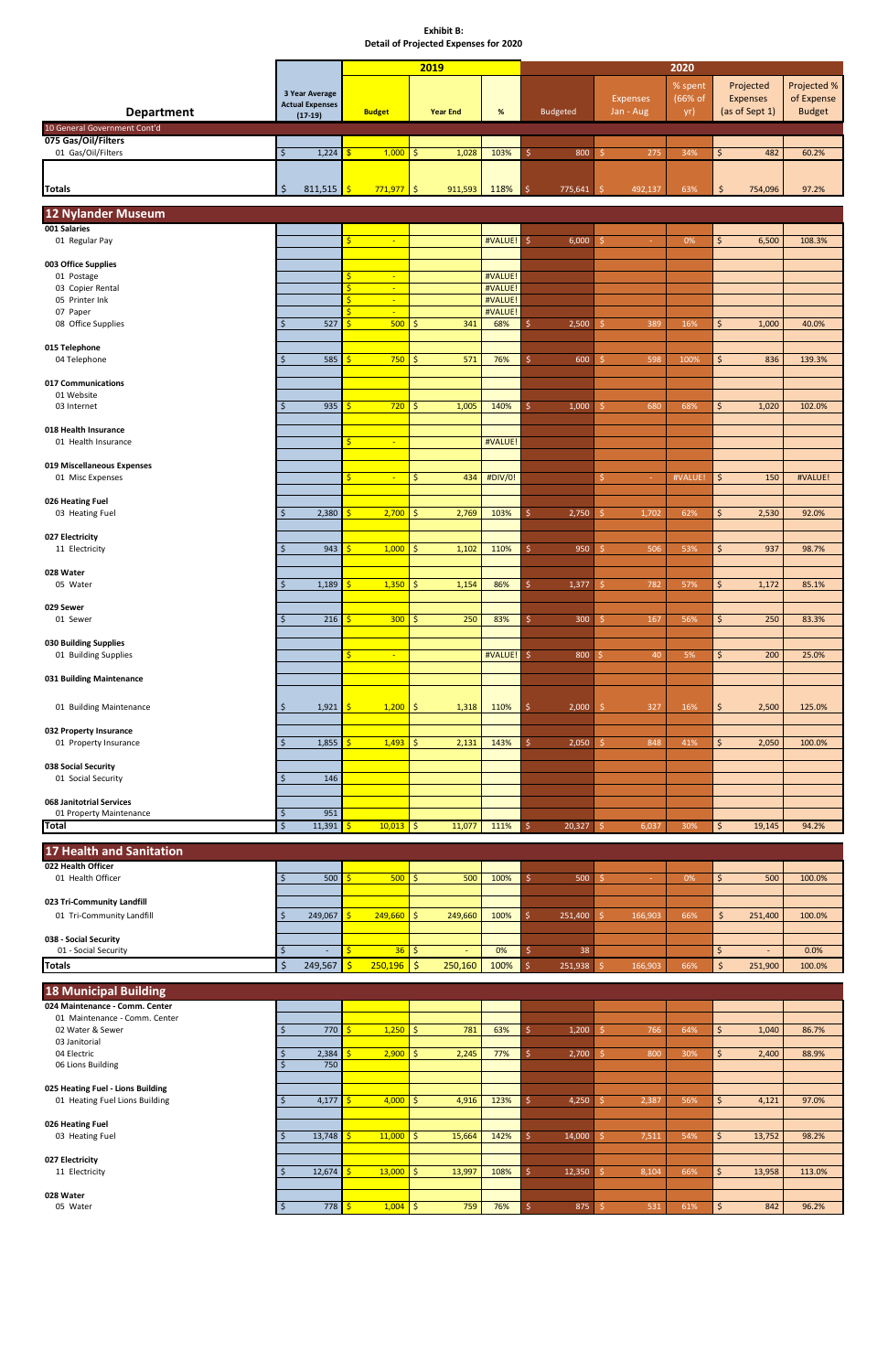**Exhibit B:**
**Detail of Projected Expenses for 2020**

| Department | 3 Year Average Actual Expenses (17-19) | 2019 Budget | 2019 Year End | 2019 % | 2020 Budgeted | 2020 Expenses Jan - Aug | 2020 % spent (66% of yr) | 2020 Projected Expenses (as of Sept 1) | 2020 Projected % of Expense Budget |
|---|---|---|---|---|---|---|---|---|---|
| 10 General Government Cont'd | | | | | | | | | |
| **075 Gas/Oil/Filters** | | | | | | | | | |
| 01 Gas/Oil/Filters | $ 1,224 | $ 1,000 | $ 1,028 | 103% | $ 800 | $ 275 | 34% | $ 482 | 60.2% |
| **Totals** | $ 811,515 | $ 771,977 | $ 911,593 | 118% | $ 775,641 | $ 492,137 | 63% | $ 754,096 | 97.2% |

## 12 Nylander Museum

| Department | 3 Year Average Actual Expenses (17-19) | 2019 Budget | 2019 Year End | 2019 % | 2020 Budgeted | 2020 Expenses Jan - Aug | 2020 % spent (66% of yr) | 2020 Projected Expenses (as of Sept 1) | 2020 Projected % of Expense Budget |
|---|---|---|---|---|---|---|---|---|---|
| **001 Salaries** | | | | | | | | | |
| 01 Regular Pay | | $ - | | #VALUE! | $ 6,000 | $ - | 0% | $ 6,500 | 108.3% |
| **003 Office Supplies** | | | | | | | | | |
| 01 Postage | | $ - | | #VALUE! | | | | | |
| 03 Copier Rental | | $ - | | #VALUE! | | | | | |
| 05 Printer Ink | | $ - | | #VALUE! | | | | | |
| 07 Paper | | $ - | | #VALUE! | | | | | |
| 08 Office Supplies | $ 527 | $ 500 | $ 341 | 68% | $ 2,500 | $ 389 | 16% | $ 1,000 | 40.0% |
| **015 Telephone** | | | | | | | | | |
| 04 Telephone | $ 585 | $ 750 | $ 571 | 76% | $ 600 | $ 598 | 100% | $ 836 | 139.3% |
| **017 Communications** | | | | | | | | | |
| 01 Website | | | | | | | | | |
| 03 Internet | $ 935 | $ 720 | $ 1,005 | 140% | $ 1,000 | $ 680 | 68% | $ 1,020 | 102.0% |
| **018 Health Insurance** | | | | | | | | | |
| 01 Health Insurance | | $ - | | #VALUE! | | | | | |
| **019 Miscellaneous Expenses** | | | | | | | | | |
| 01 Misc Expenses | | $ - | $ 434 | #DIV/0! | | $ - | #VALUE! | $ 150 | #VALUE! |
| **026 Heating Fuel** | | | | | | | | | |
| 03 Heating Fuel | $ 2,380 | $ 2,700 | $ 2,769 | 103% | $ 2,750 | $ 1,702 | 62% | $ 2,530 | 92.0% |
| **027 Electricity** | | | | | | | | | |
| 11 Electricity | $ 943 | $ 1,000 | $ 1,102 | 110% | $ 950 | $ 506 | 53% | $ 937 | 98.7% |
| **028 Water** | | | | | | | | | |
| 05 Water | $ 1,189 | $ 1,350 | $ 1,154 | 86% | $ 1,377 | $ 782 | 57% | $ 1,172 | 85.1% |
| **029 Sewer** | | | | | | | | | |
| 01 Sewer | $ 216 | $ 300 | $ 250 | 83% | $ 300 | $ 167 | 56% | $ 250 | 83.3% |
| **030 Building Supplies** | | | | | | | | | |
| 01 Building Supplies | | $ - | | #VALUE! | $ 800 | $ 40 | 5% | $ 200 | 25.0% |
| **031 Building Maintenance** | | | | | | | | | |
| 01 Building Maintenance | $ 1,921 | $ 1,200 | $ 1,318 | 110% | $ 2,000 | $ 327 | 16% | $ 2,500 | 125.0% |
| **032 Property Insurance** | | | | | | | | | |
| 01 Property Insurance | $ 1,855 | $ 1,493 | $ 2,131 | 143% | $ 2,050 | $ 848 | 41% | $ 2,050 | 100.0% |
| **038 Social Security** | | | | | | | | | |
| 01 Social Security | $ 146 | | | | | | | | |
| **068 Janitorial Services** | | | | | | | | | |
| 01 Property Maintenance | $ 951 | | | | | | | | |
| **Total** | $ 11,391 | $ 10,013 | $ 11,077 | 111% | $ 20,327 | $ 6,037 | 30% | $ 19,145 | 94.2% |

## 17 Health and Sanitation

| Department | 3 Year Average Actual Expenses (17-19) | 2019 Budget | 2019 Year End | 2019 % | 2020 Budgeted | 2020 Expenses Jan - Aug | 2020 % spent (66% of yr) | 2020 Projected Expenses (as of Sept 1) | 2020 Projected % of Expense Budget |
|---|---|---|---|---|---|---|---|---|---|
| **022 Health Officer** | | | | | | | | | |
| 01 Health Officer | $ 500 | $ 500 | $ 500 | 100% | $ 500 | $ - | 0% | $ 500 | 100.0% |
| **023 Tri-Community Landfill** | | | | | | | | | |
| 01 Tri-Community Landfill | $ 249,067 | $ 249,660 | $ 249,660 | 100% | $ 251,400 | $ 166,903 | 66% | $ 251,400 | 100.0% |
| **038 - Social Security** | | | | | | | | | |
| 01 - Social Security | $ - | $ 36 | $ - | 0% | $ 38 | | | $ - | 0.0% |
| **Totals** | $ 249,567 | $ 250,196 | $ 250,160 | 100% | $ 251,938 | $ 166,903 | 66% | $ 251,900 | 100.0% |

## 18 Municipal Building

| Department | 3 Year Average Actual Expenses (17-19) | 2019 Budget | 2019 Year End | 2019 % | 2020 Budgeted | 2020 Expenses Jan - Aug | 2020 % spent (66% of yr) | 2020 Projected Expenses (as of Sept 1) | 2020 Projected % of Expense Budget |
|---|---|---|---|---|---|---|---|---|---|
| **024 Maintenance - Comm. Center** | | | | | | | | | |
| 01 Maintenance - Comm. Center | | | | | | | | | |
| 02 Water & Sewer | $ 770 | $ 1,250 | $ 781 | 63% | $ 1,200 | $ 766 | 64% | $ 1,040 | 86.7% |
| 03 Janitorial | | | | | | | | | |
| 04 Electric | $ 2,384 | $ 2,900 | $ 2,245 | 77% | $ 2,700 | $ 800 | 30% | $ 2,400 | 88.9% |
| 06 Lions Building | $ 750 | | | | | | | | |
| **025 Heating Fuel - Lions Building** | | | | | | | | | |
| 01 Heating Fuel Lions Building | $ 4,177 | $ 4,000 | $ 4,916 | 123% | $ 4,250 | $ 2,387 | 56% | $ 4,121 | 97.0% |
| **026 Heating Fuel** | | | | | | | | | |
| 03 Heating Fuel | $ 13,748 | $ 11,000 | $ 15,664 | 142% | $ 14,000 | $ 7,511 | 54% | $ 13,752 | 98.2% |
| **027 Electricity** | | | | | | | | | |
| 11 Electricity | $ 12,674 | $ 13,000 | $ 13,997 | 108% | $ 12,350 | $ 8,104 | 66% | $ 13,958 | 113.0% |
| **028 Water** | | | | | | | | | |
| 05 Water | $ 778 | $ 1,004 | $ 759 | 76% | $ 875 | $ 531 | 61% | $ 842 | 96.2% |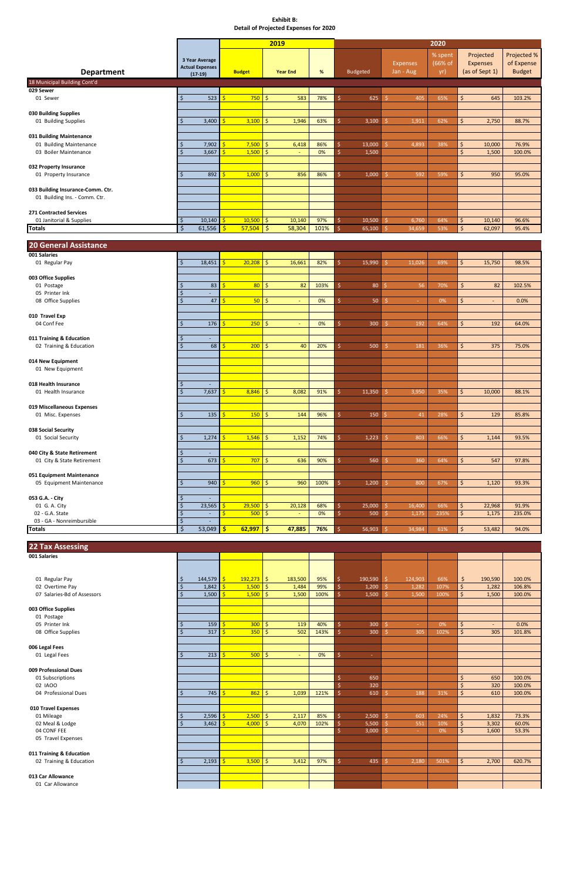**Exhibit B:**
**Detail of Projected Expenses for 2020**

| Department | 3 Year Average Actual Expenses (17-19) | 2019 Budget | 2019 Year End | 2019 % | 2020 Budgeted | 2020 Expenses Jan - Aug | 2020 % spent (66% of yr) | 2020 Projected Expenses (as of Sept 1) | 2020 Projected % of Expense Budget |
|---|---|---|---|---|---|---|---|---|---|
| **18 Municipal Building Cont'd** | | | | | | | | | |
| **029 Sewer** | | | | | | | | | |
| 01 Sewer | $ 523 | $ 750 | $ 583 | 78% | $ 625 | $ 405 | 65% | $ 645 | 103.2% |
| **030 Building Supplies** | | | | | | | | | |
| 01 Building Supplies | $ 3,400 | $ 3,100 | $ 1,946 | 63% | $ 3,100 | $ 1,911 | 62% | $ 2,750 | 88.7% |
| **031 Building Maintenance** | | | | | | | | | |
| 01 Building Maintenance | $ 7,902 | $ 7,500 | $ 6,418 | 86% | $ 13,000 | $ 4,893 | 38% | $ 10,000 | 76.9% |
| 03 Boiler Maintenance | $ 3,667 | $ 1,500 | $ - | 0% | $ 1,500 | | | $ 1,500 | 100.0% |
| **032 Property Insurance** | | | | | | | | | |
| 01 Property Insurance | $ 892 | $ 1,000 | $ 856 | 86% | $ 1,000 | $ 592 | 59% | $ 950 | 95.0% |
| **033 Building Insurance-Comm. Ctr.** | | | | | | | | | |
| 01 Building Ins. - Comm. Ctr. | | | | | | | | | |
| **271 Contracted Services** | | | | | | | | | |
| 01 Janitorial & Supplies | $ 10,140 | $ 10,500 | $ 10,140 | 97% | $ 10,500 | $ 6,760 | 64% | $ 10,140 | 96.6% |
| **Totals** | $ 61,556 | $ 57,504 | $ 58,304 | 101% | $ 65,100 | $ 34,659 | 53% | $ 62,097 | 95.4% |
| **20 General Assistance** | | | | | | | | | |
| **001 Salaries** | | | | | | | | | |
| 01 Regular Pay | $ 18,451 | $ 20,208 | $ 16,661 | 82% | $ 15,990 | $ 11,026 | 69% | $ 15,750 | 98.5% |
| **003 Office Supplies** | | | | | | | | | |
| 01 Postage | $ 83 | $ 80 | $ 82 | 103% | $ 80 | $ 56 | 70% | $ 82 | 102.5% |
| 05 Printer Ink | $ - | | | | | | | | |
| 08 Office Supplies | $ 47 | $ 50 | $ - | 0% | $ 50 | $ - | 0% | $ - | 0.0% |
| **010 Travel Exp** | | | | | | | | | |
| 04 Conf Fee | $ 176 | $ 250 | $ - | 0% | $ 300 | $ 192 | 64% | $ 192 | 64.0% |
| **011 Training & Education** | $ - | | | | | | | | |
| 02 Training & Education | $ 68 | $ 200 | $ 40 | 20% | $ 500 | $ 181 | 36% | $ 375 | 75.0% |
| **014 New Equipment** | | | | | | | | | |
| 01 New Equipment | | | | | | | | | |
| **018 Health Insurance** | $ - | | | | | | | | |
| 01 Health Insurance | $ 7,637 | $ 8,846 | $ 8,082 | 91% | $ 11,350 | $ 3,950 | 35% | $ 10,000 | 88.1% |
| **019 Miscellaneous Expenses** | | | | | | | | | |
| 01 Misc. Expenses | $ 135 | $ 150 | $ 144 | 96% | $ 150 | $ 41 | 28% | $ 129 | 85.8% |
| **038 Social Security** | | | | | | | | | |
| 01 Social Security | $ 1,274 | $ 1,546 | $ 1,152 | 74% | $ 1,223 | $ 803 | 66% | $ 1,144 | 93.5% |
| **040 City & State Retirement** | $ - | | | | | | | | |
| 01 City & State Retirement | $ 673 | $ 707 | $ 636 | 90% | $ 560 | $ 360 | 64% | $ 547 | 97.8% |
| **051 Equipment Maintenance** | | | | | | | | | |
| 05 Equipment Maintenance | $ 940 | $ 960 | $ 960 | 100% | $ 1,200 | $ 800 | 67% | $ 1,120 | 93.3% |
| **053 G.A. - City** | $ - | | | | | | | | |
| 01 G. A. City | $ 23,565 | $ 29,500 | $ 20,128 | 68% | $ 25,000 | $ 16,400 | 66% | $ 22,968 | 91.9% |
| 02 - G.A. State | $ - | $ 500 | $ - | 0% | $ 500 | $ 1,175 | 235% | $ 1,175 | 235.0% |
| 03 - GA - Nonreimbursible | $ - | | | | | | | | |
| **Totals** | $ 53,049 | $ 62,997 | $ 47,885 | 76% | $ 56,903 | $ 34,984 | 61% | $ 53,482 | 94.0% |
| **22 Tax Assessing** | | | | | | | | | |
| **001 Salaries** | | | | | | | | | |
| 01 Regular Pay | $ 144,579 | $ 192,273 | $ 183,500 | 95% | $ 190,590 | $ 124,903 | 66% | $ 190,590 | 100.0% |
| 02 Overtime Pay | $ 1,842 | $ 1,500 | $ 1,484 | 99% | $ 1,200 | $ 1,282 | 107% | $ 1,282 | 106.8% |
| 07 Salaries-Bd of Assessors | $ 1,500 | $ 1,500 | $ 1,500 | 100% | $ 1,500 | $ 1,500 | 100% | $ 1,500 | 100.0% |
| **003 Office Supplies** | | | | | | | | | |
| 01 Postage | | | | | | | | | |
| 05 Printer Ink | $ 159 | $ 300 | $ 119 | 40% | $ 300 | $ - | 0% | $ - | 0.0% |
| 08 Office Supplies | $ 317 | $ 350 | $ 502 | 143% | $ 300 | $ 305 | 102% | $ 305 | 101.8% |
| **006 Legal Fees** | | | | | | | | | |
| 01 Legal Fees | $ 213 | $ 500 | $ - | 0% | $ - | | | | |
| **009 Professional Dues** | | | | | | | | | |
| 01 Subscriptions | | | | | $ 650 | | | $ 650 | 100.0% |
| 02 IAOO | | | | | $ 320 | | | $ 320 | 100.0% |
| 04 Professional Dues | $ 745 | $ 862 | $ 1,039 | 121% | $ 610 | $ 188 | 31% | $ 610 | 100.0% |
| **010 Travel Expenses** | | | | | | | | | |
| 01 Mileage | $ 2,596 | $ 2,500 | $ 2,117 | 85% | $ 2,500 | $ 603 | 24% | $ 1,832 | 73.3% |
| 02 Meal & Lodge | $ 3,462 | $ 4,000 | $ 4,070 | 102% | $ 5,500 | $ 551 | 10% | $ 3,302 | 60.0% |
| 04 CONF FEE | | | | | $ 3,000 | $ - | 0% | $ 1,600 | 53.3% |
| 05 Travel Expenses | | | | | | | | | |
| **011 Training & Education** | | | | | | | | | |
| 02 Training & Education | $ 2,193 | $ 3,500 | $ 3,412 | 97% | $ 435 | $ 2,180 | 501% | $ 2,700 | 620.7% |
| **013 Car Allowance** | | | | | | | | | |
| 01 Car Allowance | | | | | | | | | |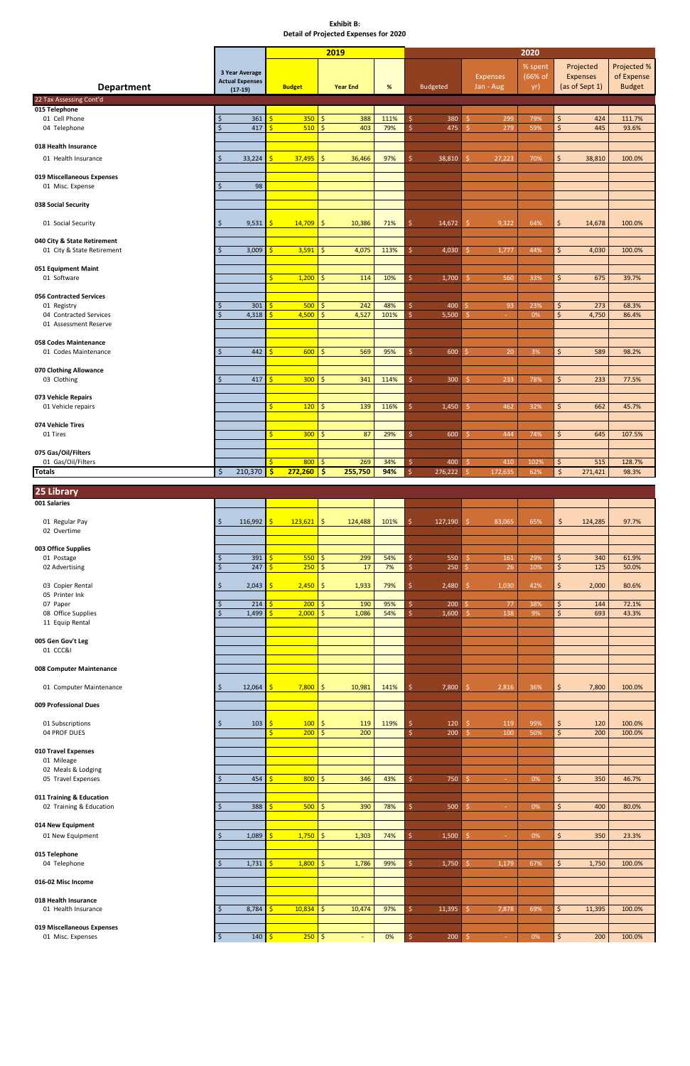**Exhibit B:**
**Detail of Projected Expenses for 2020**

| Department | 3 Year Average Actual Expenses (17-19) | 2019 Budget | 2019 Year End | 2019 % | 2020 Budgeted | 2020 Expenses Jan - Aug | 2020 % spent (66% of yr) | 2020 Projected Expenses (as of Sept 1) | 2020 Projected % of Expense Budget |
|---|---|---|---|---|---|---|---|---|---|
| **22 Tax Assessing Cont'd** | | | | | | | | | |
| **015 Telephone** | | | | | | | | | |
| 01 Cell Phone | $ 361 | $ 350 | $ 388 | 111% | $ 380 | $ 299 | 79% | $ 424 | 111.7% |
| 04 Telephone | $ 417 | $ 510 | $ 403 | 79% | $ 475 | $ 279 | 59% | $ 445 | 93.6% |
| **018 Health Insurance** | | | | | | | | | |
| 01 Health Insurance | $ 33,224 | $ 37,495 | $ 36,466 | 97% | $ 38,810 | $ 27,223 | 70% | $ 38,810 | 100.0% |
| **019 Miscellaneous Expenses** | | | | | | | | | |
| 01 Misc. Expense | $ 98 | | | | | | | | |
| **038 Social Security** | | | | | | | | | |
| 01 Social Security | $ 9,531 | $ 14,709 | $ 10,386 | 71% | $ 14,672 | $ 9,322 | 64% | $ 14,678 | 100.0% |
| **040 City & State Retirement** | | | | | | | | | |
| 01 City & State Retirement | $ 3,009 | $ 3,591 | $ 4,075 | 113% | $ 4,030 | $ 1,777 | 44% | $ 4,030 | 100.0% |
| **051 Equipment Maint** | | | | | | | | | |
| 01 Software | | $ 1,200 | $ 114 | 10% | $ 1,700 | $ 560 | 33% | $ 675 | 39.7% |
| **056 Contracted Services** | | | | | | | | | |
| 01 Registry | $ 301 | $ 500 | $ 242 | 48% | $ 400 | $ 93 | 23% | $ 273 | 68.3% |
| 04 Contracted Services | $ 4,318 | $ 4,500 | $ 4,527 | 101% | $ 5,500 | $ - | 0% | $ 4,750 | 86.4% |
| 01 Assessment Reserve | | | | | | | | | |
| **058 Codes Maintenance** | | | | | | | | | |
| 01 Codes Maintenance | $ 442 | $ 600 | $ 569 | 95% | $ 600 | $ 20 | 3% | $ 589 | 98.2% |
| **070 Clothing Allowance** | | | | | | | | | |
| 03 Clothing | $ 417 | $ 300 | $ 341 | 114% | $ 300 | $ 233 | 78% | $ 233 | 77.5% |
| **073 Vehicle Repairs** | | | | | | | | | |
| 01 Vehicle repairs | | $ 120 | $ 139 | 116% | $ 1,450 | $ 462 | 32% | $ 662 | 45.7% |
| **074 Vehicle Tires** | | | | | | | | | |
| 01 Tires | | $ 300 | $ 87 | 29% | $ 600 | $ 444 | 74% | $ 645 | 107.5% |
| **075 Gas/Oil/Filters** | | | | | | | | | |
| 01 Gas/Oil/Filters | | $ 800 | $ 269 | 34% | $ 400 | $ 410 | 102% | $ 515 | 128.7% |
| **Totals** | $ 210,370 | **$ 272,260** | **$ 255,750** | **94%** | $ 276,222 | $ 172,635 | 62% | $ 271,421 | 98.3% |
| **25 Library** | | | | | | | | | |
| **001 Salaries** | | | | | | | | | |
| 01 Regular Pay | $ 116,992 | $ 123,621 | $ 124,488 | 101% | $ 127,190 | $ 83,065 | 65% | $ 124,285 | 97.7% |
| 02 Overtime | | | | | | | | | |
| **003 Office Supplies** | | | | | | | | | |
| 01 Postage | $ 391 | $ 550 | $ 299 | 54% | $ 550 | $ 161 | 29% | $ 340 | 61.9% |
| 02 Advertising | $ 247 | $ 250 | $ 17 | 7% | $ 250 | $ 26 | 10% | $ 125 | 50.0% |
| 03 Copier Rental | $ 2,043 | $ 2,450 | $ 1,933 | 79% | $ 2,480 | $ 1,030 | 42% | $ 2,000 | 80.6% |
| 05 Printer Ink | | | | | | | | | |
| 07 Paper | $ 214 | $ 200 | $ 190 | 95% | $ 200 | $ 77 | 38% | $ 144 | 72.1% |
| 08 Office Supplies | $ 1,499 | $ 2,000 | $ 1,086 | 54% | $ 1,600 | $ 138 | 9% | $ 693 | 43.3% |
| 11 Equip Rental | | | | | | | | | |
| **005 Gen Gov't Leg** | | | | | | | | | |
| 01 CCC&I | | | | | | | | | |
| **008 Computer Maintenance** | | | | | | | | | |
| 01 Computer Maintenance | $ 12,064 | $ 7,800 | $ 10,981 | 141% | $ 7,800 | $ 2,816 | 36% | $ 7,800 | 100.0% |
| **009 Professional Dues** | | | | | | | | | |
| 01 Subscriptions | $ 103 | $ 100 | $ 119 | 119% | $ 120 | $ 119 | 99% | $ 120 | 100.0% |
| 04 PROF DUES | | $ 200 | $ 200 | | $ 200 | $ 100 | 50% | $ 200 | 100.0% |
| **010 Travel Expenses** | | | | | | | | | |
| 01 Mileage | | | | | | | | | |
| 02 Meals & Lodging | | | | | | | | | |
| 05 Travel Expenses | $ 454 | $ 800 | $ 346 | 43% | $ 750 | $ - | 0% | $ 350 | 46.7% |
| **011 Training & Education** | | | | | | | | | |
| 02 Training & Education | $ 388 | $ 500 | $ 390 | 78% | $ 500 | $ - | 0% | $ 400 | 80.0% |
| **014 New Equipment** | | | | | | | | | |
| 01 New Equipment | $ 1,089 | $ 1,750 | $ 1,303 | 74% | $ 1,500 | $ - | 0% | $ 350 | 23.3% |
| **015 Telephone** | | | | | | | | | |
| 04 Telephone | $ 1,731 | $ 1,800 | $ 1,786 | 99% | $ 1,750 | $ 1,179 | 67% | $ 1,750 | 100.0% |
| **016-02 Misc Income** | | | | | | | | | |
| **018 Health Insurance** | | | | | | | | | |
| 01 Health Insurance | $ 8,784 | $ 10,834 | $ 10,474 | 97% | $ 11,395 | $ 7,878 | 69% | $ 11,395 | 100.0% |
| **019 Miscellaneous Expenses** | | | | | | | | | |
| 01 Misc. Expenses | $ 140 | $ 250 | $ - | 0% | $ 200 | $ - | 0% | $ 200 | 100.0% |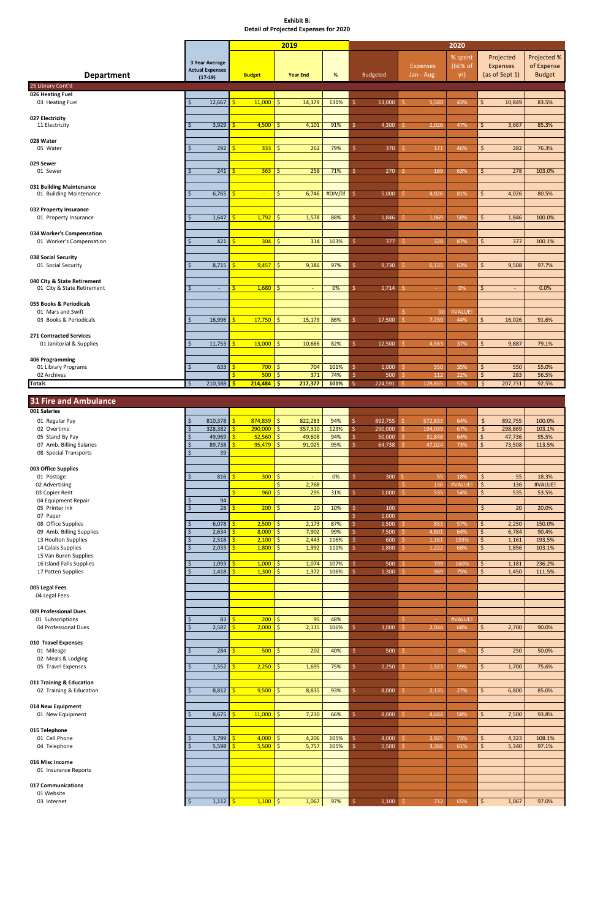**Exhibit B:**
**Detail of Projected Expenses for 2020**

| Department | 3 Year Average Actual Expenses (17-19) | 2019 Budget | 2019 Year End | 2019 % | 2020 Budgeted | 2020 Expenses Jan - Aug | 2020 % spent (66% of yr) | 2020 Projected Expenses (as of Sept 1) | 2020 Projected % of Expense Budget |
|---|---|---|---|---|---|---|---|---|---|
| **25 Library Cont'd** | | | | | | | | | |
| **026 Heating Fuel** | | | | | | | | | |
| 03 Heating Fuel | $ 12,667 | $ 11,000 | $ 14,379 | 131% | $ 13,000 | $ 5,580 | 43% | $ 10,849 | 83.5% |
| **027 Electricity** | | | | | | | | | |
| 11 Electricity | $ 3,929 | $ 4,500 | $ 4,101 | 91% | $ 4,300 | $ 2,026 | 47% | $ 3,667 | 85.3% |
| **028 Water** | | | | | | | | | |
| 05 Water | $ 292 | $ 333 | $ 262 | 79% | $ 370 | $ 171 | 46% | $ 282 | 76.3% |
| **029 Sewer** | | | | | | | | | |
| 01 Sewer | $ 241 | $ 363 | $ 258 | 71% | $ 270 | $ 169 | 63% | $ 278 | 103.0% |
| **031 Building Maintenance** | | | | | | | | | |
| 01 Building Maintenance | $ 6,765 | $ - | $ 6,746 | #DIV/0! | $ 5,000 | $ 4,026 | 81% | $ 4,026 | 80.5% |
| **032 Property Insurance** | | | | | | | | | |
| 01 Property Insurance | $ 1,647 | $ 1,792 | $ 1,578 | 88% | $ 1,846 | $ 1,069 | 58% | $ 1,846 | 100.0% |
| **034 Worker's Compensation** | | | | | | | | | |
| 01 Worker's Compensation | $ 421 | $ 304 | $ 314 | 103% | $ 377 | $ 328 | 87% | $ 377 | 100.1% |
| **038 Social Security** | | | | | | | | | |
| 01 Social Security | $ 8,715 | $ 9,457 | $ 9,186 | 97% | $ 9,730 | $ 6,135 | 63% | $ 9,508 | 97.7% |
| **040 City & State Retirement** | | | | | | | | | |
| 01 City & State Retirement | $ - | $ 1,680 | $ - | 0% | $ 1,714 | $ - | 0% | $ - | 0.0% |
| **055 Books & Periodicals** | | | | | | | | | |
| 01 Mars and Swift | | | | | | $ (0) | #VALUE! | | |
| 03 Books & Periodicals | $ 16,996 | $ 17,750 | $ 15,179 | 86% | $ 17,500 | $ 7,739 | 44% | $ 16,026 | 91.6% |
| **271 Contracted Services** | | | | | | | | | |
| 01 Janitorial & Supplies | $ 11,753 | $ 13,000 | $ 10,686 | 82% | $ 12,500 | $ 4,563 | 37% | $ 9,887 | 79.1% |
| **406 Programming** | | | | | | | | | |
| 01 Library Programs | $ 633 | $ 700 | $ 704 | 101% | $ 1,000 | $ 350 | 35% | $ 550 | 55.0% |
| 02 Archives | | $ 500 | $ 371 | 74% | $ 500 | $ 112 | 22% | $ 283 | 56.5% |
| **Totals** | $ 210,388 | $ 214,484 | $ 217,377 | 101% | $ 224,591 | $ 128,855 | 57% | $ 207,731 | 92.5% |

## 31 Fire and Ambulance

| Department | 3 Year Average Actual Expenses (17-19) | 2019 Budget | 2019 Year End | 2019 % | 2020 Budgeted | 2020 Expenses Jan - Aug | 2020 % spent (66% of yr) | 2020 Projected Expenses (as of Sept 1) | 2020 Projected % of Expense Budget |
|---|---|---|---|---|---|---|---|---|---|
| **001 Salaries** | | | | | | | | | |
| 01 Regular Pay | $ 810,378 | $ 874,839 | $ 822,283 | 94% | $ 892,755 | $ 572,833 | 64% | $ 892,755 | 100.0% |
| 02 Overtime | $ 328,382 | $ 290,000 | $ 357,310 | 123% | $ 290,000 | $ 194,039 | 67% | $ 298,869 | 103.1% |
| 05 Stand By Pay | $ 49,969 | $ 52,560 | $ 49,608 | 94% | $ 50,000 | $ 31,848 | 64% | $ 47,736 | 95.5% |
| 07 Amb. Billing Salaries | $ 89,738 | $ 95,479 | $ 91,025 | 95% | $ 64,738 | $ 47,024 | 73% | $ 73,508 | 113.5% |
| 08 Special Transports | $ 39 | | | | | | | | |
| **003 Office Supplies** | | | | | | | | | |
| 01 Postage | $ 816 | $ 300 | $ - | 0% | $ 300 | $ 55 | 18% | $ 55 | 18.3% |
| 02 Advertising | | | $ 2,768 | | | $ 136 | #VALUE! | $ 136 | #VALUE! |
| 03 Copier Rent | | $ 960 | $ 295 | 31% | $ 1,000 | $ 535 | 54% | $ 535 | 53.5% |
| 04 Equipment Repair | $ 94 | | | | | | | | |
| 05 Printer Ink | $ 28 | $ 200 | $ 20 | 10% | $ 100 | | | $ 20 | 20.0% |
| 07 Paper | | | | | $ 1,000 | | | | |
| 08 Office Supplies | $ 6,078 | $ 2,500 | $ 2,173 | 87% | $ 1,500 | $ 853 | 57% | $ 2,250 | 150.0% |
| 09 Amb. Billing Supplies | $ 2,634 | $ 8,000 | $ 7,902 | 99% | $ 7,500 | $ 4,801 | 64% | $ 6,784 | 90.4% |
| 13 Houlton Supplies | $ 2,518 | $ 2,100 | $ 2,443 | 116% | $ 600 | $ 1,161 | 193% | $ 1,161 | 193.5% |
| 14 Calais Supplies | $ 2,033 | $ 1,800 | $ 1,992 | 111% | $ 1,800 | $ 1,222 | 68% | $ 1,856 | 103.1% |
| 15 Van Buren Supplies | | | | | | | | | |
| 16 Island Falls Supplies | $ 1,093 | $ 1,000 | $ 1,074 | 107% | $ 500 | $ 799 | 160% | $ 1,181 | 236.2% |
| 17 Patten Supplies | $ 1,418 | $ 1,300 | $ 1,372 | 106% | $ 1,300 | $ 969 | 75% | $ 1,450 | 111.5% |
| **005 Legal Fees** | | | | | | | | | |
| 04 Legal Fees | | | | | | | | | |
| **009 Professional Dues** | | | | | | | | | |
| 01 Subscriptions | $ 83 | $ 200 | $ 95 | 48% | | $ - | #VALUE! | | |
| 04 Professional Dues | $ 2,587 | $ 2,000 | $ 2,115 | 106% | $ 3,000 | $ 2,044 | 68% | $ 2,700 | 90.0% |
| **010 Travel Expenses** | | | | | | | | | |
| 01 Mileage | $ 284 | $ 500 | $ 202 | 40% | $ 500 | $ - | 0% | $ 250 | 50.0% |
| 02 Meals & Lodging | | | | | | | | | |
| 05 Travel Expenses | $ 1,552 | $ 2,250 | $ 1,695 | 75% | $ 2,250 | $ 1,323 | 59% | $ 1,700 | 75.6% |
| **011 Training & Education** | | | | | | | | | |
| 02 Training & Education | $ 8,812 | $ 9,500 | $ 8,835 | 93% | $ 8,000 | $ 2,135 | 27% | $ 6,800 | 85.0% |
| **014 New Equipment** | | | | | | | | | |
| 01 New Equipment | $ 8,675 | $ 11,000 | $ 7,230 | 66% | $ 8,000 | $ 4,644 | 58% | $ 7,500 | 93.8% |
| **015 Telephone** | | | | | | | | | |
| 01 Cell Phone | $ 3,799 | $ 4,000 | $ 4,206 | 105% | $ 4,000 | $ 2,925 | 73% | $ 4,323 | 108.1% |
| 04 Telephone | $ 5,598 | $ 5,500 | $ 5,757 | 105% | $ 5,500 | $ 3,366 | 61% | $ 5,340 | 97.1% |
| **016 Misc Income** | | | | | | | | | |
| 01 Insurance Reports | | | | | | | | | |
| **017 Communications** | | | | | | | | | |
| 01 Website | | | | | | | | | |
| 03 Internet | $ 1,112 | $ 1,100 | $ 1,067 | 97% | $ 1,100 | $ 712 | 65% | $ 1,067 | 97.0% |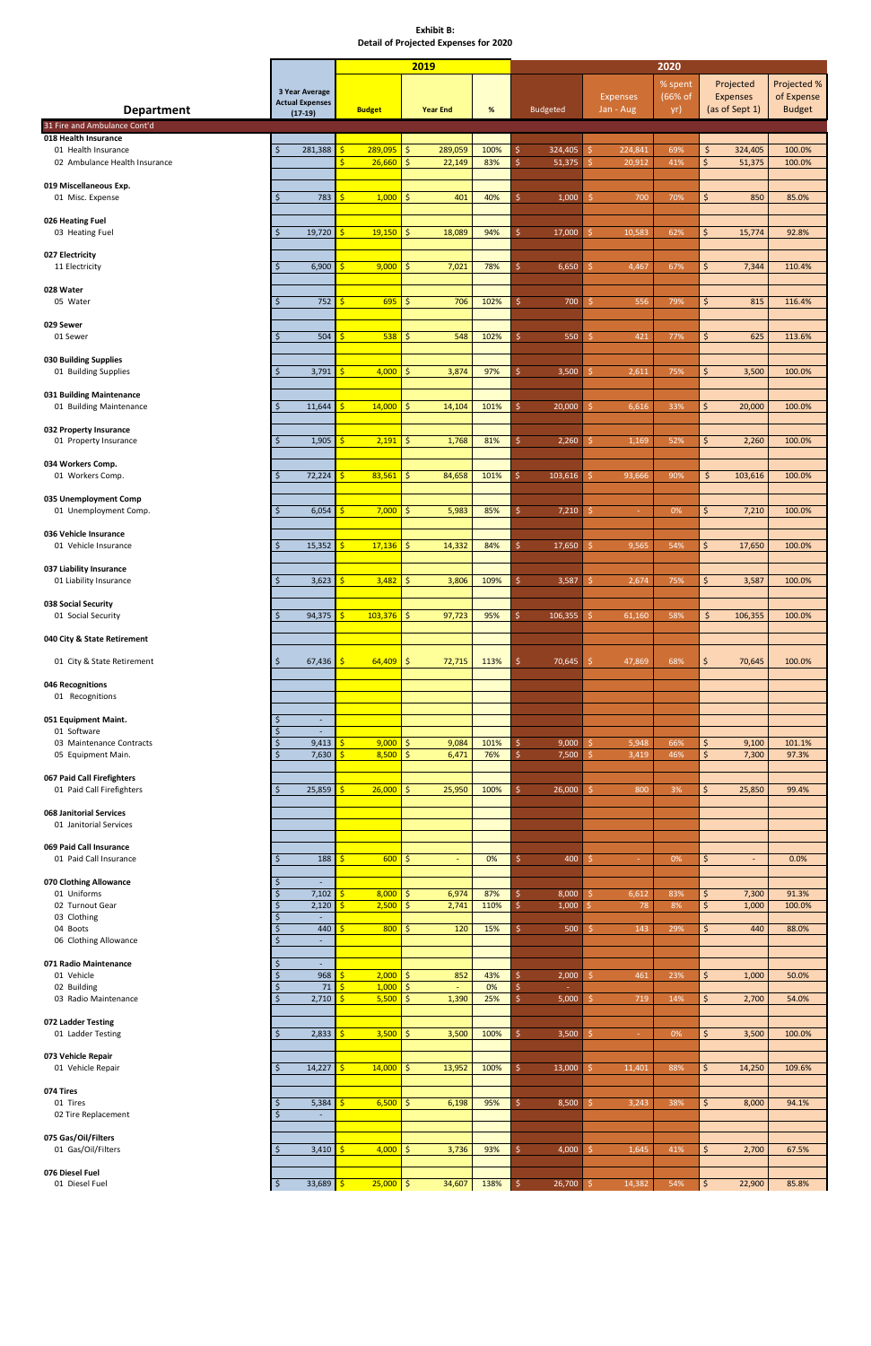**Exhibit B:**
**Detail of Projected Expenses for 2020**

| Department | 3 Year Average Actual Expenses (17-19) | 2019 Budget | 2019 Year End | 2019 % | 2020 Budgeted | 2020 Expenses Jan - Aug | 2020 % spent (66% of yr) | Projected Expenses (as of Sept 1) | Projected % of Expense Budget |
|---|---|---|---|---|---|---|---|---|---|
| **31 Fire and Ambulance Cont'd** | | | | | | | | | |
| **018 Health Insurance** | | | | | | | | | |
| 01 Health Insurance | $ 281,388 | $ 289,095 | $ 289,059 | 100% | $ 324,405 | $ 224,841 | 69% | $ 324,405 | 100.0% |
| 02 Ambulance Health Insurance | | $ 26,660 | $ 22,149 | 83% | $ 51,375 | $ 20,912 | 41% | $ 51,375 | 100.0% |
| **019 Miscellaneous Exp.** | | | | | | | | | |
| 01 Misc. Expense | $ 783 | $ 1,000 | $ 401 | 40% | $ 1,000 | $ 700 | 70% | $ 850 | 85.0% |
| **026 Heating Fuel** | | | | | | | | | |
| 03 Heating Fuel | $ 19,720 | $ 19,150 | $ 18,089 | 94% | $ 17,000 | $ 10,583 | 62% | $ 15,774 | 92.8% |
| **027 Electricity** | | | | | | | | | |
| 11 Electricity | $ 6,900 | $ 9,000 | $ 7,021 | 78% | $ 6,650 | $ 4,467 | 67% | $ 7,344 | 110.4% |
| **028 Water** | | | | | | | | | |
| 05 Water | $ 752 | $ 695 | $ 706 | 102% | $ 700 | $ 556 | 79% | $ 815 | 116.4% |
| **029 Sewer** | | | | | | | | | |
| 01 Sewer | $ 504 | $ 538 | $ 548 | 102% | $ 550 | $ 421 | 77% | $ 625 | 113.6% |
| **030 Building Supplies** | | | | | | | | | |
| 01 Building Supplies | $ 3,791 | $ 4,000 | $ 3,874 | 97% | $ 3,500 | $ 2,611 | 75% | $ 3,500 | 100.0% |
| **031 Building Maintenance** | | | | | | | | | |
| 01 Building Maintenance | $ 11,644 | $ 14,000 | $ 14,104 | 101% | $ 20,000 | $ 6,616 | 33% | $ 20,000 | 100.0% |
| **032 Property Insurance** | | | | | | | | | |
| 01 Property Insurance | $ 1,905 | $ 2,191 | $ 1,768 | 81% | $ 2,260 | $ 1,169 | 52% | $ 2,260 | 100.0% |
| **034 Workers Comp.** | | | | | | | | | |
| 01 Workers Comp. | $ 72,224 | $ 83,561 | $ 84,658 | 101% | $ 103,616 | $ 93,666 | 90% | $ 103,616 | 100.0% |
| **035 Unemployment Comp** | | | | | | | | | |
| 01 Unemployment Comp. | $ 6,054 | $ 7,000 | $ 5,983 | 85% | $ 7,210 | $ - | 0% | $ 7,210 | 100.0% |
| **036 Vehicle Insurance** | | | | | | | | | |
| 01 Vehicle Insurance | $ 15,352 | $ 17,136 | $ 14,332 | 84% | $ 17,650 | $ 9,565 | 54% | $ 17,650 | 100.0% |
| **037 Liability Insurance** | | | | | | | | | |
| 01 Liability Insurance | $ 3,623 | $ 3,482 | $ 3,806 | 109% | $ 3,587 | $ 2,674 | 75% | $ 3,587 | 100.0% |
| **038 Social Security** | | | | | | | | | |
| 01 Social Security | $ 94,375 | $ 103,376 | $ 97,723 | 95% | $ 106,355 | $ 61,160 | 58% | $ 106,355 | 100.0% |
| **040 City & State Retirement** | | | | | | | | | |
| 01 City & State Retirement | $ 67,436 | $ 64,409 | $ 72,715 | 113% | $ 70,645 | $ 47,869 | 68% | $ 70,645 | 100.0% |
| **046 Recognitions** | | | | | | | | | |
| 01 Recognitions | | | | | | | | | |
| **051 Equipment Maint.** | $ - | | | | | | | | |
| 01 Software | $ - | | | | | | | | |
| 03 Maintenance Contracts | $ 9,413 | $ 9,000 | $ 9,084 | 101% | $ 9,000 | $ 5,948 | 66% | $ 9,100 | 101.1% |
| 05 Equipment Main. | $ 7,630 | $ 8,500 | $ 6,471 | 76% | $ 7,500 | $ 3,419 | 46% | $ 7,300 | 97.3% |
| **067 Paid Call Firefighters** | | | | | | | | | |
| 01 Paid Call Firefighters | $ 25,859 | $ 26,000 | $ 25,950 | 100% | $ 26,000 | $ 800 | 3% | $ 25,850 | 99.4% |
| **068 Janitorial Services** | | | | | | | | | |
| 01 Janitorial Services | | | | | | | | | |
| **069 Paid Call Insurance** | | | | | | | | | |
| 01 Paid Call Insurance | $ 188 | $ 600 | $ - | 0% | $ 400 | $ - | 0% | $ - | 0.0% |
| **070 Clothing Allowance** | $ - | | | | | | | | |
| 01 Uniforms | $ 7,102 | $ 8,000 | $ 6,974 | 87% | $ 8,000 | $ 6,612 | 83% | $ 7,300 | 91.3% |
| 02 Turnout Gear | $ 2,120 | $ 2,500 | $ 2,741 | 110% | $ 1,000 | $ 78 | 8% | $ 1,000 | 100.0% |
| 03 Clothing | $ - | | | | | | | | |
| 04 Boots | $ 440 | $ 800 | $ 120 | 15% | $ 500 | $ 143 | 29% | $ 440 | 88.0% |
| 06 Clothing Allowance | $ - | | | | | | | | |
| **071 Radio Maintenance** | $ - | | | | | | | | |
| 01 Vehicle | $ 968 | $ 2,000 | $ 852 | 43% | $ 2,000 | $ 461 | 23% | $ 1,000 | 50.0% |
| 02 Building | $ 71 | $ 1,000 | $ - | 0% | $ - | | | | |
| 03 Radio Maintenance | $ 2,710 | $ 5,500 | $ 1,390 | 25% | $ 5,000 | $ 719 | 14% | $ 2,700 | 54.0% |
| **072 Ladder Testing** | | | | | | | | | |
| 01 Ladder Testing | $ 2,833 | $ 3,500 | $ 3,500 | 100% | $ 3,500 | $ - | 0% | $ 3,500 | 100.0% |
| **073 Vehicle Repair** | | | | | | | | | |
| 01 Vehicle Repair | $ 14,227 | $ 14,000 | $ 13,952 | 100% | $ 13,000 | $ 11,401 | 88% | $ 14,250 | 109.6% |
| **074 Tires** | | | | | | | | | |
| 01 Tires | $ 5,384 | $ 6,500 | $ 6,198 | 95% | $ 8,500 | $ 3,243 | 38% | $ 8,000 | 94.1% |
| 02 Tire Replacement | $ - | | | | | | | | |
| **075 Gas/Oil/Filters** | | | | | | | | | |
| 01 Gas/Oil/Filters | $ 3,410 | $ 4,000 | $ 3,736 | 93% | $ 4,000 | $ 1,645 | 41% | $ 2,700 | 67.5% |
| **076 Diesel Fuel** | | | | | | | | | |
| 01 Diesel Fuel | $ 33,689 | $ 25,000 | $ 34,607 | 138% | $ 26,700 | $ 14,382 | 54% | $ 22,900 | 85.8% |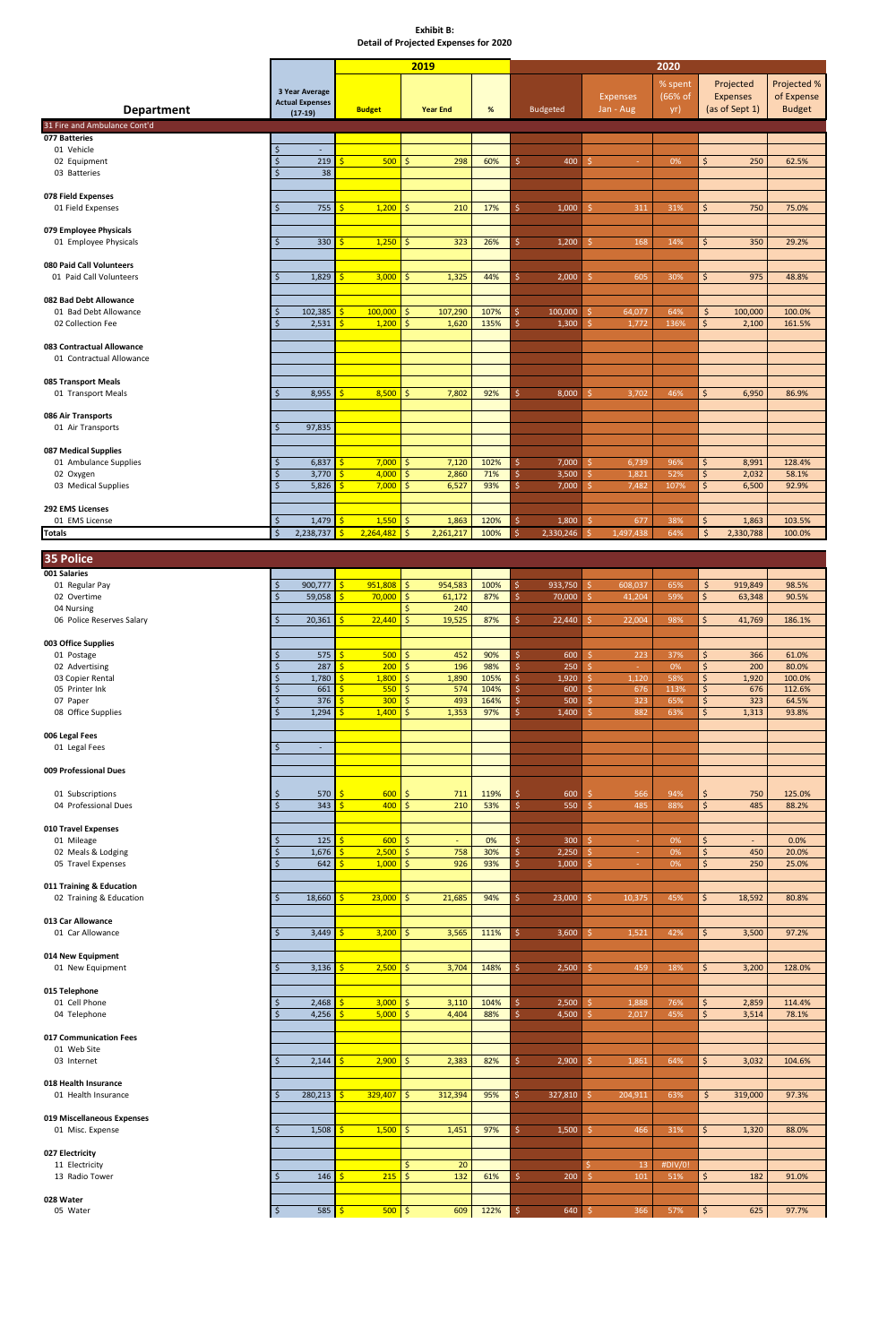**Exhibit B:**
**Detail of Projected Expenses for 2020**

| Department | 3 Year Average Actual Expenses (17-19) | 2019 Budget | 2019 Year End | 2019 % | 2020 Budgeted | 2020 Expenses Jan - Aug | 2020 % spent (66% of yr) | 2020 Projected Expenses (as of Sept 1) | 2020 Projected % of Expense Budget |
|---|---|---|---|---|---|---|---|---|---|
| **31 Fire and Ambulance Cont'd** | | | | | | | | | |
| **077 Batteries** | | | | | | | | | |
| 01 Vehicle | $ - | | | | | | | | |
| 02 Equipment | $ 219 | $ 500 | $ 298 | 60% | $ 400 | $ - | 0% | $ 250 | 62.5% |
| 03 Batteries | $ 38 | | | | | | | | |
| **078 Field Expenses** | | | | | | | | | |
| 01 Field Expenses | $ 755 | $ 1,200 | $ 210 | 17% | $ 1,000 | $ 311 | 31% | $ 750 | 75.0% |
| **079 Employee Physicals** | | | | | | | | | |
| 01 Employee Physicals | $ 330 | $ 1,250 | $ 323 | 26% | $ 1,200 | $ 168 | 14% | $ 350 | 29.2% |
| **080 Paid Call Volunteers** | | | | | | | | | |
| 01 Paid Call Volunteers | $ 1,829 | $ 3,000 | $ 1,325 | 44% | $ 2,000 | $ 605 | 30% | $ 975 | 48.8% |
| **082 Bad Debt Allowance** | | | | | | | | | |
| 01 Bad Debt Allowance | $ 102,385 | $ 100,000 | $ 107,290 | 107% | $ 100,000 | $ 64,077 | 64% | $ 100,000 | 100.0% |
| 02 Collection Fee | $ 2,531 | $ 1,200 | $ 1,620 | 135% | $ 1,300 | $ 1,772 | 136% | $ 2,100 | 161.5% |
| **083 Contractual Allowance** | | | | | | | | | |
| 01 Contractual Allowance | | | | | | | | | |
| **085 Transport Meals** | | | | | | | | | |
| 01 Transport Meals | $ 8,955 | $ 8,500 | $ 7,802 | 92% | $ 8,000 | $ 3,702 | 46% | $ 6,950 | 86.9% |
| **086 Air Transports** | | | | | | | | | |
| 01 Air Transports | $ 97,835 | | | | | | | | |
| **087 Medical Supplies** | | | | | | | | | |
| 01 Ambulance Supplies | $ 6,837 | $ 7,000 | $ 7,120 | 102% | $ 7,000 | $ 6,739 | 96% | $ 8,991 | 128.4% |
| 02 Oxygen | $ 3,770 | $ 4,000 | $ 2,860 | 71% | $ 3,500 | $ 1,821 | 52% | $ 2,032 | 58.1% |
| 03 Medical Supplies | $ 5,826 | $ 7,000 | $ 6,527 | 93% | $ 7,000 | $ 7,482 | 107% | $ 6,500 | 92.9% |
| **292 EMS Licenses** | | | | | | | | | |
| 01 EMS License | $ 1,479 | $ 1,550 | $ 1,863 | 120% | $ 1,800 | $ 677 | 38% | $ 1,863 | 103.5% |
| **Totals** | $ 2,238,737 | $ 2,264,482 | $ 2,261,217 | 100% | $ 2,330,246 | $ 1,497,438 | 64% | $ 2,330,788 | 100.0% |
| **35 Police** | | | | | | | | | |
| **001 Salaries** | | | | | | | | | |
| 01 Regular Pay | $ 900,777 | $ 951,808 | $ 954,583 | 100% | $ 933,750 | $ 608,037 | 65% | $ 919,849 | 98.5% |
| 02 Overtime | $ 59,058 | $ 70,000 | $ 61,172 | 87% | $ 70,000 | $ 41,204 | 59% | $ 63,348 | 90.5% |
| 04 Nursing | | | $ 240 | | | | | | |
| 06 Police Reserves Salary | $ 20,361 | $ 22,440 | $ 19,525 | 87% | $ 22,440 | $ 22,004 | 98% | $ 41,769 | 186.1% |
| **003 Office Supplies** | | | | | | | | | |
| 01 Postage | $ 575 | $ 500 | $ 452 | 90% | $ 600 | $ 223 | 37% | $ 366 | 61.0% |
| 02 Advertising | $ 287 | $ 200 | $ 196 | 98% | $ 250 | $ - | 0% | $ 200 | 80.0% |
| 03 Copier Rental | $ 1,780 | $ 1,800 | $ 1,890 | 105% | $ 1,920 | $ 1,120 | 58% | $ 1,920 | 100.0% |
| 05 Printer Ink | $ 661 | $ 550 | $ 574 | 104% | $ 600 | $ 676 | 113% | $ 676 | 112.6% |
| 07 Paper | $ 376 | $ 300 | $ 493 | 164% | $ 500 | $ 323 | 65% | $ 323 | 64.5% |
| 08 Office Supplies | $ 1,294 | $ 1,400 | $ 1,353 | 97% | $ 1,400 | $ 882 | 63% | $ 1,313 | 93.8% |
| **006 Legal Fees** | | | | | | | | | |
| 01 Legal Fees | $ - | | | | | | | | |
| **009 Professional Dues** | | | | | | | | | |
| 01 Subscriptions | $ 570 | $ 600 | $ 711 | 119% | $ 600 | $ 566 | 94% | $ 750 | 125.0% |
| 04 Professional Dues | $ 343 | $ 400 | $ 210 | 53% | $ 550 | $ 485 | 88% | $ 485 | 88.2% |
| **010 Travel Expenses** | | | | | | | | | |
| 01 Mileage | $ 125 | $ 600 | $ - | 0% | $ 300 | $ - | 0% | $ - | 0.0% |
| 02 Meals & Lodging | $ 1,676 | $ 2,500 | $ 758 | 30% | $ 2,250 | $ - | 0% | $ 450 | 20.0% |
| 05 Travel Expenses | $ 642 | $ 1,000 | $ 926 | 93% | $ 1,000 | $ - | 0% | $ 250 | 25.0% |
| **011 Training & Education** | | | | | | | | | |
| 02 Training & Education | $ 18,660 | $ 23,000 | $ 21,685 | 94% | $ 23,000 | $ 10,375 | 45% | $ 18,592 | 80.8% |
| **013 Car Allowance** | | | | | | | | | |
| 01 Car Allowance | $ 3,449 | $ 3,200 | $ 3,565 | 111% | $ 3,600 | $ 1,521 | 42% | $ 3,500 | 97.2% |
| **014 New Equipment** | | | | | | | | | |
| 01 New Equipment | $ 3,136 | $ 2,500 | $ 3,704 | 148% | $ 2,500 | $ 459 | 18% | $ 3,200 | 128.0% |
| **015 Telephone** | | | | | | | | | |
| 01 Cell Phone | $ 2,468 | $ 3,000 | $ 3,110 | 104% | $ 2,500 | $ 1,888 | 76% | $ 2,859 | 114.4% |
| 04 Telephone | $ 4,256 | $ 5,000 | $ 4,404 | 88% | $ 4,500 | $ 2,017 | 45% | $ 3,514 | 78.1% |
| **017 Communication Fees** | | | | | | | | | |
| 01 Web Site | | | | | | | | | |
| 03 Internet | $ 2,144 | $ 2,900 | $ 2,383 | 82% | $ 2,900 | $ 1,861 | 64% | $ 3,032 | 104.6% |
| **018 Health Insurance** | | | | | | | | | |
| 01 Health Insurance | $ 280,213 | $ 329,407 | $ 312,394 | 95% | $ 327,810 | $ 204,911 | 63% | $ 319,000 | 97.3% |
| **019 Miscellaneous Expenses** | | | | | | | | | |
| 01 Misc. Expense | $ 1,508 | $ 1,500 | $ 1,451 | 97% | $ 1,500 | $ 466 | 31% | $ 1,320 | 88.0% |
| **027 Electricity** | | | | | | | | | |
| 11 Electricity | | | $ 20 | | | $ 13 | #DIV/0! | | |
| 13 Radio Tower | $ 146 | $ 215 | $ 132 | 61% | $ 200 | $ 101 | 51% | $ 182 | 91.0% |
| **028 Water** | | | | | | | | | |
| 05 Water | $ 585 | $ 500 | $ 609 | 122% | $ 640 | $ 366 | 57% | $ 625 | 97.7% |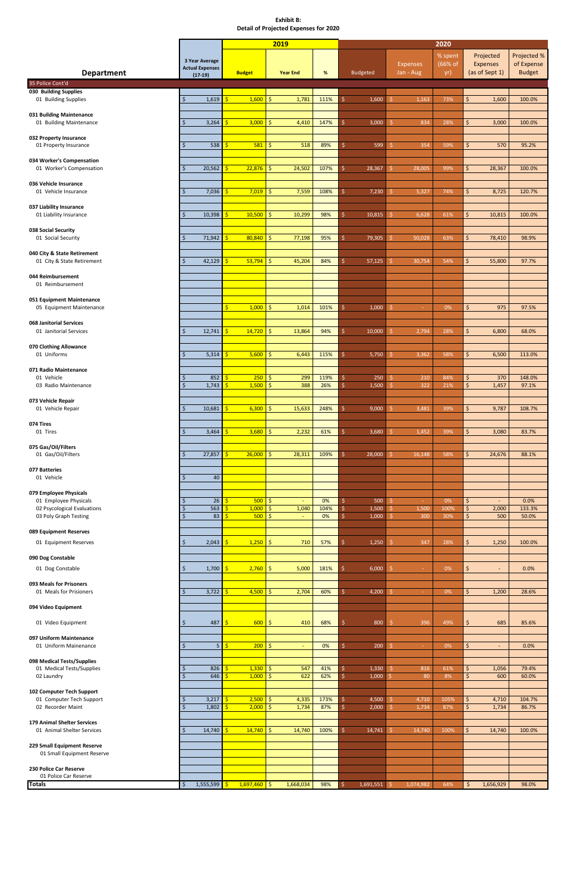**Exhibit B:**
**Detail of Projected Expenses for 2020**

| Department | 3 Year Average Actual Expenses (17-19) | 2019 Budget | 2019 Year End | 2019 % | 2020 Budgeted | 2020 Expenses Jan - Aug | 2020 % spent (66% of yr) | 2020 Projected Expenses (as of Sept 1) | 2020 Projected % of Expense Budget |
|---|---|---|---|---|---|---|---|---|---|
| **35 Police Cont'd** | | | | | | | | | |
| **030 Building Supplies** | | | | | | | | | |
| 01 Building Supplies | $ 1,619 | $ 1,600 | $ 1,781 | 111% | $ 1,600 | $ 1,163 | 73% | $ 1,600 | 100.0% |
| **031 Building Maintenance** | | | | | | | | | |
| 01 Building Maintenance | $ 3,264 | $ 3,000 | $ 4,410 | 147% | $ 3,000 | $ 834 | 28% | $ 3,000 | 100.0% |
| **032 Property Insurance** | | | | | | | | | |
| 01 Property Insurance | $ 538 | $ 581 | $ 518 | 89% | $ 599 | $ 354 | 59% | $ 570 | 95.2% |
| **034 Worker's Compensation** | | | | | | | | | |
| 01 Worker's Compensation | $ 20,562 | $ 22,876 | $ 24,502 | 107% | $ 28,367 | $ 28,005 | 99% | $ 28,367 | 100.0% |
| **036 Vehicle Insurance** | | | | | | | | | |
| 01 Vehicle Insurance | $ 7,036 | $ 7,019 | $ 7,559 | 108% | $ 7,230 | $ 5,327 | 74% | $ 8,725 | 120.7% |
| **037 Liability Insurance** | | | | | | | | | |
| 01 Liability Insurance | $ 10,398 | $ 10,500 | $ 10,299 | 98% | $ 10,815 | $ 6,628 | 61% | $ 10,815 | 100.0% |
| **038 Social Security** | | | | | | | | | |
| 01 Social Security | $ 71,942 | $ 80,840 | $ 77,198 | 95% | $ 79,305 | $ 50,028 | 63% | $ 78,410 | 98.9% |
| **040 City & State Retirement** | | | | | | | | | |
| 01 City & State Retirement | $ 42,129 | $ 53,794 | $ 45,204 | 84% | $ 57,125 | $ 30,754 | 54% | $ 55,800 | 97.7% |
| **044 Reimbursement** | | | | | | | | | |
| 01 Reimbursement | | | | | | | | | |
| **051 Equipment Maintenance** | | | | | | | | | |
| 05 Equipment Maintenance | | $ 1,000 | $ 1,014 | 101% | $ 1,000 | $ - | 0% | $ 975 | 97.5% |
| **068 Janitorial Services** | | | | | | | | | |
| 01 Janitorial Services | $ 12,741 | $ 14,720 | $ 13,864 | 94% | $ 10,000 | $ 2,794 | 28% | $ 6,800 | 68.0% |
| **070 Clothing Allowance** | | | | | | | | | |
| 01 Uniforms | $ 5,314 | $ 5,600 | $ 6,443 | 115% | $ 5,750 | $ 3,362 | 58% | $ 6,500 | 113.0% |
| **071 Radio Maintenance** | | | | | | | | | |
| 01 Vehicle | $ 852 | $ 250 | $ 299 | 119% | $ 250 | $ 210 | 84% | $ 370 | 148.0% |
| 03 Radio Maintenance | $ 1,743 | $ 1,500 | $ 388 | 26% | $ 1,500 | $ 322 | 21% | $ 1,457 | 97.1% |
| **073 Vehicle Repair** | | | | | | | | | |
| 01 Vehicle Repair | $ 10,681 | $ 6,300 | $ 15,633 | 248% | $ 9,000 | $ 3,481 | 39% | $ 9,787 | 108.7% |
| **074 Tires** | | | | | | | | | |
| 01 Tires | $ 3,464 | $ 3,680 | $ 2,232 | 61% | $ 3,680 | $ 1,452 | 39% | $ 3,080 | 83.7% |
| **075 Gas/Oil/Filters** | | | | | | | | | |
| 01 Gas/Oil/Filters | $ 27,857 | $ 26,000 | $ 28,311 | 109% | $ 28,000 | $ 16,148 | 58% | $ 24,676 | 88.1% |
| **077 Batteries** | | | | | | | | | |
| 01 Vehicle | $ 40 | | | | | | | | |
| **079 Employee Physicals** | | | | | | | | | |
| 01 Employee Physicals | $ 26 | $ 500 | $ - | 0% | $ 500 | $ - | 0% | $ - | 0.0% |
| 02 Psycological Evaluations | $ 563 | $ 1,000 | $ 1,040 | 104% | $ 1,500 | $ 1,500 | 100% | $ 2,000 | 133.3% |
| 03 Poly Graph Testing | $ 83 | $ 500 | $ - | 0% | $ 1,000 | $ 300 | 30% | $ 500 | 50.0% |
| **089 Equipment Reserves** | | | | | | | | | |
| 01 Equipment Reserves | $ 2,043 | $ 1,250 | $ 710 | 57% | $ 1,250 | $ 347 | 28% | $ 1,250 | 100.0% |
| **090 Dog Constable** | | | | | | | | | |
| 01 Dog Constable | $ 1,700 | $ 2,760 | $ 5,000 | 181% | $ 6,000 | $ - | 0% | $ - | 0.0% |
| **093 Meals for Prisoners** | | | | | | | | | |
| 01 Meals for Prisioners | $ 3,722 | $ 4,500 | $ 2,704 | 60% | $ 4,200 | $ - | 0% | $ 1,200 | 28.6% |
| **094 Video Equipment** | | | | | | | | | |
| 01 Video Equipment | $ 487 | $ 600 | $ 410 | 68% | $ 800 | $ 396 | 49% | $ 685 | 85.6% |
| **097 Uniform Maintenance** | | | | | | | | | |
| 01 Uniform Mainenance | $ 5 | $ 200 | $ - | 0% | $ 200 | $ - | 0% | $ - | 0.0% |
| **098 Medical Tests/Supplies** | | | | | | | | | |
| 01 Medical Tests/Supplies | $ 826 | $ 1,330 | $ 547 | 41% | $ 1,330 | $ 816 | 61% | $ 1,056 | 79.4% |
| 02 Laundry | $ 646 | $ 1,000 | $ 622 | 62% | $ 1,000 | $ 80 | 8% | $ 600 | 60.0% |
| **102 Computer Tech Support** | | | | | | | | | |
| 01 Computer Tech Support | $ 3,217 | $ 2,500 | $ 4,335 | 173% | $ 4,500 | $ 4,710 | 105% | $ 4,710 | 104.7% |
| 02 Recorder Maint | $ 1,802 | $ 2,000 | $ 1,734 | 87% | $ 2,000 | $ 1,734 | 87% | $ 1,734 | 86.7% |
| **179 Animal Shelter Services** | | | | | | | | | |
| 01 Animal Shelter Services | $ 14,740 | $ 14,740 | $ 14,740 | 100% | $ 14,741 | $ 14,740 | 100% | $ 14,740 | 100.0% |
| **229 Small Equipment Reserve** | | | | | | | | | |
| 01 Small Equipment Reserve | | | | | | | | | |
| **230 Police Car Reserve** | | | | | | | | | |
| 01 Police Car Reserve | | | | | | | | | |
| **Totals** | $ 1,555,599 | $ 1,697,460 | $ 1,668,034 | 98% | $ 1,691,551 | $ 1,074,982 | 64% | $ 1,656,929 | 98.0% |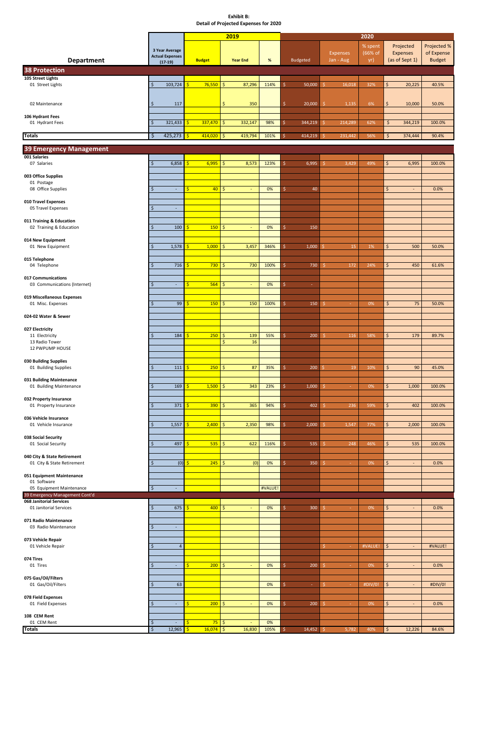**Exhibit B:**
**Detail of Projected Expenses for 2020**

| Department | 3 Year Average Actual Expenses (17-19) | 2019 Budget | 2019 Year End | 2019 % | 2020 Budgeted | 2020 Expenses Jan - Aug | 2020 % spent (66% of yr) | 2020 Projected Expenses (as of Sept 1) | 2020 Projected % of Expense Budget |
|---|---|---|---|---|---|---|---|---|---|
| **38 Protection** | | | | | | | | | |
| **105 Street Lights** | | | | | | | | | |
| 01 Street Lights | $ 103,724 | $ 76,550 | $ 87,296 | 114% | $ 50,000 | $ 16,018 | 32% | $ 20,225 | 40.5% |
| 02 Maintenance | $ 117 | | $ 350 | | $ 20,000 | $ 1,135 | 6% | $ 10,000 | 50.0% |
| **106 Hydrant Fees** | | | | | | | | | |
| 01 Hydrant Fees | $ 321,433 | $ 337,470 | $ 332,147 | 98% | $ 344,219 | $ 214,289 | 62% | $ 344,219 | 100.0% |
| **Totals** | $ 425,273 | $ 414,020 | $ 419,794 | 101% | $ 414,219 | $ 231,442 | 56% | $ 374,444 | 90.4% |
| **39 Emergency Management** | | | | | | | | | |
| **001 Salaries** | | | | | | | | | |
| 07 Salaries | $ 6,858 | $ 6,995 | $ 8,573 | 123% | $ 6,995 | $ 3,429 | 49% | $ 6,995 | 100.0% |
| **003 Office Supplies** | | | | | | | | | |
| 01 Postage | | | | | | | | | |
| 08 Office Supplies | $ - | $ 40 | $ - | 0% | $ 40 | | | $ - | 0.0% |
| **010 Travel Expenses** | | | | | | | | | |
| 05 Travel Expenses | $ - | | | | | | | | |
| **011 Training & Education** | | | | | | | | | |
| 02 Training & Education | $ 100 | $ 150 | $ - | 0% | $ 150 | | | | |
| **014 New Equipment** | | | | | | | | | |
| 01 New Equipment | $ 1,578 | $ 1,000 | $ 3,457 | 346% | $ 1,000 | $ 15 | 1% | $ 500 | 50.0% |
| **015 Telephone** | | | | | | | | | |
| 04 Telephone | $ 716 | $ 730 | $ 730 | 100% | $ 730 | $ 172 | 24% | $ 450 | 61.6% |
| **017 Communications** | | | | | | | | | |
| 03 Communications (Internet) | $ - | $ 564 | $ - | 0% | $ - | | | | |
| **019 Miscellaneous Expenses** | | | | | | | | | |
| 01 Misc. Expenses | $ 99 | $ 150 | $ 150 | 100% | $ 150 | $ - | 0% | $ 75 | 50.0% |
| **024-02 Water & Sewer** | | | | | | | | | |
| **027 Electricity** | | | | | | | | | |
| 11 Electricity | $ 184 | $ 250 | $ 139 | 55% | $ 200 | $ 116 | 58% | $ 179 | 89.7% |
| 13 Radio Tower | | | $ 16 | | | | | | |
| 12 PWPUMP HOUSE | | | | | | | | | |
| **030 Building Supplies** | | | | | | | | | |
| 01 Building Supplies | $ 111 | $ 250 | $ 87 | 35% | $ 200 | $ 19 | 10% | $ 90 | 45.0% |
| **031 Building Maintenance** | | | | | | | | | |
| 01 Building Maintenance | $ 169 | $ 1,500 | $ 343 | 23% | $ 1,000 | $ - | 0% | $ 1,000 | 100.0% |
| **032 Property Insurance** | | | | | | | | | |
| 01 Property Insurance | $ 371 | $ 390 | $ 365 | 94% | $ 402 | $ 236 | 59% | $ 402 | 100.0% |
| **036 Vehicle Insurance** | | | | | | | | | |
| 01 Vehicle Insurance | $ 1,557 | $ 2,400 | $ 2,350 | 98% | $ 2,000 | $ 1,547 | 77% | $ 2,000 | 100.0% |
| **038 Social Security** | | | | | | | | | |
| 01 Social Security | $ 497 | $ 535 | $ 622 | 116% | $ 535 | $ 248 | 46% | $ 535 | 100.0% |
| **040 City & State Retirement** | | | | | | | | | |
| 01 City & State Retirement | $ (0) | $ 245 | $ (0) | 0% | $ 350 | $ - | 0% | $ - | 0.0% |
| **051 Equipment Maintenance** | | | | | | | | | |
| 01 Software | | | | | | | | | |
| 05 Equipment Maintenance | $ - | | | #VALUE! | | | | | |
| 39 Emergency Management Cont'd | | | | | | | | | |
| **068 Janitorial Services** | | | | | | | | | |
| 01 Janitorial Services | $ 675 | $ 400 | $ - | 0% | $ 300 | $ - | 0% | $ - | 0.0% |
| **071 Radio Maintenance** | | | | | | | | | |
| 03 Radio Maintenance | $ - | | | | | | | | |
| **073 Vehicle Repair** | | | | | | | | | |
| 01 Vehicle Repair | $ 4 | | | | | $ - | #VALUE! | $ - | #VALUE! |
| **074 Tires** | | | | | | | | | |
| 01 Tires | $ - | $ 200 | $ - | 0% | $ 200 | $ - | 0% | $ - | 0.0% |
| **075 Gas/Oil/Filters** | | | | | | | | | |
| 01 Gas/Oil/Filters | $ 63 | | | 0% | $ - | $ - | #DIV/0! | $ - | #DIV/0! |
| **078 Field Expenses** | | | | | | | | | |
| 01 Field Expenses | $ - | $ 200 | $ - | 0% | $ 200 | $ - | 0% | $ - | 0.0% |
| **108 CEM Rent** | | | | | | | | | |
| 01 CEM Rent | $ - | $ 75 | $ - | 0% | | | | | |
| **Totals** | $ 12,965 | $ 16,074 | $ 16,830 | 105% | $ 14,452 | $ 5,782 | 40% | $ 12,226 | 84.6% |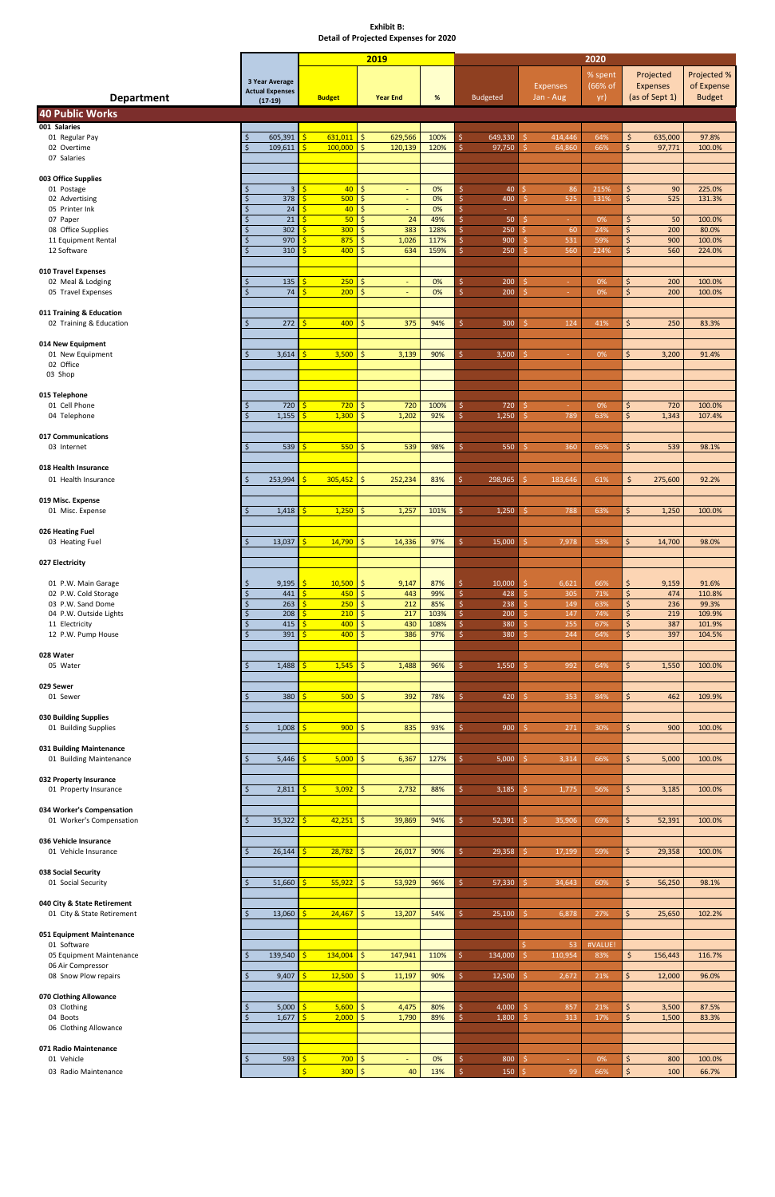**Exhibit B:**
**Detail of Projected Expenses for 2020**

| Department | 3 Year Average Actual Expenses (17-19) | 2019 Budget | 2019 Year End | 2019 % | 2020 Budgeted | 2020 Expenses Jan - Aug | 2020 % spent (66% of yr) | 2020 Projected Expenses (as of Sept 1) | 2020 Projected % of Expense Budget |
|---|---|---|---|---|---|---|---|---|---|
| **40 Public Works** | | | | | | | | | |
| **001 Salaries** | | | | | | | | | |
| 01 Regular Pay | $ 605,391 | $ 631,011 | $ 629,566 | 100% | $ 649,330 | $ 414,446 | 64% | $ 635,000 | 97.8% |
| 02 Overtime | $ 109,611 | $ 100,000 | $ 120,139 | 120% | $ 97,750 | $ 64,860 | 66% | $ 97,771 | 100.0% |
| 07 Salaries | | | | | | | | | |
| **003 Office Supplies** | | | | | | | | | |
| 01 Postage | $ 3 | $ 40 | $ - | 0% | $ 40 | $ 86 | 215% | $ 90 | 225.0% |
| 02 Advertising | $ 378 | $ 500 | $ - | 0% | $ 400 | $ 525 | 131% | $ 525 | 131.3% |
| 05 Printer Ink | $ 24 | $ 40 | $ - | 0% | $ - | | | | |
| 07 Paper | $ 21 | $ 50 | $ 24 | 49% | $ 50 | $ - | 0% | $ 50 | 100.0% |
| 08 Office Supplies | $ 302 | $ 300 | $ 383 | 128% | $ 250 | $ 60 | 24% | $ 200 | 80.0% |
| 11 Equipment Rental | $ 970 | $ 875 | $ 1,026 | 117% | $ 900 | $ 531 | 59% | $ 900 | 100.0% |
| 12 Software | $ 310 | $ 400 | $ 634 | 159% | $ 250 | $ 560 | 224% | $ 560 | 224.0% |
| **010 Travel Expenses** | | | | | | | | | |
| 02 Meal & Lodging | $ 135 | $ 250 | $ - | 0% | $ 200 | $ - | 0% | $ 200 | 100.0% |
| 05 Travel Expenses | $ 74 | $ 200 | $ - | 0% | $ 200 | $ - | 0% | $ 200 | 100.0% |
| **011 Training & Education** | | | | | | | | | |
| 02 Training & Education | $ 272 | $ 400 | $ 375 | 94% | $ 300 | $ 124 | 41% | $ 250 | 83.3% |
| **014 New Equipment** | | | | | | | | | |
| 01 New Equipment | $ 3,614 | $ 3,500 | $ 3,139 | 90% | $ 3,500 | $ - | 0% | $ 3,200 | 91.4% |
| 02 Office | | | | | | | | | |
| 03 Shop | | | | | | | | | |
| **015 Telephone** | | | | | | | | | |
| 01 Cell Phone | $ 720 | $ 720 | $ 720 | 100% | $ 720 | $ - | 0% | $ 720 | 100.0% |
| 04 Telephone | $ 1,155 | $ 1,300 | $ 1,202 | 92% | $ 1,250 | $ 789 | 63% | $ 1,343 | 107.4% |
| **017 Communications** | | | | | | | | | |
| 03 Internet | $ 539 | $ 550 | $ 539 | 98% | $ 550 | $ 360 | 65% | $ 539 | 98.1% |
| **018 Health Insurance** | | | | | | | | | |
| 01 Health Insurance | $ 253,994 | $ 305,452 | $ 252,234 | 83% | $ 298,965 | $ 183,646 | 61% | $ 275,600 | 92.2% |
| **019 Misc. Expense** | | | | | | | | | |
| 01 Misc. Expense | $ 1,418 | $ 1,250 | $ 1,257 | 101% | $ 1,250 | $ 788 | 63% | $ 1,250 | 100.0% |
| **026 Heating Fuel** | | | | | | | | | |
| 03 Heating Fuel | $ 13,037 | $ 14,790 | $ 14,336 | 97% | $ 15,000 | $ 7,978 | 53% | $ 14,700 | 98.0% |
| **027 Electricity** | | | | | | | | | |
| 01 P.W. Main Garage | $ 9,195 | $ 10,500 | $ 9,147 | 87% | $ 10,000 | $ 6,621 | 66% | $ 9,159 | 91.6% |
| 02 P.W. Cold Storage | $ 441 | $ 450 | $ 443 | 99% | $ 428 | $ 305 | 71% | $ 474 | 110.8% |
| 03 P.W. Sand Dome | $ 263 | $ 250 | $ 212 | 85% | $ 238 | $ 149 | 63% | $ 236 | 99.3% |
| 04 P.W. Outside Lights | $ 208 | $ 210 | $ 217 | 103% | $ 200 | $ 147 | 74% | $ 219 | 109.9% |
| 11 Electricity | $ 415 | $ 400 | $ 430 | 108% | $ 380 | $ 255 | 67% | $ 387 | 101.9% |
| 12 P.W. Pump House | $ 391 | $ 400 | $ 386 | 97% | $ 380 | $ 244 | 64% | $ 397 | 104.5% |
| **028 Water** | | | | | | | | | |
| 05 Water | $ 1,488 | $ 1,545 | $ 1,488 | 96% | $ 1,550 | $ 992 | 64% | $ 1,550 | 100.0% |
| **029 Sewer** | | | | | | | | | |
| 01 Sewer | $ 380 | $ 500 | $ 392 | 78% | $ 420 | $ 353 | 84% | $ 462 | 109.9% |
| **030 Building Supplies** | | | | | | | | | |
| 01 Building Supplies | $ 1,008 | $ 900 | $ 835 | 93% | $ 900 | $ 271 | 30% | $ 900 | 100.0% |
| **031 Building Maintenance** | | | | | | | | | |
| 01 Building Maintenance | $ 5,446 | $ 5,000 | $ 6,367 | 127% | $ 5,000 | $ 3,314 | 66% | $ 5,000 | 100.0% |
| **032 Property Insurance** | | | | | | | | | |
| 01 Property Insurance | $ 2,811 | $ 3,092 | $ 2,732 | 88% | $ 3,185 | $ 1,775 | 56% | $ 3,185 | 100.0% |
| **034 Worker's Compensation** | | | | | | | | | |
| 01 Worker's Compensation | $ 35,322 | $ 42,251 | $ 39,869 | 94% | $ 52,391 | $ 35,906 | 69% | $ 52,391 | 100.0% |
| **036 Vehicle Insurance** | | | | | | | | | |
| 01 Vehicle Insurance | $ 26,144 | $ 28,782 | $ 26,017 | 90% | $ 29,358 | $ 17,199 | 59% | $ 29,358 | 100.0% |
| **038 Social Security** | | | | | | | | | |
| 01 Social Security | $ 51,660 | $ 55,922 | $ 53,929 | 96% | $ 57,330 | $ 34,643 | 60% | $ 56,250 | 98.1% |
| **040 City & State Retirement** | | | | | | | | | |
| 01 City & State Retirement | $ 13,060 | $ 24,467 | $ 13,207 | 54% | $ 25,100 | $ 6,878 | 27% | $ 25,650 | 102.2% |
| **051 Equipment Maintenance** | | | | | | | | | |
| 01 Software | | | | | | $ 53 | #VALUE! | | |
| 05 Equipment Maintenance | $ 139,540 | $ 134,004 | $ 147,941 | 110% | $ 134,000 | $ 110,954 | 83% | $ 156,443 | 116.7% |
| 06 Air Compressor | | | | | | | | | |
| 08 Snow Plow repairs | $ 9,407 | $ 12,500 | $ 11,197 | 90% | $ 12,500 | $ 2,672 | 21% | $ 12,000 | 96.0% |
| **070 Clothing Allowance** | | | | | | | | | |
| 03 Clothing | $ 5,000 | $ 5,600 | $ 4,475 | 80% | $ 4,000 | $ 857 | 21% | $ 3,500 | 87.5% |
| 04 Boots | $ 1,677 | $ 2,000 | $ 1,790 | 89% | $ 1,800 | $ 313 | 17% | $ 1,500 | 83.3% |
| 06 Clothing Allowance | | | | | | | | | |
| **071 Radio Maintenance** | | | | | | | | | |
| 01 Vehicle | $ 593 | $ 700 | $ - | 0% | $ 800 | $ - | 0% | $ 800 | 100.0% |
| 03 Radio Maintenance | | $ 300 | $ 40 | 13% | $ 150 | $ 99 | 66% | $ 100 | 66.7% |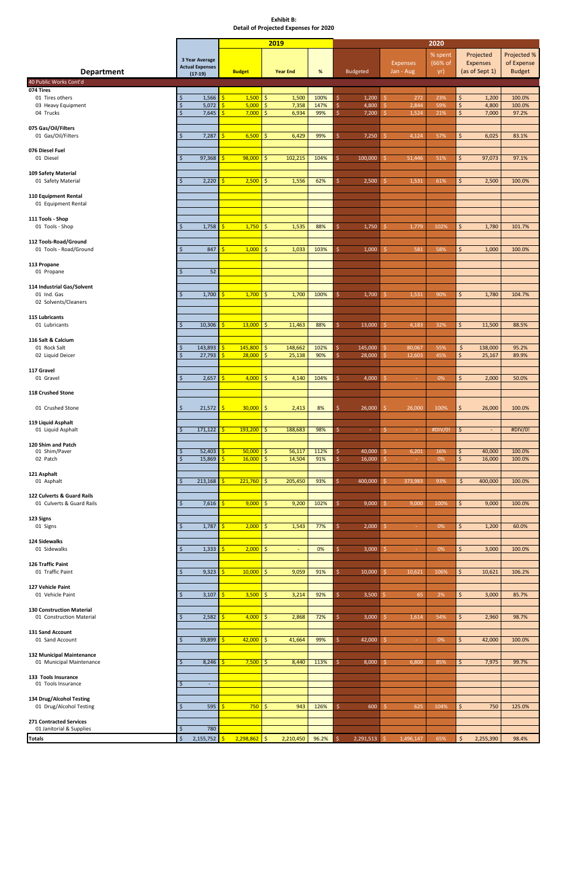**Exhibit B:**
**Detail of Projected Expenses for 2020**

| Department | 3 Year Average Actual Expenses (17-19) | 2019 Budget | 2019 Year End | 2019 % | 2020 Budgeted | 2020 Expenses Jan - Aug | 2020 % spent (66% of yr) | 2020 Projected Expenses (as of Sept 1) | 2020 Projected % of Expense Budget |
|---|---|---|---|---|---|---|---|---|---|
| **40 Public Works Cont'd** | | | | | | | | | |
| **074 Tires** | | | | | | | | | |
| 01 Tires others | $ 1,566 | $ 1,500 | $ 1,500 | 100% | $ 1,200 | $ 272 | 23% | $ 1,200 | 100.0% |
| 03 Heavy Equipment | $ 5,072 | $ 5,000 | $ 7,358 | 147% | $ 4,800 | $ 2,844 | 59% | $ 4,800 | 100.0% |
| 04 Trucks | $ 7,645 | $ 7,000 | $ 6,934 | 99% | $ 7,200 | $ 1,524 | 21% | $ 7,000 | 97.2% |
| **075 Gas/Oil/Filters** | | | | | | | | | |
| 01 Gas/Oil/Filters | $ 7,287 | $ 6,500 | $ 6,429 | 99% | $ 7,250 | $ 4,124 | 57% | $ 6,025 | 83.1% |
| **076 Diesel Fuel** | | | | | | | | | |
| 01 Diesel | $ 97,368 | $ 98,000 | $ 102,215 | 104% | $ 100,000 | $ 51,446 | 51% | $ 97,073 | 97.1% |
| **109 Safety Material** | | | | | | | | | |
| 01 Safety Material | $ 2,220 | $ 2,500 | $ 1,556 | 62% | $ 2,500 | $ 1,531 | 61% | $ 2,500 | 100.0% |
| **110 Equipment Rental** | | | | | | | | | |
| 01 Equipment Rental | | | | | | | | | |
| **111 Tools - Shop** | | | | | | | | | |
| 01 Tools - Shop | $ 1,758 | $ 1,750 | $ 1,535 | 88% | $ 1,750 | $ 1,779 | 102% | $ 1,780 | 101.7% |
| **112 Tools-Road/Ground** | | | | | | | | | |
| 01 Tools - Road/Ground | $ 847 | $ 1,000 | $ 1,033 | 103% | $ 1,000 | $ 581 | 58% | $ 1,000 | 100.0% |
| **113 Propane** | | | | | | | | | |
| 01 Propane | $ 52 | | | | | | | | |
| **114 Industrial Gas/Solvent** | | | | | | | | | |
| 01 Ind. Gas | $ 1,700 | $ 1,700 | $ 1,700 | 100% | $ 1,700 | $ 1,531 | 90% | $ 1,780 | 104.7% |
| 02 Solvents/Cleaners | | | | | | | | | |
| **115 Lubricants** | | | | | | | | | |
| 01 Lubricants | $ 10,306 | $ 13,000 | $ 11,463 | 88% | $ 13,000 | $ 4,183 | 32% | $ 11,500 | 88.5% |
| **116 Salt & Calcium** | | | | | | | | | |
| 01 Rock Salt | $ 143,893 | $ 145,800 | $ 148,662 | 102% | $ 145,000 | $ 80,067 | 55% | $ 138,000 | 95.2% |
| 02 Liquid Deicer | $ 27,793 | $ 28,000 | $ 25,138 | 90% | $ 28,000 | $ 12,603 | 45% | $ 25,167 | 89.9% |
| **117 Gravel** | | | | | | | | | |
| 01 Gravel | $ 2,657 | $ 4,000 | $ 4,140 | 104% | $ 4,000 | $ - | 0% | $ 2,000 | 50.0% |
| **118 Crushed Stone** | | | | | | | | | |
| 01 Crushed Stone | $ 21,572 | $ 30,000 | $ 2,413 | 8% | $ 26,000 | $ 26,000 | 100% | $ 26,000 | 100.0% |
| **119 Liquid Asphalt** | | | | | | | | | |
| 01 Liquid Asphalt | $ 171,122 | $ 193,200 | $ 188,683 | 98% | $ - | $ - | #DIV/0! | $ - | #DIV/0! |
| **120 Shim and Patch** | | | | | | | | | |
| 01 Shim/Paver | $ 52,403 | $ 50,000 | $ 56,117 | 112% | $ 40,000 | $ 6,201 | 16% | $ 40,000 | 100.0% |
| 02 Patch | $ 15,869 | $ 16,000 | $ 14,504 | 91% | $ 16,000 | $ - | 0% | $ 16,000 | 100.0% |
| **121 Asphalt** | | | | | | | | | |
| 01 Asphalt | $ 213,168 | $ 221,760 | $ 205,450 | 93% | $ 400,000 | $ 373,983 | 93% | $ 400,000 | 100.0% |
| **122 Culverts & Guard Rails** | | | | | | | | | |
| 01 Culverts & Guard Rails | $ 7,616 | $ 9,000 | $ 9,200 | 102% | $ 9,000 | $ 9,000 | 100% | $ 9,000 | 100.0% |
| **123 Signs** | | | | | | | | | |
| 01 Signs | $ 1,787 | $ 2,000 | $ 1,543 | 77% | $ 2,000 | $ - | 0% | $ 1,200 | 60.0% |
| **124 Sidewalks** | | | | | | | | | |
| 01 Sidewalks | $ 1,333 | $ 2,000 | $ - | 0% | $ 3,000 | $ - | 0% | $ 3,000 | 100.0% |
| **126 Traffic Paint** | | | | | | | | | |
| 01 Traffic Paint | $ 9,323 | $ 10,000 | $ 9,059 | 91% | $ 10,000 | $ 10,621 | 106% | $ 10,621 | 106.2% |
| **127 Vehicle Paint** | | | | | | | | | |
| 01 Vehicle Paint | $ 3,107 | $ 3,500 | $ 3,214 | 92% | $ 3,500 | $ 65 | 2% | $ 3,000 | 85.7% |
| **130 Construction Material** | | | | | | | | | |
| 01 Construction Material | $ 2,582 | $ 4,000 | $ 2,868 | 72% | $ 3,000 | $ 1,614 | 54% | $ 2,960 | 98.7% |
| **131 Sand Account** | | | | | | | | | |
| 01 Sand Account | $ 39,899 | $ 42,000 | $ 41,664 | 99% | $ 42,000 | $ - | 0% | $ 42,000 | 100.0% |
| **132 Municipal Maintenance** | | | | | | | | | |
| 01 Municipal Maintenance | $ 8,246 | $ 7,500 | $ 8,440 | 113% | $ 8,000 | $ 6,800 | 85% | $ 7,975 | 99.7% |
| **133 Tools Insurance** | | | | | | | | | |
| 01 Tools Insurance | $ - | | | | | | | | |
| **134 Drug/Alcohol Testing** | | | | | | | | | |
| 01 Drug/Alcohol Testing | $ 595 | $ 750 | $ 943 | 126% | $ 600 | $ 625 | 104% | $ 750 | 125.0% |
| **271 Contracted Services** | | | | | | | | | |
| 01 Janitorial & Supplies | $ 780 | | | | | | | | |
| **Totals** | $ 2,155,752 | $ 2,298,862 | $ 2,210,450 | 96.2% | $ 2,291,513 | $ 1,496,147 | 65% | $ 2,255,390 | 98.4% |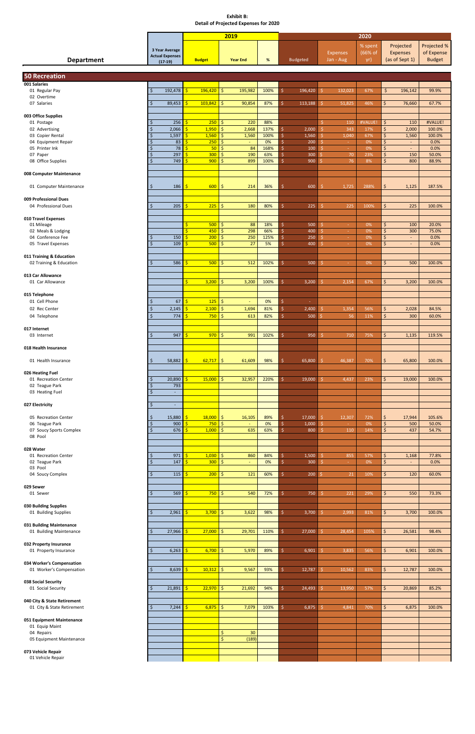**Exhibit B:**
**Detail of Projected Expenses for 2020**

| Department | 3 Year Average Actual Expenses (17-19) | 2019 Budget | 2019 Year End | 2019 % | 2020 Budgeted | 2020 Expenses Jan - Aug | 2020 % spent (66% of yr) | 2020 Projected Expenses (as of Sept 1) | 2020 Projected % of Expense Budget |
|---|---|---|---|---|---|---|---|---|---|
| **50 Recreation** | | | | | | | | | |
| **001 Salaries** | | | | | | | | | |
| 01 Regular Pay | $ 192,478 | $ 196,420 | $ 195,982 | 100% | $ 196,420 | $ 132,023 | 67% | $ 196,142 | 99.9% |
| 02 Overtime | | | | | | | | | |
| 07 Salaries | $ 89,453 | $ 103,842 | $ 90,854 | 87% | $ 113,188 | $ 51,825 | 46% | $ 76,660 | 67.7% |
| **003 Office Supplies** | | | | | | | | | |
| 01 Postage | $ 256 | $ 250 | $ 220 | 88% | | $ 110 | #VALUE! | $ 110 | #VALUE! |
| 02 Advertising | $ 2,066 | $ 1,950 | $ 2,668 | 137% | $ 2,000 | $ 343 | 17% | $ 2,000 | 100.0% |
| 03 Copier Rental | $ 1,597 | $ 1,560 | $ 1,560 | 100% | $ 1,560 | $ 1,040 | 67% | $ 1,560 | 100.0% |
| 04 Equipment Repair | $ 83 | $ 250 | $ - | 0% | $ 200 | $ - | 0% | $ - | 0.0% |
| 05 Printer Ink | $ 78 | $ 50 | $ 84 | 168% | $ 100 | $ - | 0% | $ - | 0.0% |
| 07 Paper | $ 297 | $ 300 | $ 190 | 63% | $ 300 | $ 70 | 23% | $ 150 | 50.0% |
| 08 Office Supplies | $ 749 | $ 900 | $ 899 | 100% | $ 900 | $ 76 | 8% | $ 800 | 88.9% |
| **008 Computer Maintenance** | | | | | | | | | |
| 01 Computer Maintenance | $ 186 | $ 600 | $ 214 | 36% | $ 600 | $ 1,725 | 288% | $ 1,125 | 187.5% |
| **009 Professional Dues** | | | | | | | | | |
| 04 Professional Dues | $ 205 | $ 225 | $ 180 | 80% | $ 225 | $ 225 | 100% | $ 225 | 100.0% |
| **010 Travel Expenses** | | | | | | | | | |
| 01 Mileage | | $ 500 | $ 88 | 18% | $ 500 | $ - | 0% | $ 100 | 20.0% |
| 02 Meals & Lodging | | $ 450 | $ 298 | 66% | $ 400 | $ - | 0% | $ 300 | 75.0% |
| 04 Conference Fee | $ 150 | $ 200 | $ 250 | 125% | $ 250 | $ - | 0% | $ - | 0.0% |
| 05 Travel Expenses | $ 109 | $ 500 | $ 27 | 5% | $ 400 | $ - | 0% | $ - | 0.0% |
| **011 Training & Education** | | | | | | | | | |
| 02 Training & Education | $ 586 | $ 500 | $ 512 | 102% | $ 500 | $ - | 0% | $ 500 | 100.0% |
| **013 Car Allowance** | | | | | | | | | |
| 01 Car Allowance | | $ 3,200 | $ 3,200 | 100% | $ 3,200 | $ 2,154 | 67% | $ 3,200 | 100.0% |
| **015 Telephone** | | | | | | | | | |
| 01 Cell Phone | $ 67 | $ 125 | $ - | 0% | $ - | | | | |
| 02 Rec Center | $ 2,145 | $ 2,100 | $ 1,694 | 81% | $ 2,400 | $ 1,354 | 56% | $ 2,028 | 84.5% |
| 04 Telephone | $ 774 | $ 750 | $ 613 | 82% | $ 500 | $ 56 | 11% | $ 300 | 60.0% |
| **017 Internet** | | | | | | | | | |
| 03 Internet | $ 947 | $ 970 | $ 991 | 102% | $ 950 | $ 710 | 75% | $ 1,135 | 119.5% |
| **018 Health Insurance** | | | | | | | | | |
| 01 Health Insurance | $ 58,882 | $ 62,717 | $ 61,609 | 98% | $ 65,800 | $ 46,387 | 70% | $ 65,800 | 100.0% |
| **026 Heating Fuel** | | | | | | | | | |
| 01 Recreation Center | $ 20,890 | $ 15,000 | $ 32,957 | 220% | $ 19,000 | $ 4,437 | 23% | $ 19,000 | 100.0% |
| 02 Teague Park | $ 793 | | | | | | | | |
| 03 Heating Fuel | $ - | | | | | | | | |
| **027 Electricity** | $ - | | | | | | | | |
| 05 Recreation Center | $ 15,880 | $ 18,000 | $ 16,105 | 89% | $ 17,000 | $ 12,307 | 72% | $ 17,944 | 105.6% |
| 06 Teague Park | $ 900 | $ 750 | $ - | 0% | $ 1,000 | $ - | 0% | $ 500 | 50.0% |
| 07 Soucy Sports Complex | $ 676 | $ 1,000 | $ 635 | 63% | $ 800 | $ 110 | 14% | $ 437 | 54.7% |
| 08 Pool | | | | | | | | | |
| **028 Water** | | | | | | | | | |
| 01 Recreation Center | $ 971 | $ 1,030 | $ 860 | 84% | $ 1,500 | $ 855 | 57% | $ 1,168 | 77.8% |
| 02 Teague Park | $ 147 | $ 300 | $ - | 0% | $ 300 | $ - | 0% | $ - | 0.0% |
| 03 Pool | | | | | | | | | |
| 04 Soucy Complex | $ 115 | $ 200 | $ 121 | 60% | $ 200 | $ 21 | 10% | $ 120 | 60.0% |
| **029 Sewer** | | | | | | | | | |
| 01 Sewer | $ 569 | $ 750 | $ 540 | 72% | $ 750 | $ 221 | 29% | $ 550 | 73.3% |
| **030 Building Supplies** | | | | | | | | | |
| 01 Building Supplies | $ 2,961 | $ 3,700 | $ 3,622 | 98% | $ 3,700 | $ 2,993 | 81% | $ 3,700 | 100.0% |
| **031 Building Maintenance** | | | | | | | | | |
| 01 Building Maintenance | $ 27,966 | $ 27,000 | $ 29,701 | 110% | $ 27,000 | $ 28,454 | 105% | $ 26,581 | 98.4% |
| **032 Property Insurance** | | | | | | | | | |
| 01 Property Insurance | $ 6,263 | $ 6,700 | $ 5,970 | 89% | $ 6,901 | $ 3,835 | 56% | $ 6,901 | 100.0% |
| **034 Worker's Compensation** | | | | | | | | | |
| 01 Worker's Compensation | $ 8,639 | $ 10,312 | $ 9,567 | 93% | $ 12,787 | $ 10,562 | 83% | $ 12,787 | 100.0% |
| **038 Social Security** | | | | | | | | | |
| 01 Social Security | $ 21,891 | $ 22,970 | $ 21,692 | 94% | $ 24,493 | $ 13,950 | 57% | $ 20,869 | 85.2% |
| **040 City & State Retirement** | | | | | | | | | |
| 01 City & State Retirement | $ 7,244 | $ 6,875 | $ 7,079 | 103% | $ 6,875 | $ 4,841 | 70% | $ 6,875 | 100.0% |
| **051 Equipment Maintenance** | | | | | | | | | |
| 01 Equip Maint | | | | | | | | | |
| 04 Repairs | | | $ 30 | | | | | | |
| 05 Equipment Maintenance | | | $ (189) | | | | | | |
| **073 Vehicle Repair** | | | | | | | | | |
| 01 Vehicle Repair | | | | | | | | | |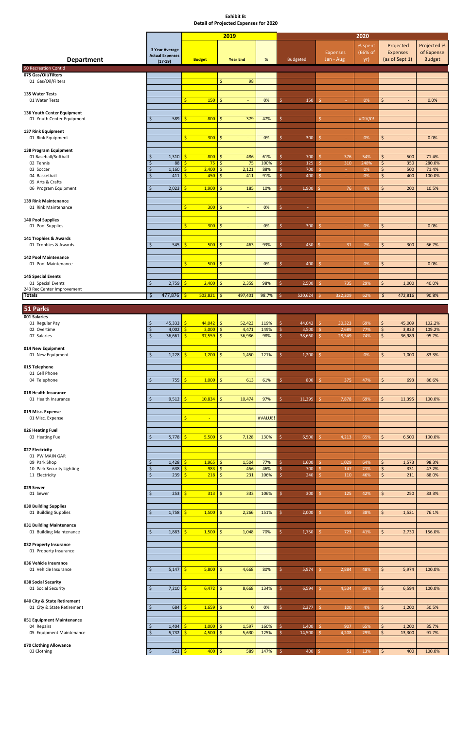**Exhibit B:**
**Detail of Projected Expenses for 2020**

| Department | 3 Year Average Actual Expenses (17-19) | 2019 Budget | 2019 Year End | 2019 % | 2020 Budgeted | 2020 Expenses Jan - Aug | 2020 % spent (66% of yr) | 2020 Projected Expenses (as of Sept 1) | 2020 Projected % of Expense Budget |
|---|---|---|---|---|---|---|---|---|---|
| **50 Recreation Cont'd** | | | | | | | | | |
| **075 Gas/Oil/Filters** | | | | | | | | | |
| 01 Gas/Oil/Filters | | | $ 98 | | | | | | |
| **135 Water Tests** | | | | | | | | | |
| 01 Water Tests | | $ 150 | $ - | 0% | $ 150 | $ - | 0% | $ - | 0.0% |
| **136 Youth Center Equipment** | | | | | | | | | |
| 01 Youth Center Equipment | $ 589 | $ 800 | $ 379 | 47% | $ - | $ - | #DIV/0! | | |
| **137 Rink Equipment** | | | | | | | | | |
| 01 Rink Equipment | | $ 300 | $ - | 0% | $ 300 | $ - | 0% | $ - | 0.0% |
| **138 Program Equipment** | | | | | | | | | |
| 01 Baseball/Softball | $ 1,310 | $ 800 | $ 486 | 61% | $ 700 | $ 376 | 54% | $ 500 | 71.4% |
| 02 Tennis | $ 88 | $ 75 | $ 75 | 100% | $ 125 | $ 310 | 248% | $ 350 | 280.0% |
| 03 Soccer | $ 1,160 | $ 2,400 | $ 2,121 | 88% | $ 700 | $ - | 0% | $ 500 | 71.4% |
| 04 Basketball | $ 411 | $ 450 | $ 411 | 91% | $ 400 | $ - | 0% | $ 400 | 100.0% |
| 05 Arts & Crafts | | | | | | | | | |
| 06 Program Equipment | $ 2,023 | $ 1,900 | $ 185 | 10% | $ 1,900 | $ 76 | 4% | $ 200 | 10.5% |
| **139 Rink Maintenance** | | | | | | | | | |
| 01 Rink Maintenance | | $ 300 | $ - | 0% | $ - | | | | |
| **140 Pool Supplies** | | | | | | | | | |
| 01 Pool Supplies | | $ 300 | $ - | 0% | $ 300 | $ - | 0% | $ - | 0.0% |
| **141 Trophies & Awards** | | | | | | | | | |
| 01 Trophies & Awards | $ 545 | $ 500 | $ 463 | 93% | $ 450 | $ 31 | 7% | $ 300 | 66.7% |
| **142 Pool Maintenance** | | | | | | | | | |
| 01 Pool Maintenance | | $ 500 | $ - | 0% | $ 400 | $ - | 0% | $ - | 0.0% |
| **145 Special Events** | | | | | | | | | |
| 01 Special Events | $ 2,759 | $ 2,400 | $ 2,359 | 98% | $ 2,500 | $ 735 | 29% | $ 1,000 | 40.0% |
| 243 Rec Center Improvement | | | | | | | | | |
| **Totals** | $ 477,876 | $ 503,821 | $ 497,401 | 98.7% | $ 520,624 | $ 322,209 | 62% | $ 472,816 | 90.8% |
| **51 Parks** | | | | | | | | | |
| **001 Salaries** | | | | | | | | | |
| 01 Regular Pay | $ 45,333 | $ 44,042 | $ 52,423 | 119% | $ 44,042 | $ 30,323 | 69% | $ 45,009 | 102.2% |
| 02 Overtime | $ 4,002 | $ 3,000 | $ 4,471 | 149% | $ 3,500 | $ 2,689 | 77% | $ 3,823 | 109.2% |
| 07 Salaries | $ 36,661 | $ 37,559 | $ 36,986 | 98% | $ 38,660 | $ 28,549 | 74% | $ 36,989 | 95.7% |
| **014 New Equipment** | | | | | | | | | |
| 01 New Equipment | $ 1,228 | $ 1,200 | $ 1,450 | 121% | $ 1,200 | $ - | 0% | $ 1,000 | 83.3% |
| **015 Telephone** | | | | | | | | | |
| 01 Cell Phone | | | | | | | | | |
| 04 Telephone | $ 755 | $ 1,000 | $ 613 | 61% | $ 800 | $ 375 | 47% | $ 693 | 86.6% |
| **018 Health Insurance** | | | | | | | | | |
| 01 Health Insurance | $ 9,512 | $ 10,834 | $ 10,474 | 97% | $ 11,395 | $ 7,878 | 69% | $ 11,395 | 100.0% |
| **019 Misc. Expense** | | | | | | | | | |
| 01 Misc. Expense | | $ - | | #VALUE! | | | | | |
| **026 Heating Fuel** | | | | | | | | | |
| 03 Heating Fuel | $ 5,778 | $ 5,500 | $ 7,128 | 130% | $ 6,500 | $ 4,213 | 65% | $ 6,500 | 100.0% |
| **027 Electricity** | | | | | | | | | |
| 01 PW MAIN GAR | | | | | | | | | |
| 09 Park Shop | $ 1,428 | $ 1,965 | $ 1,504 | 77% | $ 1,600 | $ 1,029 | 64% | $ 1,573 | 98.3% |
| 10 Park Security Lighting | $ 638 | $ 983 | $ 456 | 46% | $ 700 | $ 147 | 21% | $ 331 | 47.2% |
| 11 Electricity | $ 239 | $ 218 | $ 231 | 106% | $ 240 | $ 110 | 46% | $ 211 | 88.0% |
| **029 Sewer** | | | | | | | | | |
| 01 Sewer | $ 253 | $ 313 | $ 333 | 106% | $ 300 | $ 125 | 42% | $ 250 | 83.3% |
| **030 Building Supplies** | | | | | | | | | |
| 01 Building Supplies | $ 1,758 | $ 1,500 | $ 2,266 | 151% | $ 2,000 | $ 759 | 38% | $ 1,521 | 76.1% |
| **031 Building Maintenance** | | | | | | | | | |
| 01 Building Maintenance | $ 1,883 | $ 1,500 | $ 1,048 | 70% | $ 1,750 | $ 723 | 41% | $ 2,730 | 156.0% |
| **032 Property Insurance** | | | | | | | | | |
| 01 Property Insurance | | | | | | | | | |
| **036 Vehicle Insurance** | | | | | | | | | |
| 01 Vehicle Insurance | $ 5,147 | $ 5,800 | $ 4,668 | 80% | $ 5,974 | $ 2,884 | 48% | $ 5,974 | 100.0% |
| **038 Social Security** | | | | | | | | | |
| 01 Social Security | $ 7,210 | $ 6,472 | $ 8,668 | 134% | $ 6,594 | $ 4,534 | 69% | $ 6,594 | 100.0% |
| **040 City & State Retirement** | | | | | | | | | |
| 01 City & State Retirement | $ 684 | $ 1,659 | $ 0 | 0% | $ 2,377 | $ 100 | 4% | $ 1,200 | 50.5% |
| **051 Equipment Maintenance** | | | | | | | | | |
| 04 Repairs | $ 1,404 | $ 1,000 | $ 1,597 | 160% | $ 1,400 | $ 907 | 65% | $ 1,200 | 85.7% |
| 05 Equipment Maintenance | $ 5,732 | $ 4,500 | $ 5,630 | 125% | $ 14,500 | $ 4,208 | 29% | $ 13,300 | 91.7% |
| **070 Clothing Allowance** | | | | | | | | | |
| 03 Clothing | $ 521 | $ 400 | $ 589 | 147% | $ 400 | $ 51 | 13% | $ 400 | 100.0% |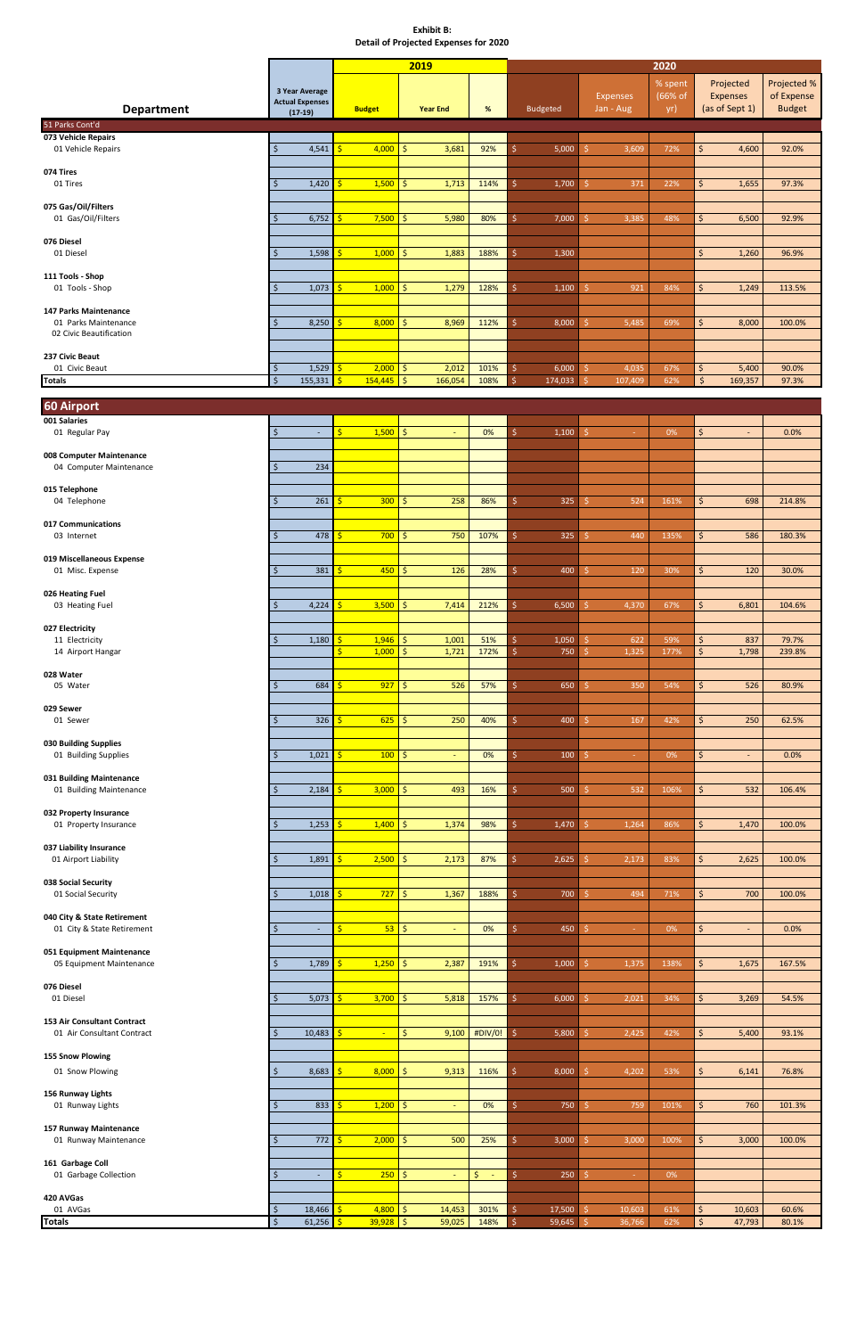**Exhibit B:**
**Detail of Projected Expenses for 2020**

| Department | 3 Year Average Actual Expenses (17-19) | 2019 Budget | 2019 Year End | 2019 % | 2020 Budgeted | 2020 Expenses Jan - Aug | 2020 % spent (66% of yr) | 2020 Projected Expenses (as of Sept 1) | 2020 Projected % of Expense Budget |
|---|---|---|---|---|---|---|---|---|---|
| **51 Parks Cont'd** | | | | | | | | | |
| **073 Vehicle Repairs** | | | | | | | | | |
| 01 Vehicle Repairs | $ 4,541 | $ 4,000 | $ 3,681 | 92% | $ 5,000 | $ 3,609 | 72% | $ 4,600 | 92.0% |
| **074 Tires** | | | | | | | | | |
| 01 Tires | $ 1,420 | $ 1,500 | $ 1,713 | 114% | $ 1,700 | $ 371 | 22% | $ 1,655 | 97.3% |
| **075 Gas/Oil/Filters** | | | | | | | | | |
| 01 Gas/Oil/Filters | $ 6,752 | $ 7,500 | $ 5,980 | 80% | $ 7,000 | $ 3,385 | 48% | $ 6,500 | 92.9% |
| **076 Diesel** | | | | | | | | | |
| 01 Diesel | $ 1,598 | $ 1,000 | $ 1,883 | 188% | $ 1,300 | | | $ 1,260 | 96.9% |
| **111 Tools - Shop** | | | | | | | | | |
| 01 Tools - Shop | $ 1,073 | $ 1,000 | $ 1,279 | 128% | $ 1,100 | $ 921 | 84% | $ 1,249 | 113.5% |
| **147 Parks Maintenance** | | | | | | | | | |
| 01 Parks Maintenance | $ 8,250 | $ 8,000 | $ 8,969 | 112% | $ 8,000 | $ 5,485 | 69% | $ 8,000 | 100.0% |
| 02 Civic Beautification | | | | | | | | | |
| **237 Civic Beaut** | | | | | | | | | |
| 01 Civic Beaut | $ 1,529 | $ 2,000 | $ 2,012 | 101% | $ 6,000 | $ 4,035 | 67% | $ 5,400 | 90.0% |
| **Totals** | $ 155,331 | $ 154,445 | $ 166,054 | 108% | $ 174,033 | $ 107,409 | 62% | $ 169,357 | 97.3% |
| **60 Airport** | | | | | | | | | |
| **001 Salaries** | | | | | | | | | |
| 01 Regular Pay | $ - | $ 1,500 | $ - | 0% | $ 1,100 | $ - | 0% | $ - | 0.0% |
| **008 Computer Maintenance** | | | | | | | | | |
| 04 Computer Maintenance | $ 234 | | | | | | | | |
| **015 Telephone** | | | | | | | | | |
| 04 Telephone | $ 261 | $ 300 | $ 258 | 86% | $ 325 | $ 524 | 161% | $ 698 | 214.8% |
| **017 Communications** | | | | | | | | | |
| 03 Internet | $ 478 | $ 700 | $ 750 | 107% | $ 325 | $ 440 | 135% | $ 586 | 180.3% |
| **019 Miscellaneous Expense** | | | | | | | | | |
| 01 Misc. Expense | $ 381 | $ 450 | $ 126 | 28% | $ 400 | $ 120 | 30% | $ 120 | 30.0% |
| **026 Heating Fuel** | | | | | | | | | |
| 03 Heating Fuel | $ 4,224 | $ 3,500 | $ 7,414 | 212% | $ 6,500 | $ 4,370 | 67% | $ 6,801 | 104.6% |
| **027 Electricity** | | | | | | | | | |
| 11 Electricity | $ 1,180 | $ 1,946 | $ 1,001 | 51% | $ 1,050 | $ 622 | 59% | $ 837 | 79.7% |
| 14 Airport Hangar | | $ 1,000 | $ 1,721 | 172% | $ 750 | $ 1,325 | 177% | $ 1,798 | 239.8% |
| **028 Water** | | | | | | | | | |
| 05 Water | $ 684 | $ 927 | $ 526 | 57% | $ 650 | $ 350 | 54% | $ 526 | 80.9% |
| **029 Sewer** | | | | | | | | | |
| 01 Sewer | $ 326 | $ 625 | $ 250 | 40% | $ 400 | $ 167 | 42% | $ 250 | 62.5% |
| **030 Building Supplies** | | | | | | | | | |
| 01 Building Supplies | $ 1,021 | $ 100 | $ - | 0% | $ 100 | $ - | 0% | $ - | 0.0% |
| **031 Building Maintenance** | | | | | | | | | |
| 01 Building Maintenance | $ 2,184 | $ 3,000 | $ 493 | 16% | $ 500 | $ 532 | 106% | $ 532 | 106.4% |
| **032 Property Insurance** | | | | | | | | | |
| 01 Property Insurance | $ 1,253 | $ 1,400 | $ 1,374 | 98% | $ 1,470 | $ 1,264 | 86% | $ 1,470 | 100.0% |
| **037 Liability Insurance** | | | | | | | | | |
| 01 Airport Liability | $ 1,891 | $ 2,500 | $ 2,173 | 87% | $ 2,625 | $ 2,173 | 83% | $ 2,625 | 100.0% |
| **038 Social Security** | | | | | | | | | |
| 01 Social Security | $ 1,018 | $ 727 | $ 1,367 | 188% | $ 700 | $ 494 | 71% | $ 700 | 100.0% |
| **040 City & State Retirement** | | | | | | | | | |
| 01 City & State Retirement | $ - | $ 53 | $ - | 0% | $ 450 | $ - | 0% | $ - | 0.0% |
| **051 Equipment Maintenance** | | | | | | | | | |
| 05 Equipment Maintenance | $ 1,789 | $ 1,250 | $ 2,387 | 191% | $ 1,000 | $ 1,375 | 138% | $ 1,675 | 167.5% |
| **076 Diesel** | | | | | | | | | |
| 01 Diesel | $ 5,073 | $ 3,700 | $ 5,818 | 157% | $ 6,000 | $ 2,021 | 34% | $ 3,269 | 54.5% |
| **153 Air Consultant Contract** | | | | | | | | | |
| 01 Air Consultant Contract | $ 10,483 | $ - | $ 9,100 | #DIV/0! | $ 5,800 | $ 2,425 | 42% | $ 5,400 | 93.1% |
| **155 Snow Plowing** | | | | | | | | | |
| 01 Snow Plowing | $ 8,683 | $ 8,000 | $ 9,313 | 116% | $ 8,000 | $ 4,202 | 53% | $ 6,141 | 76.8% |
| **156 Runway Lights** | | | | | | | | | |
| 01 Runway Lights | $ 833 | $ 1,200 | $ - | 0% | $ 750 | $ 759 | 101% | $ 760 | 101.3% |
| **157 Runway Maintenance** | | | | | | | | | |
| 01 Runway Maintenance | $ 772 | $ 2,000 | $ 500 | 25% | $ 3,000 | $ 3,000 | 100% | $ 3,000 | 100.0% |
| **161 Garbage Coll** | | | | | | | | | |
| 01 Garbage Collection | $ - | $ 250 | $ - | $ - | $ 250 | $ - | 0% | | |
| **420 AVGas** | | | | | | | | | |
| 01 AVGas | $ 18,466 | $ 4,800 | $ 14,453 | 301% | $ 17,500 | $ 10,603 | 61% | $ 10,603 | 60.6% |
| **Totals** | $ 61,256 | $ 39,928 | $ 59,025 | 148% | $ 59,645 | $ 36,766 | 62% | $ 47,793 | 80.1% |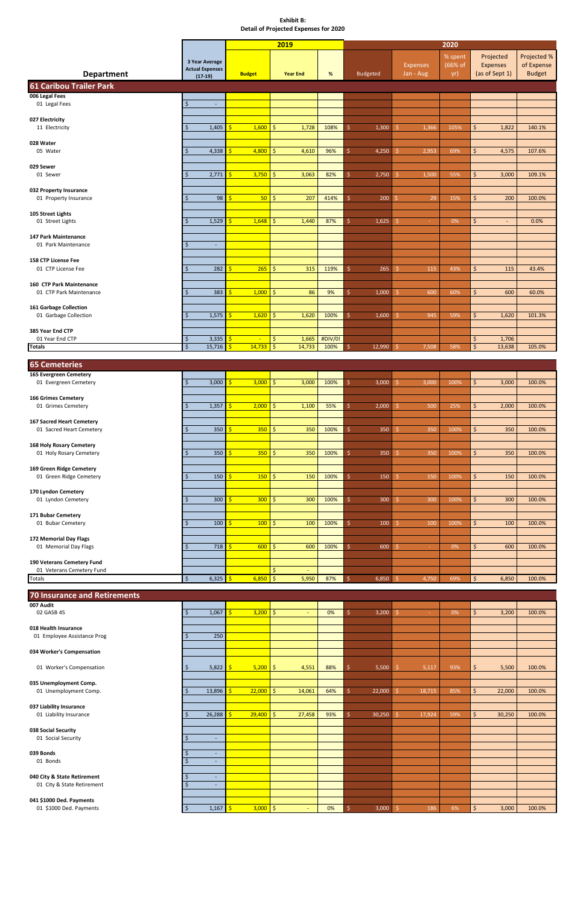**Exhibit B:**
**Detail of Projected Expenses for 2020**

| Department | 3 Year Average Actual Expenses (17-19) | 2019 Budget | 2019 Year End | 2019 % | 2020 Budgeted | 2020 Expenses Jan - Aug | 2020 % spent (66% of yr) | 2020 Projected Expenses (as of Sept 1) | 2020 Projected % of Expense Budget |
|---|---|---|---|---|---|---|---|---|---|
| **61 Caribou Trailer Park** | | | | | | | | | |
| **006 Legal Fees** | | | | | | | | | |
| 01 Legal Fees | $ - | | | | | | | | |
| **027 Electricity** | | | | | | | | | |
| 11 Electricity | $ 1,405 | $ 1,600 | $ 1,728 | 108% | $ 1,300 | $ 1,366 | 105% | $ 1,822 | 140.1% |
| **028 Water** | | | | | | | | | |
| 05 Water | $ 4,338 | $ 4,800 | $ 4,610 | 96% | $ 4,250 | $ 2,953 | 69% | $ 4,575 | 107.6% |
| **029 Sewer** | | | | | | | | | |
| 01 Sewer | $ 2,771 | $ 3,750 | $ 3,063 | 82% | $ 2,750 | $ 1,500 | 55% | $ 3,000 | 109.1% |
| **032 Property Insurance** | | | | | | | | | |
| 01 Property Insurance | $ 98 | $ 50 | $ 207 | 414% | $ 200 | $ 29 | 15% | $ 200 | 100.0% |
| **105 Street Lights** | | | | | | | | | |
| 01 Street Lights | $ 1,529 | $ 1,648 | $ 1,440 | 87% | $ 1,625 | $ - | 0% | $ - | 0.0% |
| **147 Park Maintenance** | | | | | | | | | |
| 01 Park Maintenance | $ - | | | | | | | | |
| **158 CTP License Fee** | | | | | | | | | |
| 01 CTP License Fee | $ 282 | $ 265 | $ 315 | 119% | $ 265 | $ 115 | 43% | $ 115 | 43.4% |
| **160 CTP Park Maintenance** | | | | | | | | | |
| 01 CTP Park Maintenance | $ 383 | $ 1,000 | $ 86 | 9% | $ 1,000 | $ 600 | 60% | $ 600 | 60.0% |
| **161 Garbage Collection** | | | | | | | | | |
| 01 Garbage Collection | $ 1,575 | $ 1,620 | $ 1,620 | 100% | $ 1,600 | $ 945 | 59% | $ 1,620 | 101.3% |
| **385 Year End CTP** | | | | | | | | | |
| 01 Year End CTP | $ 3,335 | $ - | $ 1,665 | #DIV/0! | | | | $ 1,706 | |
| **Totals** | $ 15,716 | $ 14,733 | $ 14,733 | 100% | $ 12,990 | $ 7,508 | 58% | $ 13,638 | 105.0% |
| **65 Cemeteries** | | | | | | | | | |
| **165 Evergreen Cemetery** | | | | | | | | | |
| 01 Evergreen Cemetery | $ 3,000 | $ 3,000 | $ 3,000 | 100% | $ 3,000 | $ 3,000 | 100% | $ 3,000 | 100.0% |
| **166 Grimes Cemetery** | | | | | | | | | |
| 01 Grimes Cemetery | $ 1,357 | $ 2,000 | $ 1,100 | 55% | $ 2,000 | $ 500 | 25% | $ 2,000 | 100.0% |
| **167 Sacred Heart Cemetery** | | | | | | | | | |
| 01 Sacred Heart Cemetery | $ 350 | $ 350 | $ 350 | 100% | $ 350 | $ 350 | 100% | $ 350 | 100.0% |
| **168 Holy Rosary Cemetery** | | | | | | | | | |
| 01 Holy Rosary Cemetery | $ 350 | $ 350 | $ 350 | 100% | $ 350 | $ 350 | 100% | $ 350 | 100.0% |
| **169 Green Ridge Cemetery** | | | | | | | | | |
| 01 Green Ridge Cemetery | $ 150 | $ 150 | $ 150 | 100% | $ 150 | $ 150 | 100% | $ 150 | 100.0% |
| **170 Lyndon Cemetery** | | | | | | | | | |
| 01 Lyndon Cemetery | $ 300 | $ 300 | $ 300 | 100% | $ 300 | $ 300 | 100% | $ 300 | 100.0% |
| **171 Bubar Cemetery** | | | | | | | | | |
| 01 Bubar Cemetery | $ 100 | $ 100 | $ 100 | 100% | $ 100 | $ 100 | 100% | $ 100 | 100.0% |
| **172 Memorial Day Flags** | | | | | | | | | |
| 01 Memorial Day Flags | $ 718 | $ 600 | $ 600 | 100% | $ 600 | $ - | 0% | $ 600 | 100.0% |
| **190 Veterans Cemetery Fund** | | | | | | | | | |
| 01 Veterans Cemetery Fund | | | $ - | | | | | | |
| Totals | $ 6,325 | $ 6,850 | $ 5,950 | 87% | $ 6,850 | $ 4,750 | 69% | $ 6,850 | 100.0% |
| **70 Insurance and Retirements** | | | | | | | | | |
| **007 Audit** | | | | | | | | | |
| 02 GASB 45 | $ 1,067 | $ 3,200 | $ - | 0% | $ 3,200 | $ - | 0% | $ 3,200 | 100.0% |
| **018 Health Insurance** | | | | | | | | | |
| 01 Employee Assistance Prog | $ 250 | | | | | | | | |
| **034 Worker's Compensation** | | | | | | | | | |
| 01 Worker's Compensation | $ 5,822 | $ 5,200 | $ 4,551 | 88% | $ 5,500 | $ 5,117 | 93% | $ 5,500 | 100.0% |
| **035 Unemployment Comp.** | | | | | | | | | |
| 01 Unemployment Comp. | $ 13,896 | $ 22,000 | $ 14,061 | 64% | $ 22,000 | $ 18,715 | 85% | $ 22,000 | 100.0% |
| **037 Liability Insurance** | | | | | | | | | |
| 01 Liability Insurance | $ 26,288 | $ 29,400 | $ 27,458 | 93% | $ 30,250 | $ 17,924 | 59% | $ 30,250 | 100.0% |
| **038 Social Security** | | | | | | | | | |
| 01 Social Security | $ - | | | | | | | | |
| **039 Bonds** | $ - | | | | | | | | |
| 01 Bonds | $ - | | | | | | | | |
| **040 City & State Retirement** | $ - | | | | | | | | |
| 01 City & State Retirement | $ - | | | | | | | | |
| **041 $1000 Ded. Payments** | | | | | | | | | |
| 01 $1000 Ded. Payments | $ 1,167 | $ 3,000 | $ - | 0% | $ 3,000 | $ 186 | 6% | $ 3,000 | 100.0% |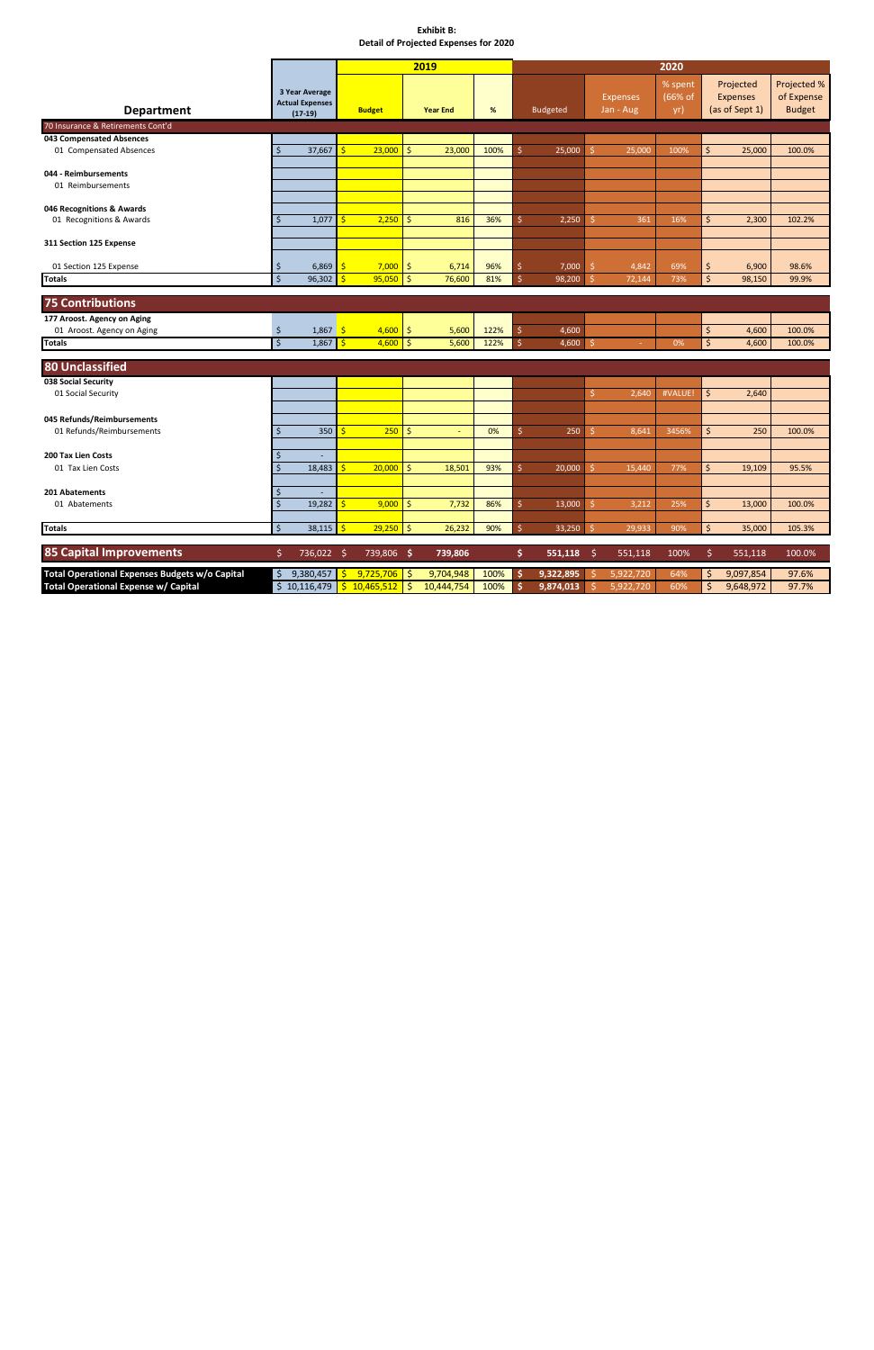**Exhibit B:**
**Detail of Projected Expenses for 2020**

| Department | 3 Year Average Actual Expenses (17-19) | 2019 Budget | 2019 Year End | 2019 % | 2020 Budgeted | 2020 Expenses Jan - Aug | 2020 % spent (66% of yr) | 2020 Projected Expenses (as of Sept 1) | 2020 Projected % of Expense Budget |
|---|---|---|---|---|---|---|---|---|---|
| 70 Insurance & Retirements Cont'd | | | | | | | | | |
| **043 Compensated Absences** | | | | | | | | | |
| 01 Compensated Absences | $ 37,667 | $ 23,000 | $ 23,000 | 100% | $ 25,000 | $ 25,000 | 100% | $ 25,000 | 100.0% |
| **044 - Reimbursements** | | | | | | | | | |
| 01 Reimbursements | | | | | | | | | |
| **046 Recognitions & Awards** | | | | | | | | | |
| 01 Recognitions & Awards | $ 1,077 | $ 2,250 | $ 816 | 36% | $ 2,250 | $ 361 | 16% | $ 2,300 | 102.2% |
| **311 Section 125 Expense** | | | | | | | | | |
| 01 Section 125 Expense | $ 6,869 | $ 7,000 | $ 6,714 | 96% | $ 7,000 | $ 4,842 | 69% | $ 6,900 | 98.6% |
| **Totals** | $ 96,302 | $ 95,050 | $ 76,600 | 81% | $ 98,200 | $ 72,144 | 73% | $ 98,150 | 99.9% |
| **75 Contributions** | | | | | | | | | |
| **177 Aroost. Agency on Aging** | | | | | | | | | |
| 01 Aroost. Agency on Aging | $ 1,867 | $ 4,600 | $ 5,600 | 122% | $ 4,600 | | | $ 4,600 | 100.0% |
| **Totals** | $ 1,867 | $ 4,600 | $ 5,600 | 122% | $ 4,600 | $ - | 0% | $ 4,600 | 100.0% |
| **80 Unclassified** | | | | | | | | | |
| **038 Social Security** | | | | | | | | | |
| 01 Social Security | | | | | | $ 2,640 | #VALUE! | $ 2,640 | |
| **045 Refunds/Reimbursements** | | | | | | | | | |
| 01 Refunds/Reimbursements | $ 350 | $ 250 | $ - | 0% | $ 250 | $ 8,641 | 3456% | $ 250 | 100.0% |
| **200 Tax Lien Costs** | $ - | | | | | | | | |
| 01 Tax Lien Costs | $ 18,483 | $ 20,000 | $ 18,501 | 93% | $ 20,000 | $ 15,440 | 77% | $ 19,109 | 95.5% |
| **201 Abatements** | $ - | | | | | | | | |
| 01 Abatements | $ 19,282 | $ 9,000 | $ 7,732 | 86% | $ 13,000 | $ 3,212 | 25% | $ 13,000 | 100.0% |
| **Totals** | $ 38,115 | $ 29,250 | $ 26,232 | 90% | $ 33,250 | $ 29,933 | 90% | $ 35,000 | 105.3% |
| **85 Capital Improvements** | $ 736,022 | $ 739,806 | $ 739,806 | | $ 551,118 | $ 551,118 | 100% | $ 551,118 | 100.0% |
| **Total Operational Expenses Budgets w/o Capital** | $ 9,380,457 | $ 9,725,706 | $ 9,704,948 | 100% | $ 9,322,895 | $ 5,922,720 | 64% | $ 9,097,854 | 97.6% |
| **Total Operational Expense w/ Capital** | $ 10,116,479 | $ 10,465,512 | $ 10,444,754 | 100% | $ 9,874,013 | $ 5,922,720 | 60% | $ 9,648,972 | 97.7% |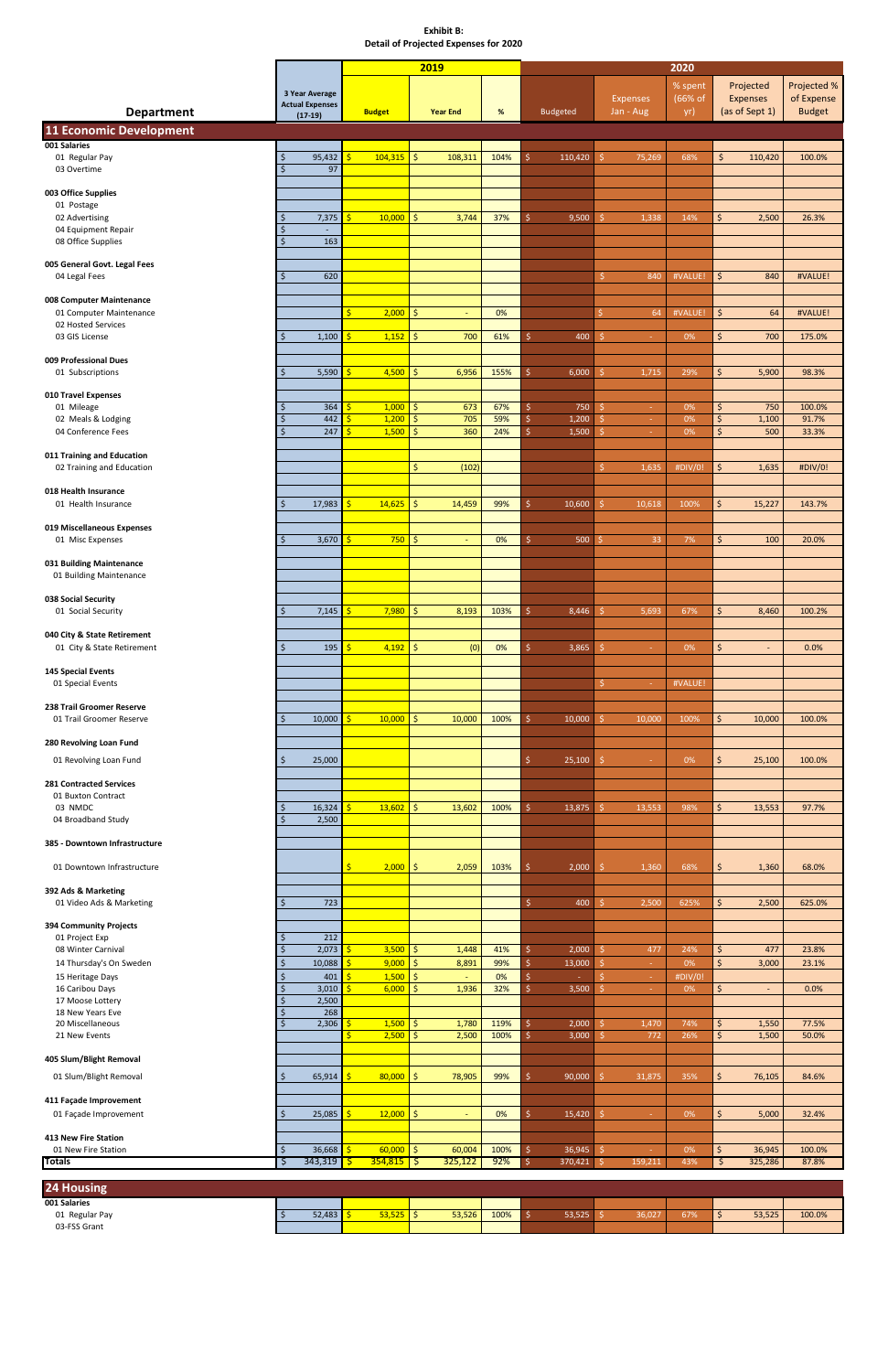**Exhibit B:**
**Detail of Projected Expenses for 2020**

| Department | 3 Year Average Actual Expenses (17-19) | 2019 Budget | 2019 Year End | 2019 % | 2020 Budgeted | 2020 Expenses Jan - Aug | 2020 % spent (66% of yr) | 2020 Projected Expenses (as of Sept 1) | 2020 Projected % of Expense Budget |
|---|---|---|---|---|---|---|---|---|---|
| **11 Economic Development** | | | | | | | | | |
| **001 Salaries** | | | | | | | | | |
| 01 Regular Pay | $ 95,432 | $ 104,315 | $ 108,311 | 104% | $ 110,420 | $ 75,269 | 68% | $ 110,420 | 100.0% |
| 03 Overtime | $ 97 | | | | | | | | |
| **003 Office Supplies** | | | | | | | | | |
| 01 Postage | | | | | | | | | |
| 02 Advertising | $ 7,375 | $ 10,000 | $ 3,744 | 37% | $ 9,500 | $ 1,338 | 14% | $ 2,500 | 26.3% |
| 04 Equipment Repair | $ - | | | | | | | | |
| 08 Office Supplies | $ 163 | | | | | | | | |
| **005 General Govt. Legal Fees** | | | | | | | | | |
| 04 Legal Fees | $ 620 | | | | | $ 840 | #VALUE! | $ 840 | #VALUE! |
| **008 Computer Maintenance** | | | | | | | | | |
| 01 Computer Maintenance | | $ 2,000 | $ - | 0% | | $ 64 | #VALUE! | $ 64 | #VALUE! |
| 02 Hosted Services | | | | | | | | | |
| 03 GIS License | $ 1,100 | $ 1,152 | $ 700 | 61% | $ 400 | $ - | 0% | $ 700 | 175.0% |
| **009 Professional Dues** | | | | | | | | | |
| 01 Subscriptions | $ 5,590 | $ 4,500 | $ 6,956 | 155% | $ 6,000 | $ 1,715 | 29% | $ 5,900 | 98.3% |
| **010 Travel Expenses** | | | | | | | | | |
| 01 Mileage | $ 364 | $ 1,000 | $ 673 | 67% | $ 750 | $ - | 0% | $ 750 | 100.0% |
| 02 Meals & Lodging | $ 442 | $ 1,200 | $ 705 | 59% | $ 1,200 | $ - | 0% | $ 1,100 | 91.7% |
| 04 Conference Fees | $ 247 | $ 1,500 | $ 360 | 24% | $ 1,500 | $ - | 0% | $ 500 | 33.3% |
| **011 Training and Education** | | | | | | | | | |
| 02 Training and Education | | | $ (102) | | | $ 1,635 | #DIV/0! | $ 1,635 | #DIV/0! |
| **018 Health Insurance** | | | | | | | | | |
| 01 Health Insurance | $ 17,983 | $ 14,625 | $ 14,459 | 99% | $ 10,600 | $ 10,618 | 100% | $ 15,227 | 143.7% |
| **019 Miscellaneous Expenses** | | | | | | | | | |
| 01 Misc Expenses | $ 3,670 | $ 750 | $ - | 0% | $ 500 | $ 33 | 7% | $ 100 | 20.0% |
| **031 Building Maintenance** | | | | | | | | | |
| 01 Building Maintenance | | | | | | | | | |
| **038 Social Security** | | | | | | | | | |
| 01 Social Security | $ 7,145 | $ 7,980 | $ 8,193 | 103% | $ 8,446 | $ 5,693 | 67% | $ 8,460 | 100.2% |
| **040 City & State Retirement** | | | | | | | | | |
| 01 City & State Retirement | $ 195 | $ 4,192 | $ (0) | 0% | $ 3,865 | $ - | 0% | $ - | 0.0% |
| **145 Special Events** | | | | | | | | | |
| 01 Special Events | | | | | | $ - | #VALUE! | | |
| **238 Trail Groomer Reserve** | | | | | | | | | |
| 01 Trail Groomer Reserve | $ 10,000 | $ 10,000 | $ 10,000 | 100% | $ 10,000 | $ 10,000 | 100% | $ 10,000 | 100.0% |
| **280 Revolving Loan Fund** | | | | | | | | | |
| 01 Revolving Loan Fund | $ 25,000 | | | | $ 25,100 | $ - | 0% | $ 25,100 | 100.0% |
| **281 Contracted Services** | | | | | | | | | |
| 01 Buxton Contract | | | | | | | | | |
| 03 NMDC | $ 16,324 | $ 13,602 | $ 13,602 | 100% | $ 13,875 | $ 13,553 | 98% | $ 13,553 | 97.7% |
| 04 Broadband Study | $ 2,500 | | | | | | | | |
| **385 - Downtown Infrastructure** | | | | | | | | | |
| 01 Downtown Infrastructure | | $ 2,000 | $ 2,059 | 103% | $ 2,000 | $ 1,360 | 68% | $ 1,360 | 68.0% |
| **392 Ads & Marketing** | | | | | | | | | |
| 01 Video Ads & Marketing | $ 723 | | | | $ 400 | $ 2,500 | 625% | $ 2,500 | 625.0% |
| **394 Community Projects** | | | | | | | | | |
| 01 Project Exp | $ 212 | | | | | | | | |
| 08 Winter Carnival | $ 2,073 | $ 3,500 | $ 1,448 | 41% | $ 2,000 | $ 477 | 24% | $ 477 | 23.8% |
| 14 Thursday's On Sweden | $ 10,088 | $ 9,000 | $ 8,891 | 99% | $ 13,000 | $ - | 0% | $ 3,000 | 23.1% |
| 15 Heritage Days | $ 401 | $ 1,500 | $ - | 0% | $ - | $ - | #DIV/0! | | |
| 16 Caribou Days | $ 3,010 | $ 6,000 | $ 1,936 | 32% | $ 3,500 | $ - | 0% | $ - | 0.0% |
| 17 Moose Lottery | $ 2,500 | | | | | | | | |
| 18 New Years Eve | $ 268 | | | | | | | | |
| 20 Miscellaneous | $ 2,306 | $ 1,500 | $ 1,780 | 119% | $ 2,000 | $ 1,470 | 74% | $ 1,550 | 77.5% |
| 21 New Events | | $ 2,500 | $ 2,500 | 100% | $ 3,000 | $ 772 | 26% | $ 1,500 | 50.0% |
| **405 Slum/Blight Removal** | | | | | | | | | |
| 01 Slum/Blight Removal | $ 65,914 | $ 80,000 | $ 78,905 | 99% | $ 90,000 | $ 31,875 | 35% | $ 76,105 | 84.6% |
| **411 Façade Improvement** | | | | | | | | | |
| 01 Façade Improvement | $ 25,085 | $ 12,000 | $ - | 0% | $ 15,420 | $ - | 0% | $ 5,000 | 32.4% |
| **413 New Fire Station** | | | | | | | | | |
| 01 New Fire Station | $ 36,668 | $ 60,000 | $ 60,004 | 100% | $ 36,945 | $ - | 0% | $ 36,945 | 100.0% |
| **Totals** | $ 343,319 | $ 354,815 | $ 325,122 | 92% | $ 370,421 | $ 159,211 | 43% | $ 325,286 | 87.8% |

| Department | 3 Year Average Actual Expenses (17-19) | 2019 Budget | 2019 Year End | 2019 % | 2020 Budgeted | 2020 Expenses Jan - Aug | 2020 % spent (66% of yr) | 2020 Projected Expenses (as of Sept 1) | 2020 Projected % of Expense Budget |
|---|---|---|---|---|---|---|---|---|---|
| **24 Housing** | | | | | | | | | |
| **001 Salaries** | | | | | | | | | |
| 01 Regular Pay | $ 52,483 | $ 53,525 | $ 53,526 | 100% | $ 53,525 | $ 36,027 | 67% | $ 53,525 | 100.0% |
| 03-FSS Grant | | | | | | | | | |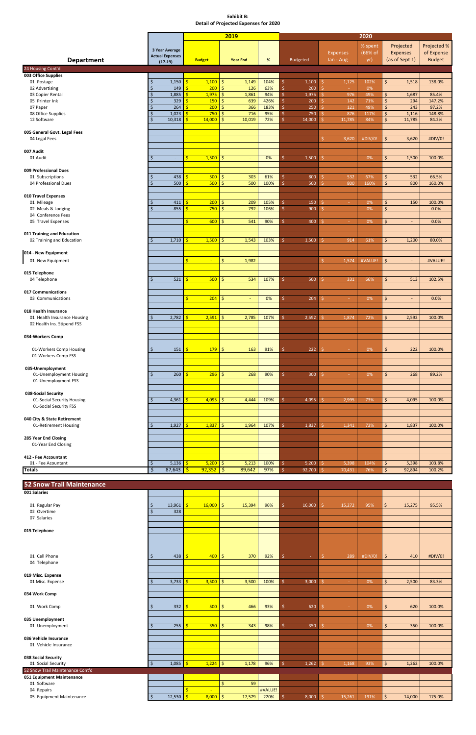**Exhibit B:**
**Detail of Projected Expenses for 2020**

| Department | 3 Year Average Actual Expenses (17-19) | 2019 Budget | 2019 Year End | 2019 % | 2020 Budgeted | 2020 Expenses Jan - Aug | 2020 % spent (66% of yr) | 2020 Projected Expenses (as of Sept 1) | 2020 Projected % of Expense Budget |
|---|---|---|---|---|---|---|---|---|---|
| **24 Housing Cont'd** | | | | | | | | | |
| **003 Office Supplies** | | | | | | | | | |
| 01 Postage | $ 1,150 | $ 1,100 | $ 1,149 | 104% | $ 1,100 | $ 1,125 | 102% | $ 1,518 | 138.0% |
| 02 Advertising | $ 149 | $ 200 | $ 126 | 63% | $ 200 | $ - | 0% | | |
| 03 Copier Rental | $ 1,885 | $ 1,975 | $ 1,861 | 94% | $ 1,975 | $ 976 | 49% | $ 1,687 | 85.4% |
| 05 Printer Ink | $ 329 | $ 150 | $ 639 | 426% | $ 200 | $ 142 | 71% | $ 294 | 147.2% |
| 07 Paper | $ 264 | $ 200 | $ 366 | 183% | $ 250 | $ 121 | 49% | $ 243 | 97.2% |
| 08 Office Supplies | $ 1,023 | $ 750 | $ 716 | 95% | $ 750 | $ 876 | 117% | $ 1,116 | 148.8% |
| 12 Software | $ 10,318 | $ 14,000 | $ 10,019 | 72% | $ 14,000 | $ 11,785 | 84% | $ 11,785 | 84.2% |
| **005 General Govt. Legal Fees** | | | | | | | | | |
| 04 Legal Fees | | | | | | $ 3,620 | #DIV/0! | $ 3,620 | #DIV/0! |
| **007 Audit** | | | | | | | | | |
| 01 Audit | $ - | $ 1,500 | $ - | 0% | $ 1,500 | $ - | 0% | $ 1,500 | 100.0% |
| **009 Professional Dues** | | | | | | | | | |
| 01 Subscriptions | $ 438 | $ 500 | $ 303 | 61% | $ 800 | $ 532 | 67% | $ 532 | 66.5% |
| 04 Professional Dues | $ 500 | $ 500 | $ 500 | 100% | $ 500 | $ 800 | 160% | $ 800 | 160.0% |
| **010 Travel Expenses** | | | | | | | | | |
| 01 Mileage | $ 411 | $ 200 | $ 209 | 105% | $ 150 | $ - | 0% | $ 150 | 100.0% |
| 02 Meals & Lodging | $ 855 | $ 750 | $ 792 | 106% | $ 900 | $ - | 0% | $ - | 0.0% |
| 04 Conference Fees | | | | | | | | | |
| 05 Travel Expenses | | $ 600 | $ 541 | 90% | $ 400 | $ - | 0% | $ - | 0.0% |
| **011 Training and Education** | | | | | | | | | |
| 02 Training and Education | $ 1,710 | $ 1,500 | $ 1,543 | 103% | $ 1,500 | $ 914 | 61% | $ 1,200 | 80.0% |
| **014 - New Equipment** | | | | | | | | | |
| 01 New Equipment | | $ - | $ 1,982 | | | $ 1,574 | #VALUE! | $ - | #VALUE! |
| **015 Telephone** | | | | | | | | | |
| 04 Telephone | $ 521 | $ 500 | $ 534 | 107% | $ 500 | $ 331 | 66% | $ 513 | 102.5% |
| **017 Communications** | | | | | | | | | |
| 03 Communications | | $ 204 | $ - | 0% | $ 204 | $ - | 0% | $ - | 0.0% |
| **018 Health Insurance** | | | | | | | | | |
| 01 Health Insurance Housing | $ 2,782 | $ 2,591 | $ 2,785 | 107% | $ 2,592 | $ 1,874 | 72% | $ 2,592 | 100.0% |
| 02 Health Ins. Stipend FSS | | | | | | | | | |
| **034-Workers Comp** | | | | | | | | | |
| 01-Workers Comp Housing | $ 151 | $ 179 | $ 163 | 91% | $ 222 | $ - | 0% | $ 222 | 100.0% |
| 01-Workers Comp FSS | | | | | | | | | |
| **035-Unemployment** | | | | | | | | | |
| 01-Unemployment Housing | $ 260 | $ 296 | $ 268 | 90% | $ 300 | $ - | 0% | $ 268 | 89.2% |
| 01-Unemployment FSS | | | | | | | | | |
| **038-Social Security** | | | | | | | | | |
| 01-Social Security Housing | $ 4,361 | $ 4,095 | $ 4,444 | 109% | $ 4,095 | $ 2,995 | 73% | $ 4,095 | 100.0% |
| 01-Social Security FSS | | | | | | | | | |
| **040 City & State Retirement** | | | | | | | | | |
| 01-Retirement Housing | $ 1,927 | $ 1,837 | $ 1,964 | 107% | $ 1,837 | $ 1,341 | 73% | $ 1,837 | 100.0% |
| **285 Year End Closing** | | | | | | | | | |
| 01-Year End Closing | | | | | | | | | |
| **412 - Fee Accountant** | | | | | | | | | |
| 01 - Fee Accountant | $ 5,136 | $ 5,200 | $ 5,213 | 100% | $ 5,200 | $ 5,398 | 104% | $ 5,398 | 103.8% |
| **Totals** | $ 87,643 | $ 92,352 | $ 89,642 | 97% | $ 92,700 | $ 70,431 | 76% | $ 92,894 | 100.2% |

## 52 Snow Trail Maintenance

| Department | 3 Year Average Actual Expenses (17-19) | 2019 Budget | 2019 Year End | 2019 % | 2020 Budgeted | 2020 Expenses Jan - Aug | 2020 % spent (66% of yr) | 2020 Projected Expenses (as of Sept 1) | 2020 Projected % of Expense Budget |
|---|---|---|---|---|---|---|---|---|---|
| **001 Salaries** | | | | | | | | | |
| 01 Regular Pay | $ 13,961 | $ 16,000 | $ 15,394 | 96% | $ 16,000 | $ 15,272 | 95% | $ 15,275 | 95.5% |
| 02 Overtime | $ 328 | | | | | | | | |
| 07 Salaries | | | | | | | | | |
| **015 Telephone** | | | | | | | | | |
| 01 Cell Phone | $ 438 | $ 400 | $ 370 | 92% | $ - | $ 289 | #DIV/0! | $ 410 | #DIV/0! |
| 04 Telephone | | | | | | | | | |
| **019 Misc. Expense** | | | | | | | | | |
| 01 Misc. Expense | $ 3,733 | $ 3,500 | $ 3,500 | 100% | $ 3,000 | $ - | 0% | $ 2,500 | 83.3% |
| **034 Work Comp** | | | | | | | | | |
| 01 Work Comp | $ 332 | $ 500 | $ 466 | 93% | $ 620 | $ - | 0% | $ 620 | 100.0% |
| **035 Unemployment** | | | | | | | | | |
| 01 Unemployment | $ 255 | $ 350 | $ 343 | 98% | $ 350 | $ - | 0% | $ 350 | 100.0% |
| **036 Vehicle Insurance** | | | | | | | | | |
| 01 Vehicle Insurance | | | | | | | | | |
| **038 Social Security** | | | | | | | | | |
| 01 Social Security | $ 1,085 | $ 1,224 | $ 1,178 | 96% | $ 1,262 | $ 1,168 | 93% | $ 1,262 | 100.0% |
| **52 Snow Trail Maintenance Cont'd** | | | | | | | | | |
| **051 Equipment Maintenance** | | | | | | | | | |
| 01 Software | | | $ 59 | | | | | | |
| 04 Repairs | | $ - | | #VALUE! | | | | | |
| 05 Equipment Maintenance | $ 12,530 | $ 8,000 | $ 17,579 | 220% | $ 8,000 | $ 15,261 | 191% | $ 14,000 | 175.0% |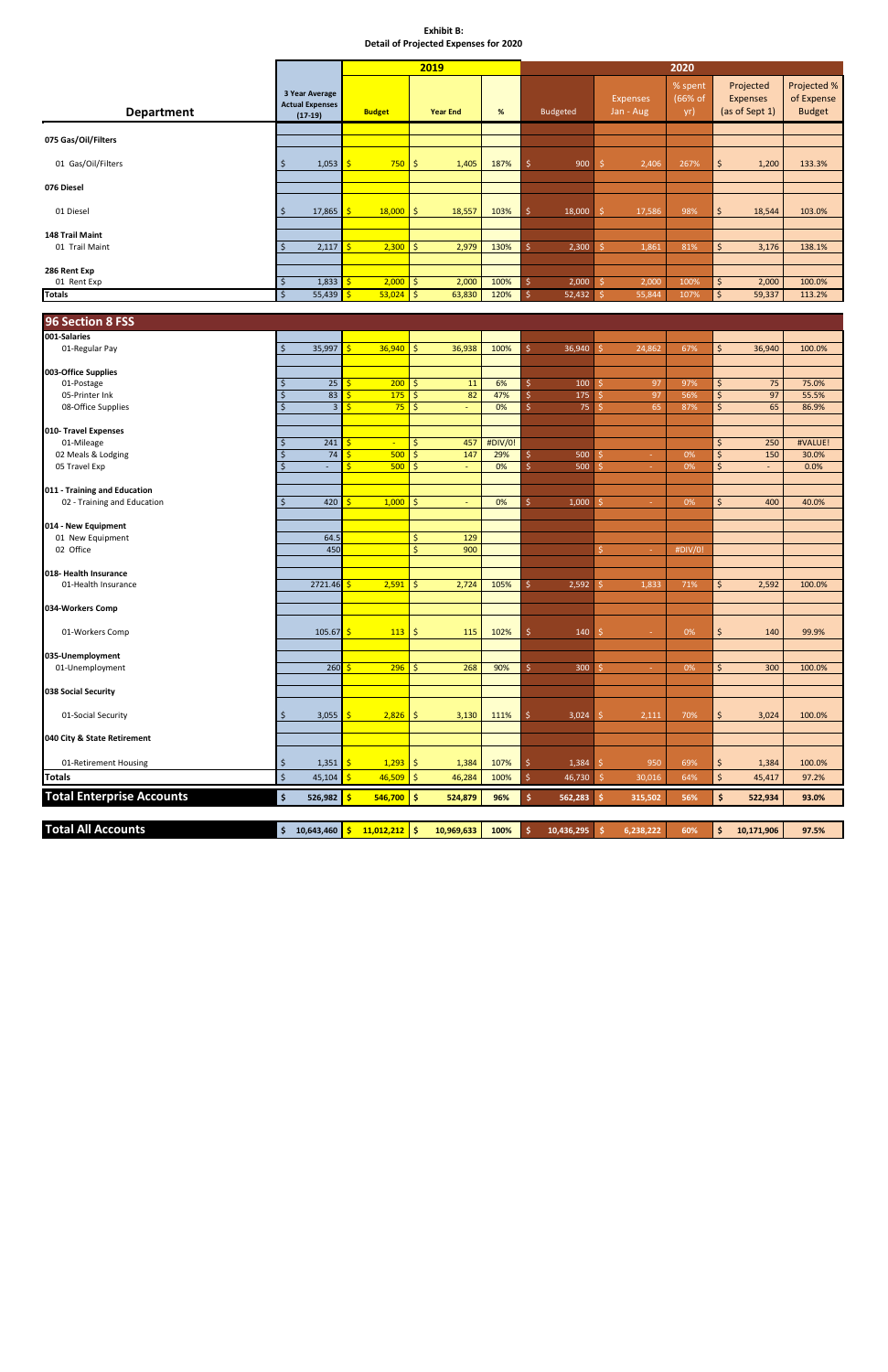**Exhibit B:**
**Detail of Projected Expenses for 2020**

| Department | 3 Year Average Actual Expenses (17-19) | 2019 Budget | 2019 Year End | 2019 % | 2020 Budgeted | 2020 Expenses Jan - Aug | 2020 % spent (66% of yr) | 2020 Projected Expenses (as of Sept 1) | 2020 Projected % of Expense Budget |
|---|---|---|---|---|---|---|---|---|---|
| **075 Gas/Oil/Filters** | | | | | | | | | |
| 01 Gas/Oil/Filters | $ 1,053 | $ 750 | $ 1,405 | 187% | $ 900 | $ 2,406 | 267% | $ 1,200 | 133.3% |
| **076 Diesel** | | | | | | | | | |
| 01 Diesel | $ 17,865 | $ 18,000 | $ 18,557 | 103% | $ 18,000 | $ 17,586 | 98% | $ 18,544 | 103.0% |
| **148 Trail Maint** | | | | | | | | | |
| 01 Trail Maint | $ 2,117 | $ 2,300 | $ 2,979 | 130% | $ 2,300 | $ 1,861 | 81% | $ 3,176 | 138.1% |
| **286 Rent Exp** | | | | | | | | | |
| 01 Rent Exp | $ 1,833 | $ 2,000 | $ 2,000 | 100% | $ 2,000 | $ 2,000 | 100% | $ 2,000 | 100.0% |
| **Totals** | $ 55,439 | $ 53,024 | $ 63,830 | 120% | $ 52,432 | $ 55,844 | 107% | $ 59,337 | 113.2% |
| **96 Section 8 FSS** | | | | | | | | | |
| **001-Salaries** | | | | | | | | | |
| 01-Regular Pay | $ 35,997 | $ 36,940 | $ 36,938 | 100% | $ 36,940 | $ 24,862 | 67% | $ 36,940 | 100.0% |
| **003-Office Supplies** | | | | | | | | | |
| 01-Postage | $ 25 | $ 200 | $ 11 | 6% | $ 100 | $ 97 | 97% | $ 75 | 75.0% |
| 05-Printer Ink | $ 83 | $ 175 | $ 82 | 47% | $ 175 | $ 97 | 56% | $ 97 | 55.5% |
| 08-Office Supplies | $ 3 | $ 75 | $ - | 0% | $ 75 | $ 65 | 87% | $ 65 | 86.9% |
| **010- Travel Expenses** | | | | | | | | | |
| 01-Mileage | $ 241 | $ - | $ 457 | #DIV/0! | | | | $ 250 | #VALUE! |
| 02 Meals & Lodging | $ 74 | $ 500 | $ 147 | 29% | $ 500 | $ - | 0% | $ 150 | 30.0% |
| 05 Travel Exp | $ - | $ 500 | $ - | 0% | $ 500 | $ - | 0% | $ - | 0.0% |
| **011 - Training and Education** | | | | | | | | | |
| 02 - Training and Education | $ 420 | $ 1,000 | $ - | 0% | $ 1,000 | $ - | 0% | $ 400 | 40.0% |
| **014 - New Equipment** | | | | | | | | | |
| 01 New Equipment | 64.5 | | $ 129 | | | | | | |
| 02 Office | 450 | | $ 900 | | | $ - | #DIV/0! | | |
| **018- Health Insurance** | | | | | | | | | |
| 01-Health Insurance | 2721.46 | $ 2,591 | $ 2,724 | 105% | $ 2,592 | $ 1,833 | 71% | $ 2,592 | 100.0% |
| **034-Workers Comp** | | | | | | | | | |
| 01-Workers Comp | 105.67 | $ 113 | $ 115 | 102% | $ 140 | $ - | 0% | $ 140 | 99.9% |
| **035-Unemployment** | | | | | | | | | |
| 01-Unemployment | 260 | $ 296 | $ 268 | 90% | $ 300 | $ - | 0% | $ 300 | 100.0% |
| **038 Social Security** | | | | | | | | | |
| 01-Social Security | $ 3,055 | $ 2,826 | $ 3,130 | 111% | $ 3,024 | $ 2,111 | 70% | $ 3,024 | 100.0% |
| **040 City & State Retirement** | | | | | | | | | |
| 01-Retirement Housing | $ 1,351 | $ 1,293 | $ 1,384 | 107% | $ 1,384 | $ 950 | 69% | $ 1,384 | 100.0% |
| **Totals** | $ 45,104 | $ 46,509 | $ 46,284 | 100% | $ 46,730 | $ 30,016 | 64% | $ 45,417 | 97.2% |
| **Total Enterprise Accounts** | $ 526,982 | $ 546,700 | $ 524,879 | 96% | $ 562,283 | $ 315,502 | 56% | $ 522,934 | 93.0% |
| **Total All Accounts** | $ 10,643,460 | $ 11,012,212 | $ 10,969,633 | 100% | $ 10,436,295 | $ 6,238,222 | 60% | $ 10,171,906 | 97.5% |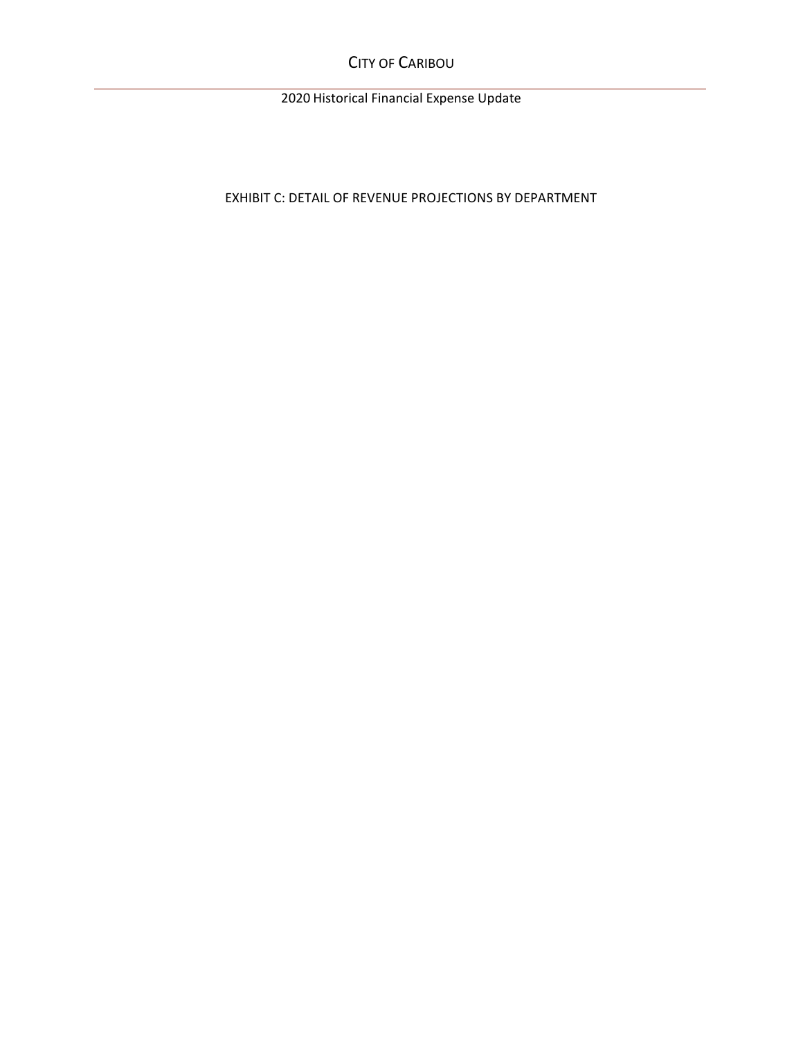EXHIBIT C: DETAIL OF REVENUE PROJECTIONS BY DEPARTMENT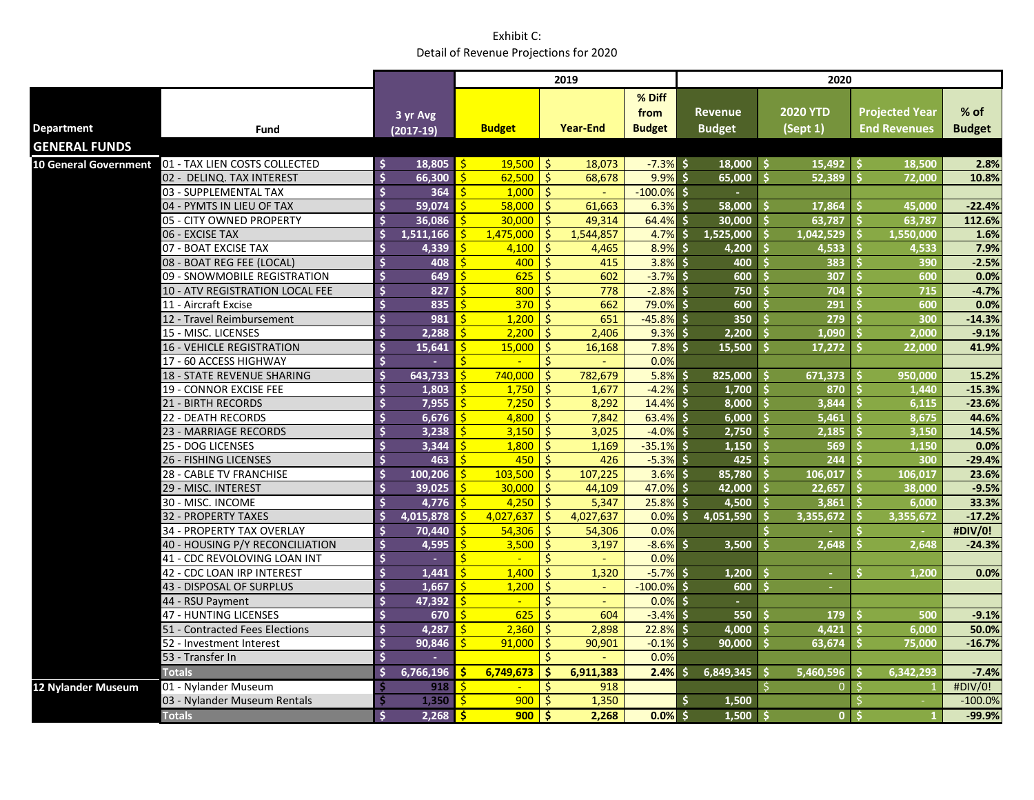Exhibit C:
Detail of Revenue Projections for 2020

| Department | Fund | 3 yr Avg (2017-19) | 2019 Budget | 2019 Year-End | 2019 % Diff from Budget | 2020 Revenue Budget | 2020 YTD (Sept 1) | 2020 Projected Year End Revenues | 2020 % of Budget |
|---|---|---|---|---|---|---|---|---|---|
| **GENERAL FUNDS** | | | | | | | | | |
| 10 General Government | 01 - TAX LIEN COSTS COLLECTED | $ 18,805 | $ 19,500 | $ 18,073 | -7.3% | $ 18,000 | $ 15,492 | $ 18,500 | 2.8% |
| | 02 - DELINQ. TAX INTEREST | $ 66,300 | $ 62,500 | $ 68,678 | 9.9% | $ 65,000 | $ 52,389 | $ 72,000 | 10.8% |
| | 03 - SUPPLEMENTAL TAX | $ 364 | $ 1,000 | $ - | -100.0% | $ - | | | |
| | 04 - PYMTS IN LIEU OF TAX | $ 59,074 | $ 58,000 | $ 61,663 | 6.3% | $ 58,000 | $ 17,864 | $ 45,000 | -22.4% |
| | 05 - CITY OWNED PROPERTY | $ 36,086 | $ 30,000 | $ 49,314 | 64.4% | $ 30,000 | $ 63,787 | $ 63,787 | 112.6% |
| | 06 - EXCISE TAX | $ 1,511,166 | $ 1,475,000 | $ 1,544,857 | 4.7% | $ 1,525,000 | $ 1,042,529 | $ 1,550,000 | 1.6% |
| | 07 - BOAT EXCISE TAX | $ 4,339 | $ 4,100 | $ 4,465 | 8.9% | $ 4,200 | $ 4,533 | $ 4,533 | 7.9% |
| | 08 - BOAT REG FEE (LOCAL) | $ 408 | $ 400 | $ 415 | 3.8% | $ 400 | $ 383 | $ 390 | -2.5% |
| | 09 - SNOWMOBILE REGISTRATION | $ 649 | $ 625 | $ 602 | -3.7% | $ 600 | $ 307 | $ 600 | 0.0% |
| | 10 - ATV REGISTRATION LOCAL FEE | $ 827 | $ 800 | $ 778 | -2.8% | $ 750 | $ 704 | $ 715 | -4.7% |
| | 11 - Aircraft Excise | $ 835 | $ 370 | $ 662 | 79.0% | $ 600 | $ 291 | $ 600 | 0.0% |
| | 12 - Travel Reimbursement | $ 981 | $ 1,200 | $ 651 | -45.8% | $ 350 | $ 279 | $ 300 | -14.3% |
| | 15 - MISC. LICENSES | $ 2,288 | $ 2,200 | $ 2,406 | 9.3% | $ 2,200 | $ 1,090 | $ 2,000 | -9.1% |
| | 16 - VEHICLE REGISTRATION | $ 15,641 | $ 15,000 | $ 16,168 | 7.8% | $ 15,500 | $ 17,272 | $ 22,000 | 41.9% |
| | 17 - 60 ACCESS HIGHWAY | $ - | $ - | $ - | 0.0% | | | | |
| | 18 - STATE REVENUE SHARING | $ 643,733 | $ 740,000 | $ 782,679 | 5.8% | $ 825,000 | $ 671,373 | $ 950,000 | 15.2% |
| | 19 - CONNOR EXCISE FEE | $ 1,803 | $ 1,750 | $ 1,677 | -4.2% | $ 1,700 | $ 870 | $ 1,440 | -15.3% |
| | 21 - BIRTH RECORDS | $ 7,955 | $ 7,250 | $ 8,292 | 14.4% | $ 8,000 | $ 3,844 | $ 6,115 | -23.6% |
| | 22 - DEATH RECORDS | $ 6,676 | $ 4,800 | $ 7,842 | 63.4% | $ 6,000 | $ 5,461 | $ 8,675 | 44.6% |
| | 23 - MARRIAGE RECORDS | $ 3,238 | $ 3,150 | $ 3,025 | -4.0% | $ 2,750 | $ 2,185 | $ 3,150 | 14.5% |
| | 25 - DOG LICENSES | $ 3,344 | $ 1,800 | $ 1,169 | -35.1% | $ 1,150 | $ 569 | $ 1,150 | 0.0% |
| | 26 - FISHING LICENSES | $ 463 | $ 450 | $ 426 | -5.3% | $ 425 | $ 244 | $ 300 | -29.4% |
| | 28 - CABLE TV FRANCHISE | $ 100,206 | $ 103,500 | $ 107,225 | 3.6% | $ 85,780 | $ 106,017 | $ 106,017 | 23.6% |
| | 29 - MISC. INTEREST | $ 39,025 | $ 30,000 | $ 44,109 | 47.0% | $ 42,000 | $ 22,657 | $ 38,000 | -9.5% |
| | 30 - MISC. INCOME | $ 4,776 | $ 4,250 | $ 5,347 | 25.8% | $ 4,500 | $ 3,861 | $ 6,000 | 33.3% |
| | 32 - PROPERTY TAXES | $ 4,015,878 | $ 4,027,637 | $ 4,027,637 | 0.0% | $ 4,051,590 | $ 3,355,672 | $ 3,355,672 | -17.2% |
| | 34 - PROPERTY TAX OVERLAY | $ 70,440 | $ 54,306 | $ 54,306 | 0.0% | | $ - | $ - | #DIV/0! |
| | 40 - HOUSING P/Y RECONCILIATION | $ 4,595 | $ 3,500 | $ 3,197 | -8.6% | $ 3,500 | $ 2,648 | $ 2,648 | -24.3% |
| | 41 - CDC REVOLOVING LOAN INT | $ - | $ - | $ - | 0.0% | | | | |
| | 42 - CDC LOAN IRP INTEREST | $ 1,441 | $ 1,400 | $ 1,320 | -5.7% | $ 1,200 | $ - | $ 1,200 | 0.0% |
| | 43 - DISPOSAL OF SURPLUS | $ 1,667 | $ 1,200 | $ - | -100.0% | $ 600 | $ - | | |
| | 44 - RSU Payment | $ 47,392 | $ - | $ - | 0.0% | $ - | | | |
| | 47 - HUNTING LICENSES | $ 670 | $ 625 | $ 604 | -3.4% | $ 550 | $ 179 | $ 500 | -9.1% |
| | 51 - Contracted Fees Elections | $ 4,287 | $ 2,360 | $ 2,898 | 22.8% | $ 4,000 | $ 4,421 | $ 6,000 | 50.0% |
| | 52 - Investment Interest | $ 90,846 | $ 91,000 | $ 90,901 | -0.1% | $ 90,000 | $ 63,674 | $ 75,000 | -16.7% |
| | 53 - Transfer In | $ - | | $ - | 0.0% | | | | |
| | **Totals** | **$ 6,766,196** | **$ 6,749,673** | **$ 6,911,383** | **2.4%** | **$ 6,849,345** | **$ 5,460,596** | **$ 6,342,293** | **-7.4%** |
| 12 Nylander Museum | 01 - Nylander Museum | $ 918 | $ - | $ 918 | | | $ 0 | $ 1 | #DIV/0! |
| | 03 - Nylander Museum Rentals | $ 1,350 | $ 900 | $ 1,350 | | $ 1,500 | | $ - | -100.0% |
| | **Totals** | **$ 2,268** | **$ 900** | **$ 2,268** | **0.0%** | **$ 1,500** | **$ 0** | **$ 1** | **-99.9%** |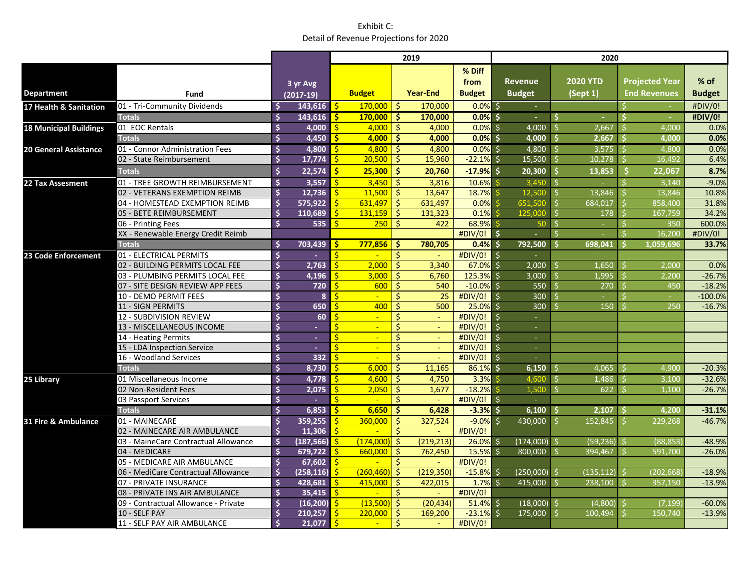Exhibit C:
Detail of Revenue Projections for 2020

| Department | Fund | 3 yr Avg (2017-19) | 2019 | | | 2020 | | | |
|---|---|---|---|---|---|---|---|---|---|
| | | | Budget | Year-End | % Diff from Budget | Revenue Budget | 2020 YTD (Sept 1) | Projected Year End Revenues | % of Budget |
| 17 Health & Sanitation | 01 - Tri-Community Dividends | $ 143,616 | $ 170,000 | $ 170,000 | 0.0% | $ - | | $ - | #DIV/0! |
| | **Totals** | $ 143,616 | $ 170,000 | $ 170,000 | 0.0% | $ - | $ - | $ - | #DIV/0! |
| 18 Municipal Buildings | 01 EOC Rentals | $ 4,000 | $ 4,000 | $ 4,000 | 0.0% | $ 4,000 | $ 2,667 | $ 4,000 | 0.0% |
| | **Totals** | $ 4,450 | $ 4,000 | $ 4,000 | 0.0% | $ 4,000 | $ 2,667 | $ 4,000 | 0.0% |
| 20 General Assistance | 01 - Connor Administration Fees | $ 4,800 | $ 4,800 | $ 4,800 | 0.0% | $ 4,800 | $ 3,575 | $ 4,800 | 0.0% |
| | 02 - State Reimbursement | $ 17,774 | $ 20,500 | $ 15,960 | -22.1% | $ 15,500 | $ 10,278 | $ 16,492 | 6.4% |
| | **Totals** | $ 22,574 | $ 25,300 | $ 20,760 | -17.9% | $ 20,300 | $ 13,853 | $ 22,067 | 8.7% |
| 22 Tax Assesment | 01 - TREE GROWTH REIMBURSEMENT | $ 3,557 | $ 3,450 | $ 3,816 | 10.6% | $ 3,450 | $ - | $ 3,140 | -9.0% |
| | 02 - VETERANS EXEMPTION REIMB | $ 12,736 | $ 11,500 | $ 13,647 | 18.7% | $ 12,500 | $ 13,846 | $ 13,846 | 10.8% |
| | 04 - HOMESTEAD EXEMPTION REIMB | $ 575,922 | $ 631,497 | $ 631,497 | 0.0% | $ 651,500 | $ 684,017 | $ 858,400 | 31.8% |
| | 05 - BETE REIMBURSEMENT | $ 110,689 | $ 131,159 | $ 131,323 | 0.1% | $ 125,000 | $ 178 | $ 167,759 | 34.2% |
| | 06 - Printing Fees | $ 535 | $ 250 | $ 422 | 68.9% | $ 50 | $ - | $ 350 | 600.0% |
| | XX - Renewable Energy Credit Reimb | | | | #DIV/0! | $ - | $ - | $ 16,200 | #DIV/0! |
| | **Totals** | $ 703,439 | $ 777,856 | $ 780,705 | 0.4% | $ 792,500 | $ 698,041 | $ 1,059,696 | 33.7% |
| 23 Code Enforcement | 01 - ELECTRICAL PERMITS | $ - | $ - | $ - | #DIV/0! | $ - | | | |
| | 02 - BUILDING PERMITS LOCAL FEE | $ 2,763 | $ 2,000 | $ 3,340 | 67.0% | $ 2,000 | $ 1,650 | $ 2,000 | 0.0% |
| | 03 - PLUMBING PERMITS LOCAL FEE | $ 4,196 | $ 3,000 | $ 6,760 | 125.3% | $ 3,000 | $ 1,995 | $ 2,200 | -26.7% |
| | 07 - SITE DESIGN REVIEW APP FEES | $ 720 | $ 600 | $ 540 | -10.0% | $ 550 | $ 270 | $ 450 | -18.2% |
| | 10 - DEMO PERMIT FEES | $ 8 | $ - | $ 25 | #DIV/0! | $ 300 | $ - | $ - | -100.0% |
| | 11 - SIGN PERMITS | $ 650 | $ 400 | $ 500 | 25.0% | $ 300 | $ 150 | $ 250 | -16.7% |
| | 12 - SUBDIVISION REVIEW | $ 60 | $ - | $ - | #DIV/0! | $ - | | | |
| | 13 - MISCELLANEOUS INCOME | $ - | $ - | $ - | #DIV/0! | $ - | | | |
| | 14 - Heating Permits | $ - | $ - | $ - | #DIV/0! | $ - | | | |
| | 15 - LDA Inspection Service | $ - | $ - | $ - | #DIV/0! | $ - | | | |
| | 16 - Woodland Services | $ 332 | $ - | $ - | #DIV/0! | $ - | | | |
| | **Totals** | $ 8,730 | $ 6,000 | $ 11,165 | 86.1% | $ 6,150 | $ 4,065 | $ 4,900 | -20.3% |
| 25 Library | 01 Miscellaneous Income | $ 4,778 | $ 4,600 | $ 4,750 | 3.3% | $ 4,600 | $ 1,486 | $ 3,100 | -32.6% |
| | 02 Non-Resident Fees | $ 2,075 | $ 2,050 | $ 1,677 | -18.2% | $ 1,500 | $ 622 | $ 1,100 | -26.7% |
| | 03 Passport Services | $ - | $ - | $ - | #DIV/0! | $ - | | | |
| | **Totals** | $ 6,853 | $ 6,650 | $ 6,428 | -3.3% | $ 6,100 | $ 2,107 | $ 4,200 | -31.1% |
| 31 Fire & Ambulance | 01 - MAINECARE | $ 359,255 | $ 360,000 | $ 327,524 | -9.0% | $ 430,000 | $ 152,845 | $ 229,268 | -46.7% |
| | 02 - MAINECARE AIR AMBULANCE | $ 11,306 | $ - | $ - | #DIV/0! | | | | |
| | 03 - MaineCare Contractual Allowance | $ (187,566) | $ (174,000) | $ (219,213) | 26.0% | $ (174,000) | $ (59,236) | $ (88,853) | -48.9% |
| | 04 - MEDICARE | $ 679,722 | $ 660,000 | $ 762,450 | 15.5% | $ 800,000 | $ 394,467 | $ 591,700 | -26.0% |
| | 05 - MEDICARE AIR AMBULANCE | $ 67,602 | $ - | $ - | #DIV/0! | | | | |
| | 06 - MediCare Contractual Allowance | $ (258,116) | $ (260,460) | $ (219,350) | -15.8% | $ (250,000) | $ (135,112) | $ (202,668) | -18.9% |
| | 07 - PRIVATE INSURANCE | $ 428,681 | $ 415,000 | $ 422,015 | 1.7% | $ 415,000 | $ 238,100 | $ 357,150 | -13.9% |
| | 08 - PRIVATE INS AIR AMBULANCE | $ 35,415 | $ - | $ - | #DIV/0! | | | | |
| | 09 - Contractual Allowance - Private | $ (16,200) | $ (13,500) | $ (20,434) | 51.4% | $ (18,000) | $ (4,800) | $ (7,199) | -60.0% |
| | 10 - SELF PAY | $ 210,257 | $ 220,000 | $ 169,200 | -23.1% | $ 175,000 | $ 100,494 | $ 150,740 | -13.9% |
| | 11 - SELF PAY AIR AMBULANCE | $ 21,077 | $ - | $ - | #DIV/0! | | | | |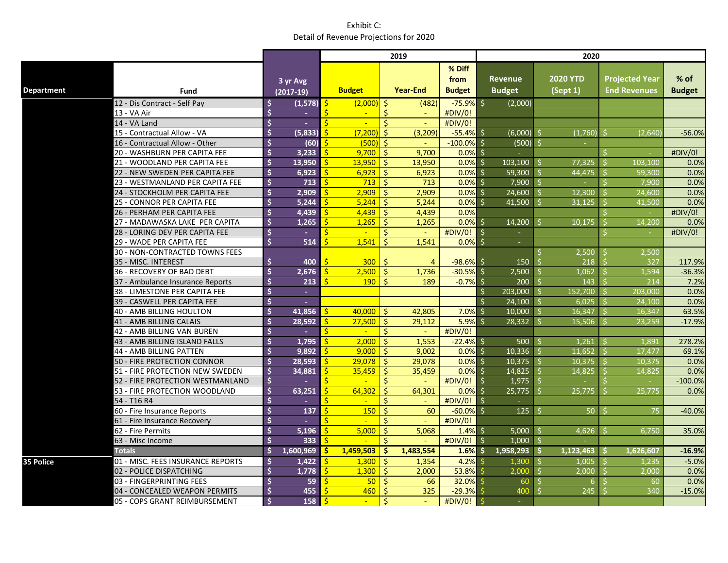Exhibit C:
Detail of Revenue Projections for 2020

| Department | Fund | 3 yr Avg (2017-19) | 2019 Budget | 2019 Year-End | 2019 % Diff from Budget | 2020 Revenue Budget | 2020 YTD (Sept 1) | 2020 Projected Year End Revenues | 2020 % of Budget |
|---|---|---|---|---|---|---|---|---|---|
| | 12 - Dis Contract - Self Pay | $ (1,578) | $ (2,000) | $ (482) | -75.9% | $ (2,000) | | | |
| | 13 - VA Air | $ - | $ - | $ - | #DIV/0! | | | | |
| | 14 - VA Land | $ - | $ - | $ - | #DIV/0! | | | | |
| | 15 - Contractual Allow - VA | $ (5,833) | $ (7,200) | $ (3,209) | -55.4% | $ (6,000) | $ (1,760) | $ (2,640) | -56.0% |
| | 16 - Contractual Allow - Other | $ (60) | $ (500) | $ - | -100.0% | $ (500) | $ - | | |
| | 20 - WASHBURN PER CAPITA FEE | $ 3,233 | $ 9,700 | $ 9,700 | 0.0% | $ - | | $ - | #DIV/0! |
| | 21 - WOODLAND PER CAPITA FEE | $ 13,950 | $ 13,950 | $ 13,950 | 0.0% | $ 103,100 | $ 77,325 | $ 103,100 | 0.0% |
| | 22 - NEW SWEDEN PER CAPITA FEE | $ 6,923 | $ 6,923 | $ 6,923 | 0.0% | $ 59,300 | $ 44,475 | $ 59,300 | 0.0% |
| | 23 - WESTMANLAND PER CAPITA FEE | $ 713 | $ 713 | $ 713 | 0.0% | $ 7,900 | $ - | $ 7,900 | 0.0% |
| | 24 - STOCKHOLM PER CAPITA FEE | $ 2,909 | $ 2,909 | $ 2,909 | 0.0% | $ 24,600 | $ 12,300 | $ 24,600 | 0.0% |
| | 25 - CONNOR PER CAPITA FEE | $ 5,244 | $ 5,244 | $ 5,244 | 0.0% | $ 41,500 | $ 31,125 | $ 41,500 | 0.0% |
| | 26 - PERHAM PER CAPITA FEE | $ 4,439 | $ 4,439 | $ 4,439 | 0.0% | | | $ - | #DIV/0! |
| | 27 - MADAWASKA LAKE PER CAPITA | $ 1,265 | $ 1,265 | $ 1,265 | 0.0% | $ 14,200 | $ 10,175 | $ 14,200 | 0.0% |
| | 28 - LORING DEV PER CAPITA FEE | $ - | $ - | $ - | #DIV/0! | $ - | | $ - | #DIV/0! |
| | 29 - WADE PER CAPITA FEE | $ 514 | $ 1,541 | $ 1,541 | 0.0% | $ - | | | |
| | 30 - NON-CONTRACTED TOWNS FEES | | | | | | $ 2,500 | $ 2,500 | |
| | 35 - MISC. INTEREST | $ 400 | $ 300 | $ 4 | -98.6% | $ 150 | $ 218 | $ 327 | 117.9% |
| | 36 - RECOVERY OF BAD DEBT | $ 2,676 | $ 2,500 | $ 1,736 | -30.5% | $ 2,500 | $ 1,062 | $ 1,594 | -36.3% |
| | 37 - Ambulance Insurance Reports | $ 213 | $ 190 | $ 189 | -0.7% | $ 200 | $ 143 | $ 214 | 7.2% |
| | 38 - LIMESTONE PER CAPITA FEE | $ - | | | | $ 203,000 | $ 152,700 | $ 203,000 | 0.0% |
| | 39 - CASWELL PER CAPITA FEE | $ - | | | | $ 24,100 | $ 6,025 | $ 24,100 | 0.0% |
| | 40 - AMB BILLING HOULTON | $ 41,856 | $ 40,000 | $ 42,805 | 7.0% | $ 10,000 | $ 16,347 | $ 16,347 | 63.5% |
| | 41 - AMB BILLING CALAIS | $ 28,592 | $ 27,500 | $ 29,112 | 5.9% | $ 28,332 | $ 15,506 | $ 23,259 | -17.9% |
| | 42 - AMB BILLING VAN BUREN | $ - | $ - | $ - | #DIV/0! | | | | |
| | 43 - AMB BILLING ISLAND FALLS | $ 1,795 | $ 2,000 | $ 1,553 | -22.4% | $ 500 | $ 1,261 | $ 1,891 | 278.2% |
| | 44 - AMB BILLING PATTEN | $ 9,892 | $ 9,000 | $ 9,002 | 0.0% | $ 10,336 | $ 11,652 | $ 17,477 | 69.1% |
| | 50 - FIRE PROTECTION CONNOR | $ 28,593 | $ 29,078 | $ 29,078 | 0.0% | $ 10,375 | $ 10,375 | $ 10,375 | 0.0% |
| | 51 - FIRE PROTECTION NEW SWEDEN | $ 34,881 | $ 35,459 | $ 35,459 | 0.0% | $ 14,825 | $ 14,825 | $ 14,825 | 0.0% |
| | 52 - FIRE PROTECTION WESTMANLAND | $ - | $ - | $ - | #DIV/0! | $ 1,975 | $ - | $ - | -100.0% |
| | 53 - FIRE PROTECTION WOODLAND | $ 63,251 | $ 64,302 | $ 64,301 | 0.0% | $ 25,775 | $ 25,775 | $ 25,775 | 0.0% |
| | 54 - T16 R4 | $ - | $ - | $ - | #DIV/0! | $ - | | | |
| | 60 - Fire Insurance Reports | $ 137 | $ 150 | $ 60 | -60.0% | $ 125 | $ 50 | $ 75 | -40.0% |
| | 61 - Fire Insurance Recovery | $ - | $ - | $ - | #DIV/0! | | | | |
| | 62 - Fire Permits | $ 5,196 | $ 5,000 | $ 5,068 | 1.4% | $ 5,000 | $ 4,626 | $ 6,750 | 35.0% |
| | 63 - Misc Income | $ 333 | $ - | $ - | #DIV/0! | $ 1,000 | $ - | | |
| | **Totals** | **$ 1,600,969** | **$ 1,459,503** | **$ 1,483,554** | **1.6%** | **$ 1,958,293** | **$ 1,123,463** | **$ 1,626,607** | **-16.9%** |
| **35 Police** | 01 - MISC. FEES INSURANCE REPORTS | $ 1,422 | $ 1,300 | $ 1,354 | 4.2% | $ 1,300 | $ 1,005 | $ 1,235 | -5.0% |
| | 02 - POLICE DISPATCHING | $ 1,778 | $ 1,300 | $ 2,000 | 53.8% | $ 2,000 | $ 2,000 | $ 2,000 | 0.0% |
| | 03 - FINGERPRINTING FEES | $ 59 | $ 50 | $ 66 | 32.0% | $ 60 | $ 6 | $ 60 | 0.0% |
| | 04 - CONCEALED WEAPON PERMITS | $ 455 | $ 460 | $ 325 | -29.3% | $ 400 | $ 245 | $ 340 | -15.0% |
| | 05 - COPS GRANT REIMBURSEMENT | $ 158 | $ - | $ - | #DIV/0! | $ - | | | |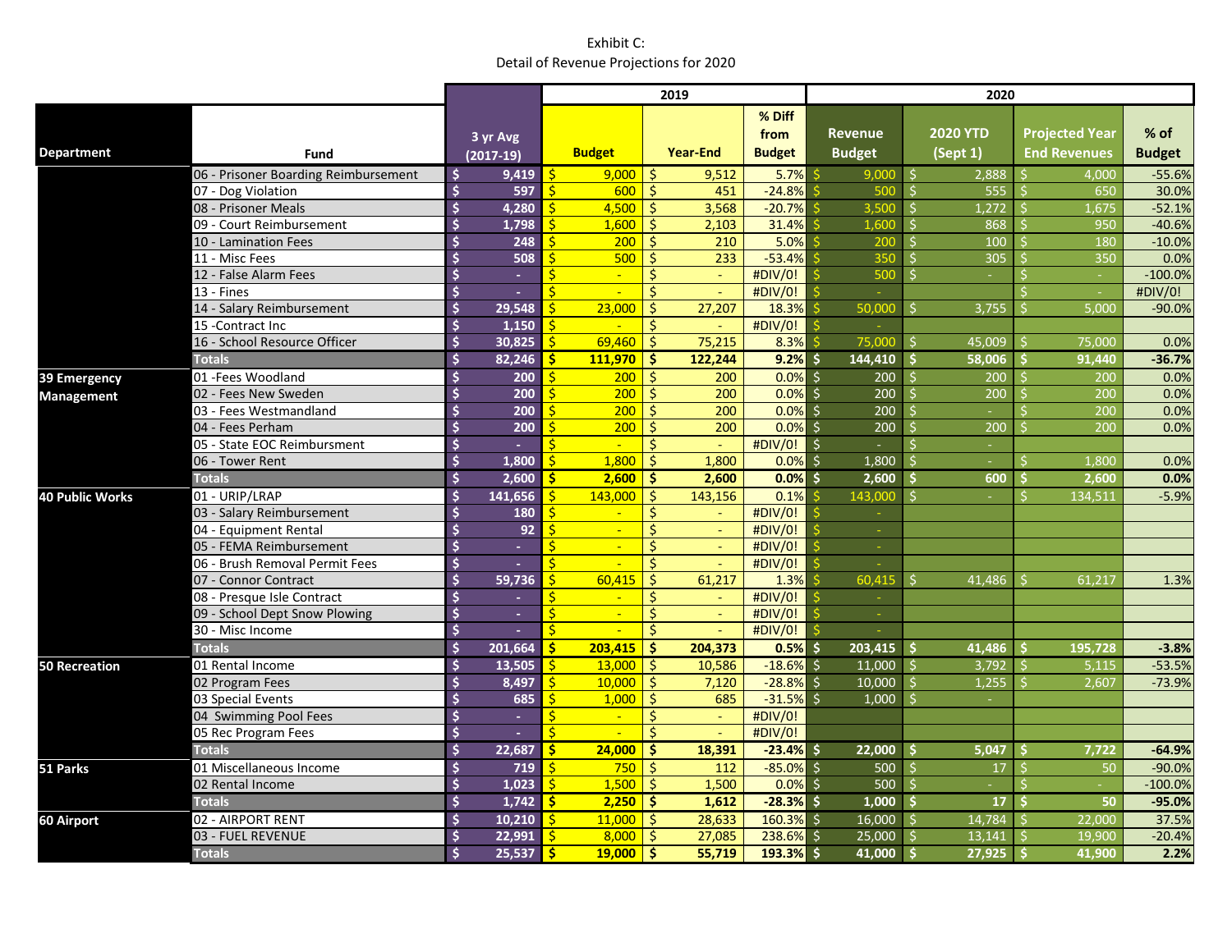Exhibit C:
Detail of Revenue Projections for 2020

| Department | Fund | 3 yr Avg (2017-19) | 2019 Budget | 2019 Year-End | 2019 % Diff from Budget | 2020 Revenue Budget | 2020 YTD (Sept 1) | 2020 Projected Year End Revenues | 2020 % of Budget |
|---|---|---|---|---|---|---|---|---|---|
| | 06 - Prisoner Boarding Reimbursement | $ 9,419 | $ 9,000 | $ 9,512 | 5.7% | $ 9,000 | $ 2,888 | $ 4,000 | -55.6% |
| | 07 - Dog Violation | $ 597 | $ 600 | $ 451 | -24.8% | $ 500 | $ 555 | $ 650 | 30.0% |
| | 08 - Prisoner Meals | $ 4,280 | $ 4,500 | $ 3,568 | -20.7% | $ 3,500 | $ 1,272 | $ 1,675 | -52.1% |
| | 09 - Court Reimbursement | $ 1,798 | $ 1,600 | $ 2,103 | 31.4% | $ 1,600 | $ 868 | $ 950 | -40.6% |
| | 10 - Lamination Fees | $ 248 | $ 200 | $ 210 | 5.0% | $ 200 | $ 100 | $ 180 | -10.0% |
| | 11 - Misc Fees | $ 508 | $ 500 | $ 233 | -53.4% | $ 350 | $ 305 | $ 350 | 0.0% |
| | 12 - False Alarm Fees | $ - | $ - | $ - | #DIV/0! | $ 500 | $ - | $ - | -100.0% |
| | 13 - Fines | $ - | $ - | $ - | #DIV/0! | $ - | | $ - | #DIV/0! |
| | 14 - Salary Reimbursement | $ 29,548 | $ 23,000 | $ 27,207 | 18.3% | $ 50,000 | $ 3,755 | $ 5,000 | -90.0% |
| | 15 -Contract Inc | $ 1,150 | $ - | $ - | #DIV/0! | $ - | | | |
| | 16 - School Resource Officer | $ 30,825 | $ 69,460 | $ 75,215 | 8.3% | $ 75,000 | $ 45,009 | $ 75,000 | 0.0% |
| | **Totals** | **$ 82,246** | **$ 111,970** | **$ 122,244** | **9.2%** | **$ 144,410** | **$ 58,006** | **$ 91,440** | **-36.7%** |
| **39 Emergency Management** | 01 -Fees Woodland | $ 200 | $ 200 | $ 200 | 0.0% | $ 200 | $ 200 | $ 200 | 0.0% |
| | 02 - Fees New Sweden | $ 200 | $ 200 | $ 200 | 0.0% | $ 200 | $ 200 | $ 200 | 0.0% |
| | 03 - Fees Westmandland | $ 200 | $ 200 | $ 200 | 0.0% | $ 200 | $ - | $ 200 | 0.0% |
| | 04 - Fees Perham | $ 200 | $ 200 | $ 200 | 0.0% | $ 200 | $ 200 | $ 200 | 0.0% |
| | 05 - State EOC Reimbursment | $ - | $ - | $ - | #DIV/0! | $ - | $ - | | |
| | 06 - Tower Rent | $ 1,800 | $ 1,800 | $ 1,800 | 0.0% | $ 1,800 | $ - | $ 1,800 | 0.0% |
| | **Totals** | **$ 2,600** | **$ 2,600** | **$ 2,600** | **0.0%** | **$ 2,600** | **$ 600** | **$ 2,600** | **0.0%** |
| **40 Public Works** | 01 - URIP/LRAP | $ 141,656 | $ 143,000 | $ 143,156 | 0.1% | $ 143,000 | $ - | $ 134,511 | -5.9% |
| | 03 - Salary Reimbursement | $ 180 | $ - | $ - | #DIV/0! | $ - | | | |
| | 04 - Equipment Rental | $ 92 | $ - | $ - | #DIV/0! | $ - | | | |
| | 05 - FEMA Reimbursement | $ - | $ - | $ - | #DIV/0! | $ - | | | |
| | 06 - Brush Removal Permit Fees | $ - | $ - | $ - | #DIV/0! | $ - | | | |
| | 07 - Connor Contract | $ 59,736 | $ 60,415 | $ 61,217 | 1.3% | $ 60,415 | $ 41,486 | $ 61,217 | 1.3% |
| | 08 - Presque Isle Contract | $ - | $ - | $ - | #DIV/0! | $ - | | | |
| | 09 - School Dept Snow Plowing | $ - | $ - | $ - | #DIV/0! | $ - | | | |
| | 30 - Misc Income | $ - | $ - | $ - | #DIV/0! | $ - | | | |
| | **Totals** | **$ 201,664** | **$ 203,415** | **$ 204,373** | **0.5%** | **$ 203,415** | **$ 41,486** | **$ 195,728** | **-3.8%** |
| **50 Recreation** | 01 Rental Income | $ 13,505 | $ 13,000 | $ 10,586 | -18.6% | $ 11,000 | $ 3,792 | $ 5,115 | -53.5% |
| | 02 Program Fees | $ 8,497 | $ 10,000 | $ 7,120 | -28.8% | $ 10,000 | $ 1,255 | $ 2,607 | -73.9% |
| | 03 Special Events | $ 685 | $ 1,000 | $ 685 | -31.5% | $ 1,000 | $ - | | |
| | 04 Swimming Pool Fees | $ - | $ - | $ - | #DIV/0! | | | | |
| | 05 Rec Program Fees | $ - | $ - | $ - | #DIV/0! | | | | |
| | **Totals** | **$ 22,687** | **$ 24,000** | **$ 18,391** | **-23.4%** | **$ 22,000** | **$ 5,047** | **$ 7,722** | **-64.9%** |
| **51 Parks** | 01 Miscellaneous Income | $ 719 | $ 750 | $ 112 | -85.0% | $ 500 | $ 17 | $ 50 | -90.0% |
| | 02 Rental Income | $ 1,023 | $ 1,500 | $ 1,500 | 0.0% | $ 500 | $ - | $ - | -100.0% |
| | **Totals** | **$ 1,742** | **$ 2,250** | **$ 1,612** | **-28.3%** | **$ 1,000** | **$ 17** | **$ 50** | **-95.0%** |
| **60 Airport** | 02 - AIRPORT RENT | $ 10,210 | $ 11,000 | $ 28,633 | 160.3% | $ 16,000 | $ 14,784 | $ 22,000 | 37.5% |
| | 03 - FUEL REVENUE | $ 22,991 | $ 8,000 | $ 27,085 | 238.6% | $ 25,000 | $ 13,141 | $ 19,900 | -20.4% |
| | **Totals** | **$ 25,537** | **$ 19,000** | **$ 55,719** | **193.3%** | **$ 41,000** | **$ 27,925** | **$ 41,900** | **2.2%** |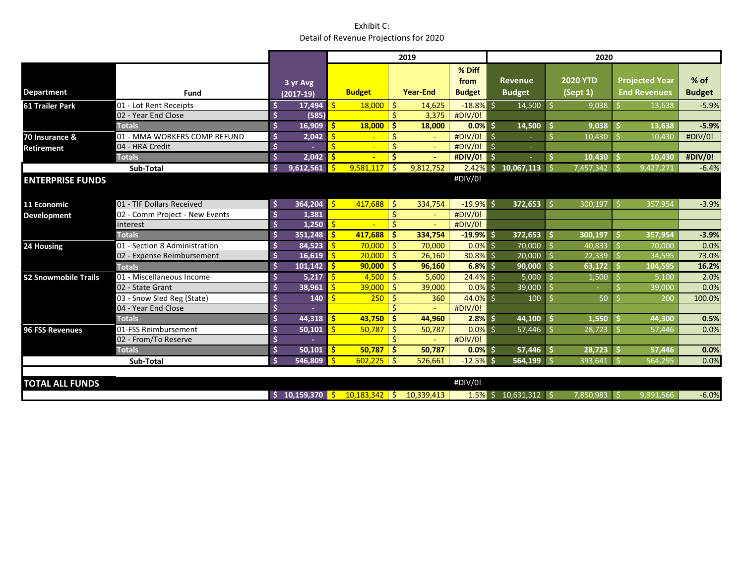Exhibit C:
Detail of Revenue Projections for 2020

| Department | Fund | 3 yr Avg (2017-19) | 2019 | | | 2020 | | | |
|---|---|---|---|---|---|---|---|---|---|
| | | | Budget | Year-End | % Diff from Budget | Revenue Budget | 2020 YTD (Sept 1) | Projected Year End Revenues | % of Budget |
| 61 Trailer Park | 01 - Lot Rent Receipts | $ 17,494 | $ 18,000 | $ 14,625 | -18.8% | $ 14,500 | $ 9,038 | $ 13,638 | -5.9% |
| | 02 - Year End Close | $ (585) | | $ 3,375 | #DIV/0! | | | | |
| | Totals | $ 16,909 | $ 18,000 | $ 18,000 | 0.0% | $ 14,500 | $ 9,038 | $ 13,638 | -5.9% |
| 70 Insurance & Retirement | 01 - MMA WORKERS COMP REFUND | $ 2,042 | $ - | $ - | #DIV/0! | $ - | $ 10,430 | $ 10,430 | #DIV/0! |
| | 04 - HRA Credit | $ - | $ - | $ - | #DIV/0! | $ - | | | |
| | Totals | $ 2,042 | $ - | $ - | #DIV/0! | $ - | $ 10,430 | $ 10,430 | #DIV/0! |
| Sub-Total | | $ 9,612,561 | $ 9,581,117 | $ 9,812,752 | 2.42% | $ 10,067,113 | $ 7,457,342 | $ 9,427,271 | -6.4% |
| ENTERPRISE FUNDS | | | | | #DIV/0! | | | | |
| 11 Economic Development | 01 - TIF Dollars Received | $ 364,204 | $ 417,688 | $ 334,754 | -19.9% | $ 372,653 | $ 300,197 | $ 357,954 | -3.9% |
| | 02 - Comm Project - New Events | $ 1,381 | | $ - | #DIV/0! | | | | |
| | Interest | $ 1,250 | $ - | $ - | #DIV/0! | | | | |
| | Totals | $ 351,248 | $ 417,688 | $ 334,754 | -19.9% | $ 372,653 | $ 300,197 | $ 357,954 | -3.9% |
| 24 Housing | 01 - Section 8 Administration | $ 84,523 | $ 70,000 | $ 70,000 | 0.0% | $ 70,000 | $ 40,833 | $ 70,000 | 0.0% |
| | 02 - Expense Reimbursement | $ 16,619 | $ 20,000 | $ 26,160 | 30.8% | $ 20,000 | $ 22,339 | $ 34,595 | 73.0% |
| | Totals | $ 101,142 | $ 90,000 | $ 96,160 | 6.8% | $ 90,000 | $ 63,172 | $ 104,595 | 16.2% |
| 52 Snowmobile Trails | 01 - Miscellaneous Income | $ 5,217 | $ 4,500 | $ 5,600 | 24.4% | $ 5,000 | $ 1,500 | $ 5,100 | 2.0% |
| | 02 - State Grant | $ 38,961 | $ 39,000 | $ 39,000 | 0.0% | $ 39,000 | $ - | $ 39,000 | 0.0% |
| | 03 - Snow Sled Reg (State) | $ 140 | $ 250 | $ 360 | 44.0% | $ 100 | $ 50 | $ 200 | 100.0% |
| | 04 - Year End Close | $ - | | $ - | #DIV/0! | | | | |
| | Totals | $ 44,318 | $ 43,750 | $ 44,960 | 2.8% | $ 44,100 | $ 1,550 | $ 44,300 | 0.5% |
| 96 FSS Revenues | 01-FSS Reimbursement | $ 50,101 | $ 50,787 | $ 50,787 | 0.0% | $ 57,446 | $ 28,723 | $ 57,446 | 0.0% |
| | 02 - From/To Reserve | $ - | | $ - | #DIV/0! | | | | |
| | Totals | $ 50,101 | $ 50,787 | $ 50,787 | 0.0% | $ 57,446 | $ 28,723 | $ 57,446 | 0.0% |
| Sub-Total | | $ 546,809 | $ 602,225 | $ 526,661 | -12.5% | $ 564,199 | $ 393,641 | $ 564,295 | 0.0% |
| TOTAL ALL FUNDS | | | | | #DIV/0! | | | | |
| | | $ 10,159,370 | $ 10,183,342 | $ 10,339,413 | 1.5% | $ 10,631,312 | $ 7,850,983 | $ 9,991,566 | -6.0% |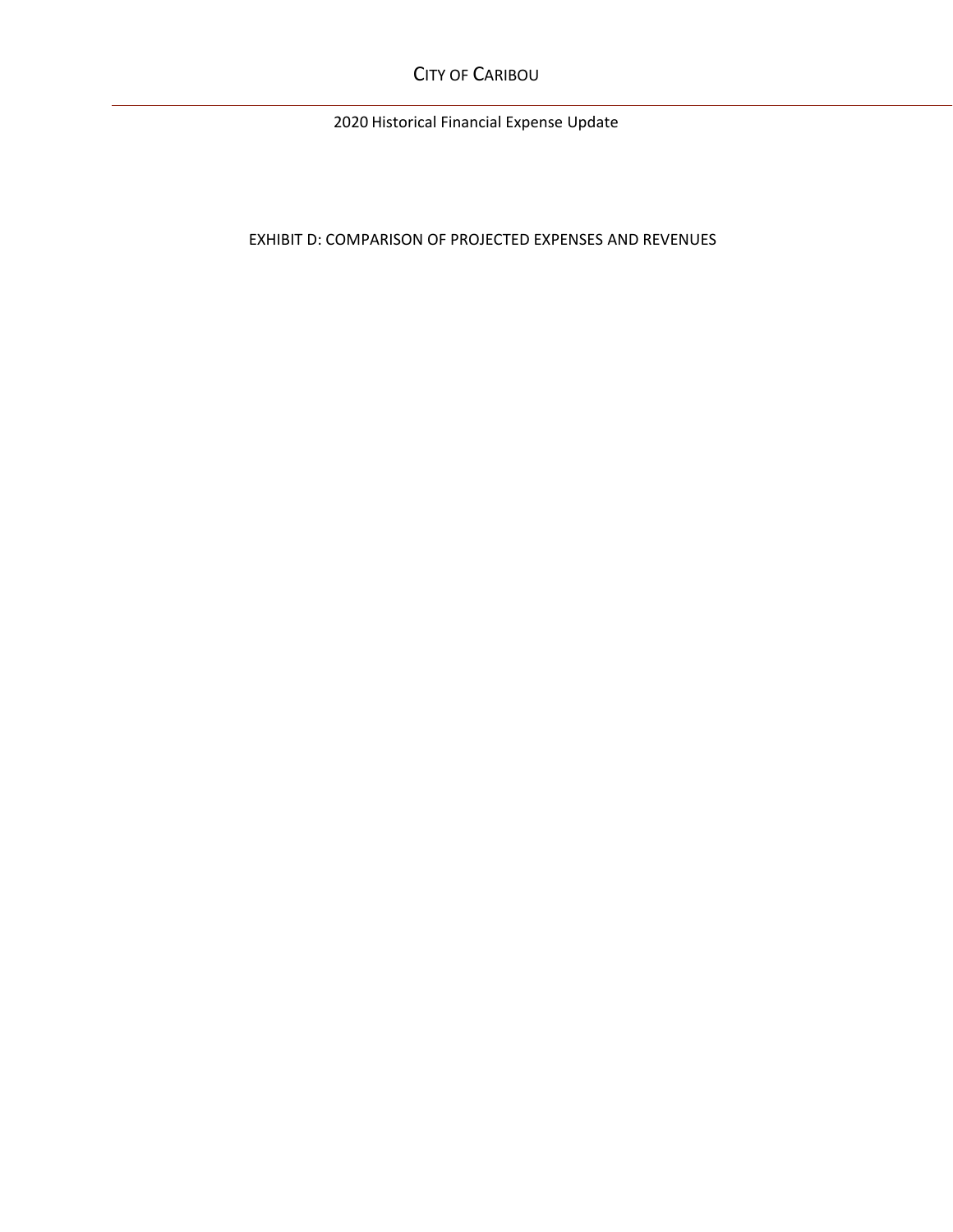EXHIBIT D: COMPARISON OF PROJECTED EXPENSES AND REVENUES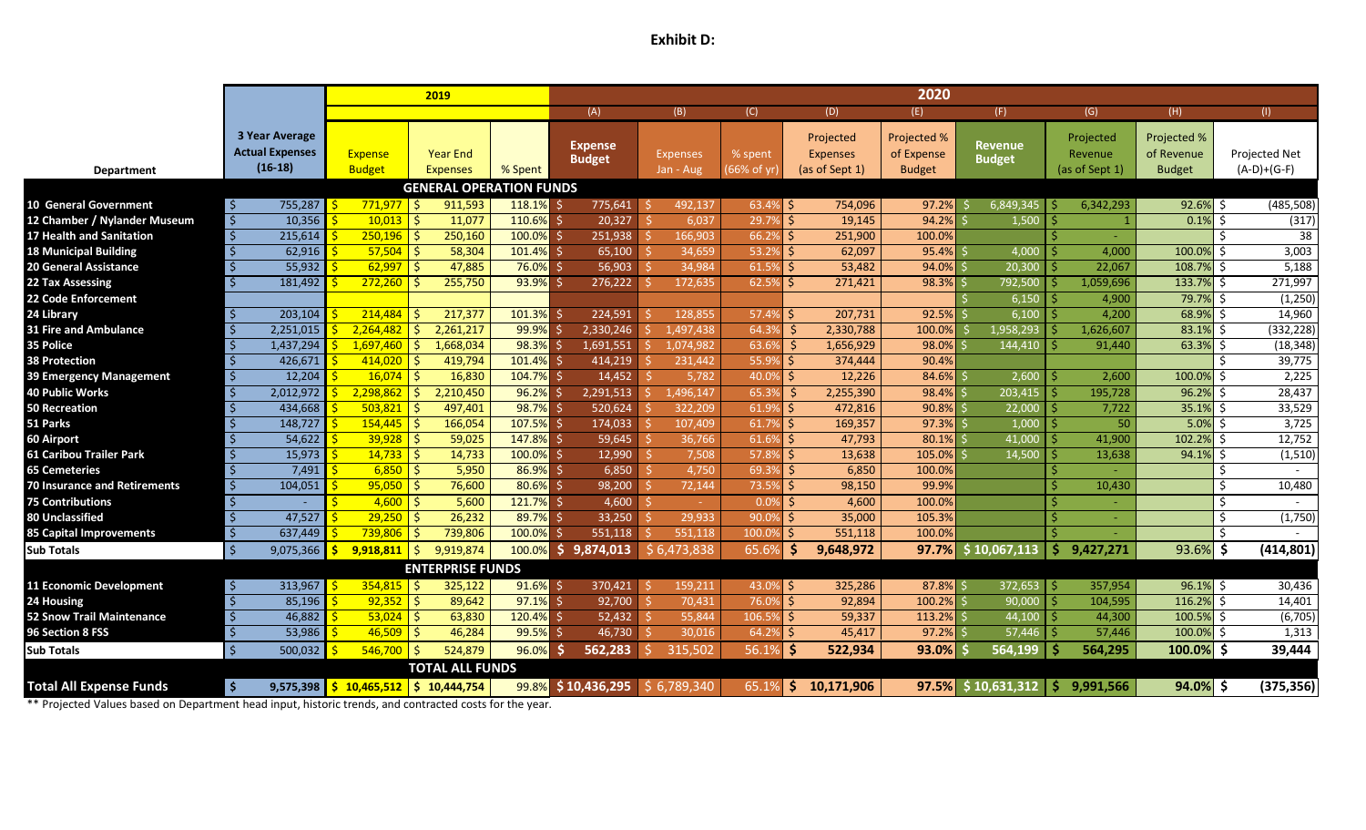# Exhibit D:

| Department | 3 Year Average Actual Expenses (16-18) | 2019 Expense Budget | 2019 Year End Expenses | 2019 % Spent | 2020 (A) Expense Budget | 2020 (B) Expenses Jan - Aug | 2020 (C) % spent (66% of yr) | 2020 (D) Projected Expenses (as of Sept 1) | 2020 (E) Projected % of Expense Budget | 2020 (F) Revenue Budget | 2020 (G) Projected Revenue (as of Sept 1) | 2020 (H) Projected % of Revenue Budget | 2020 (I) Projected Net (A-D)+(G-F) |
|---|---|---|---|---|---|---|---|---|---|---|---|---|---|
| **GENERAL OPERATION FUNDS** | | | | | | | | | | | | | |
| 10 General Government | $ 755,287 | $ 771,977 | $ 911,593 | 118.1% | $ 775,641 | $ 492,137 | 63.4% | $ 754,096 | 97.2% | $ 6,849,345 | $ 6,342,293 | 92.6% | $ (485,508) |
| 12 Chamber / Nylander Museum | $ 10,356 | $ 10,013 | $ 11,077 | 110.6% | $ 20,327 | $ 6,037 | 29.7% | $ 19,145 | 94.2% | $ 1,500 | $ 1 | 0.1% | $ (317) |
| 17 Health and Sanitation | $ 215,614 | $ 250,196 | $ 250,160 | 100.0% | $ 251,938 | $ 166,903 | 66.2% | $ 251,900 | 100.0% | | $ - | | $ 38 |
| 18 Municipal Building | $ 62,916 | $ 57,504 | $ 58,304 | 101.4% | $ 65,100 | $ 34,659 | 53.2% | $ 62,097 | 95.4% | $ 4,000 | $ 4,000 | 100.0% | $ 3,003 |
| 20 General Assistance | $ 55,932 | $ 62,997 | $ 47,885 | 76.0% | $ 56,903 | $ 34,984 | 61.5% | $ 53,482 | 94.0% | $ 20,300 | $ 22,067 | 108.7% | $ 5,188 |
| 22 Tax Assessing | $ 181,492 | $ 272,260 | $ 255,750 | 93.9% | $ 276,222 | $ 172,635 | 62.5% | $ 271,421 | 98.3% | $ 792,500 | $ 1,059,696 | 133.7% | $ 271,997 |
| 22 Code Enforcement | | | | | | | | | | $ 6,150 | $ 4,900 | 79.7% | $ (1,250) |
| 24 Library | $ 203,104 | $ 214,484 | $ 217,377 | 101.3% | $ 224,591 | $ 128,855 | 57.4% | $ 207,731 | 92.5% | $ 6,100 | $ 4,200 | 68.9% | $ 14,960 |
| 31 Fire and Ambulance | $ 2,251,015 | $ 2,264,482 | $ 2,261,217 | 99.9% | $ 2,330,246 | $ 1,497,438 | 64.3% | $ 2,330,788 | 100.0% | $ 1,958,293 | $ 1,626,607 | 83.1% | $ (332,228) |
| 35 Police | $ 1,437,294 | $ 1,697,460 | $ 1,668,034 | 98.3% | $ 1,691,551 | $ 1,074,982 | 63.6% | $ 1,656,929 | 98.0% | $ 144,410 | $ 91,440 | 63.3% | $ (18,348) |
| 38 Protection | $ 426,671 | $ 414,020 | $ 419,794 | 101.4% | $ 414,219 | $ 231,442 | 55.9% | $ 374,444 | 90.4% | | | | $ 39,775 |
| 39 Emergency Management | $ 12,204 | $ 16,074 | $ 16,830 | 104.7% | $ 14,452 | $ 5,782 | 40.0% | $ 12,226 | 84.6% | $ 2,600 | $ 2,600 | 100.0% | $ 2,225 |
| 40 Public Works | $ 2,012,972 | $ 2,298,862 | $ 2,210,450 | 96.2% | $ 2,291,513 | $ 1,496,147 | 65.3% | $ 2,255,390 | 98.4% | $ 203,415 | $ 195,728 | 96.2% | $ 28,437 |
| 50 Recreation | $ 434,668 | $ 503,821 | $ 497,401 | 98.7% | $ 520,624 | $ 322,209 | 61.9% | $ 472,816 | 90.8% | $ 22,000 | $ 7,722 | 35.1% | $ 33,529 |
| 51 Parks | $ 148,727 | $ 154,445 | $ 166,054 | 107.5% | $ 174,033 | $ 107,409 | 61.7% | $ 169,357 | 97.3% | $ 1,000 | $ 50 | 5.0% | $ 3,725 |
| 60 Airport | $ 54,622 | $ 39,928 | $ 59,025 | 147.8% | $ 59,645 | $ 36,766 | 61.6% | $ 47,793 | 80.1% | $ 41,000 | $ 41,900 | 102.2% | $ 12,752 |
| 61 Caribou Trailer Park | $ 15,973 | $ 14,733 | $ 14,733 | 100.0% | $ 12,990 | $ 7,508 | 57.8% | $ 13,638 | 105.0% | $ 14,500 | $ 13,638 | 94.1% | $ (1,510) |
| 65 Cemeteries | $ 7,491 | $ 6,850 | $ 5,950 | 86.9% | $ 6,850 | $ 4,750 | 69.3% | $ 6,850 | 100.0% | | $ - | | $ - |
| 70 Insurance and Retirements | $ 104,051 | $ 95,050 | $ 76,600 | 80.6% | $ 98,200 | $ 72,144 | 73.5% | $ 98,150 | 99.9% | | $ 10,430 | | $ 10,480 |
| 75 Contributions | $ - | $ 4,600 | $ 5,600 | 121.7% | $ 4,600 | $ - | 0.0% | $ 4,600 | 100.0% | | $ - | | $ - |
| 80 Unclassified | $ 47,527 | $ 29,250 | $ 26,232 | 89.7% | $ 33,250 | $ 29,933 | 90.0% | $ 35,000 | 105.3% | | $ - | | $ (1,750) |
| 85 Capital Improvements | $ 637,449 | $ 739,806 | $ 739,806 | 100.0% | $ 551,118 | $ 551,118 | 100.0% | $ 551,118 | 100.0% | | $ - | | $ - |
| **Sub Totals** | $ 9,075,366 | **$ 9,918,811** | $ 9,919,874 | 100.0% | **$ 9,874,013** | $ 6,473,838 | 65.6% | **$ 9,648,972** | **97.7%** | **$ 10,067,113** | **$ 9,427,271** | **93.6%** | **$ (414,801)** |
| **ENTERPRISE FUNDS** | | | | | | | | | | | | | |
| 11 Economic Development | $ 313,967 | $ 354,815 | $ 325,122 | 91.6% | $ 370,421 | $ 159,211 | 43.0% | $ 325,286 | 87.8% | $ 372,653 | $ 357,954 | 96.1% | $ 30,436 |
| 24 Housing | $ 85,196 | $ 92,352 | $ 89,642 | 97.1% | $ 92,700 | $ 70,431 | 76.0% | $ 92,894 | 100.2% | $ 90,000 | $ 104,595 | 116.2% | $ 14,401 |
| 52 Snow Trail Maintenance | $ 46,882 | $ 53,024 | $ 63,830 | 120.4% | $ 52,432 | $ 55,844 | 106.5% | $ 59,337 | 113.2% | $ 44,100 | $ 44,300 | 100.5% | $ (6,705) |
| 96 Section 8 FSS | $ 53,986 | $ 46,509 | $ 46,284 | 99.5% | $ 46,730 | $ 30,016 | 64.2% | $ 45,417 | 97.2% | $ 57,446 | $ 57,446 | 100.0% | $ 1,313 |
| **Sub Totals** | $ 500,032 | $ 546,700 | $ 524,879 | 96.0% | **$ 562,283** | $ 315,502 | 56.1% | **$ 522,934** | **93.0%** | **$ 564,199** | **$ 564,295** | **100.0%** | **$ 39,444** |
| **TOTAL ALL FUNDS** | | | | | | | | | | | | | |
| **Total All Expense Funds** | **$ 9,575,398** | **$ 10,465,512** | **$ 10,444,754** | 99.8% | **$ 10,436,295** | $ 6,789,340 | 65.1% | **$ 10,171,906** | **97.5%** | **$ 10,631,312** | **$ 9,991,566** | **94.0%** | **$ (375,356)** |

** Projected Values based on Department head input, historic trends, and contracted costs for the year.